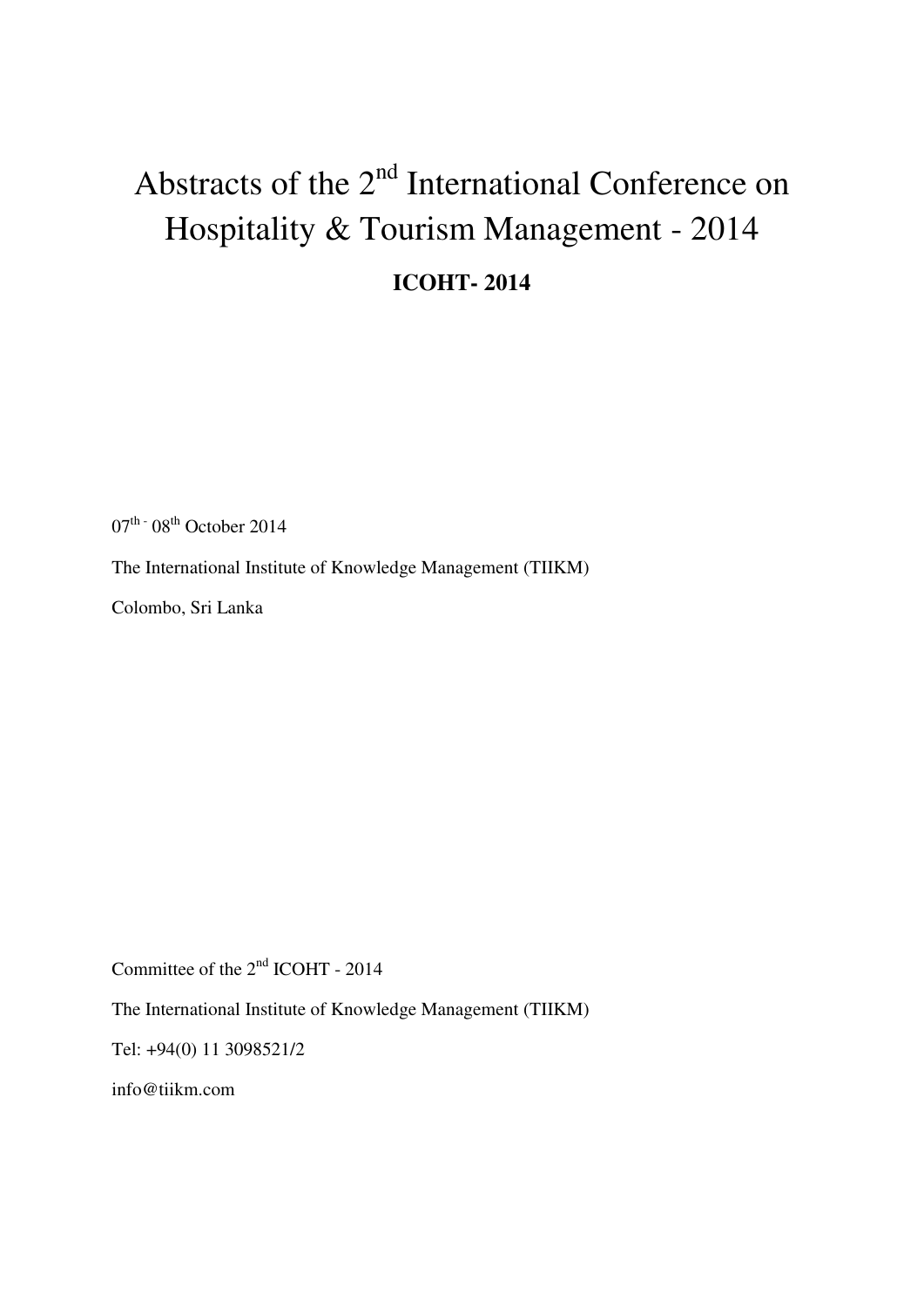# Abstracts of the 2nd International Conference on Hospitality & Tourism Management - 2014

**ICOHT- 2014**

07th - 08th October 2014

The International Institute of Knowledge Management (TIIKM)

Colombo, Sri Lanka

Committee of the 2nd ICOHT - 2014

The International Institute of Knowledge Management (TIIKM)

Tel: +94(0) 11 3098521/2

info@tiikm.com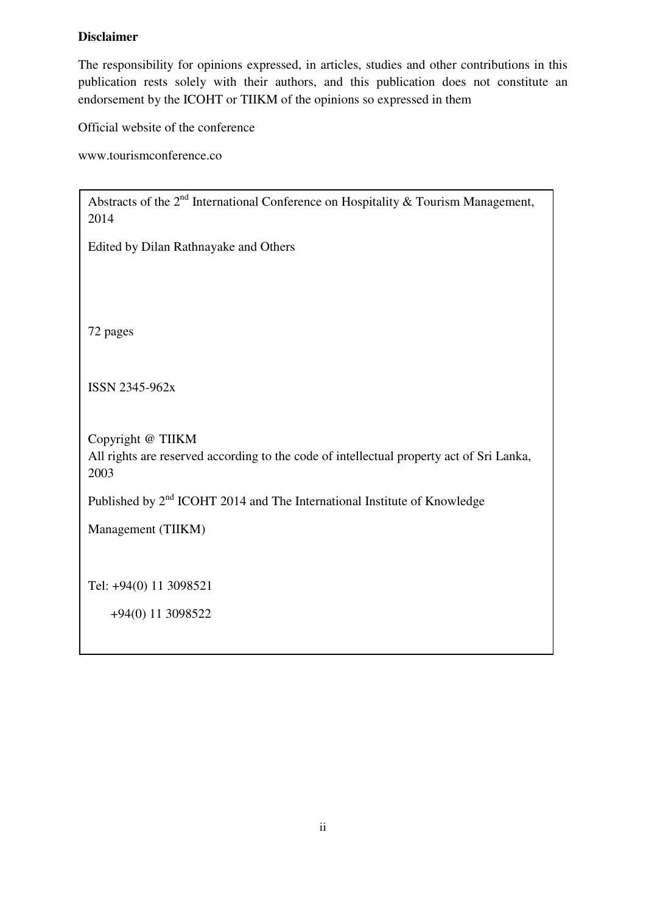**Disclaimer**

The responsibility for opinions expressed, in articles, studies and other contributions in this publication rests solely with their authors, and this publication does not constitute an endorsement by the ICOHT or TIIKM of the opinions so expressed in them

Official website of the conference

www.tourismconference.co

Abstracts of the 2nd International Conference on Hospitality & Tourism Management, 2014

Edited by Dilan Rathnayake and Others

72 pages

ISSN 2345-962x

Copyright @ TIIKM
All rights are reserved according to the code of intellectual property act of Sri Lanka, 2003

Published by 2nd ICOHT 2014 and The International Institute of Knowledge

Management (TIIKM)

Tel: +94(0) 11 3098521

+94(0) 11 3098522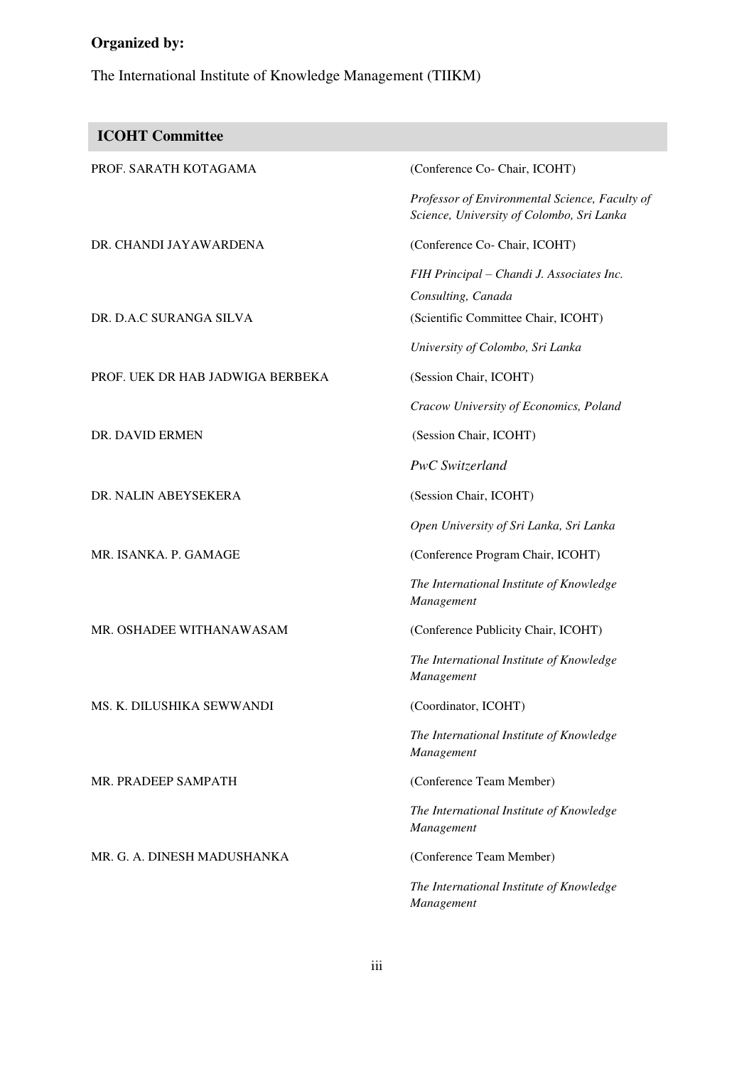**Organized by:**

The International Institute of Knowledge Management (TIIKM)

## ICOHT Committee

| | |
|---|---|
| PROF. SARATH KOTAGAMA | (Conference Co- Chair, ICOHT) *Professor of Environmental Science, Faculty of Science, University of Colombo, Sri Lanka* |
| DR. CHANDI JAYAWARDENA | (Conference Co- Chair, ICOHT) *FIH Principal – Chandi J. Associates Inc. Consulting, Canada* |
| DR. D.A.C SURANGA SILVA | (Scientific Committee Chair, ICOHT) *University of Colombo, Sri Lanka* |
| PROF. UEK DR HAB JADWIGA BERBEKA | (Session Chair, ICOHT) *Cracow University of Economics, Poland* |
| DR. DAVID ERMEN | (Session Chair, ICOHT) *PwC Switzerland* |
| DR. NALIN ABEYSEKERA | (Session Chair, ICOHT) *Open University of Sri Lanka, Sri Lanka* |
| MR. ISANKA. P. GAMAGE | (Conference Program Chair, ICOHT) *The International Institute of Knowledge Management* |
| MR. OSHADEE WITHANAWASAM | (Conference Publicity Chair, ICOHT) *The International Institute of Knowledge Management* |
| MS. K. DILUSHIKA SEWWANDI | (Coordinator, ICOHT) *The International Institute of Knowledge Management* |
| MR. PRADEEP SAMPATH | (Conference Team Member) *The International Institute of Knowledge Management* |
| MR. G. A. DINESH MADUSHANKA | (Conference Team Member) *The International Institute of Knowledge Management* |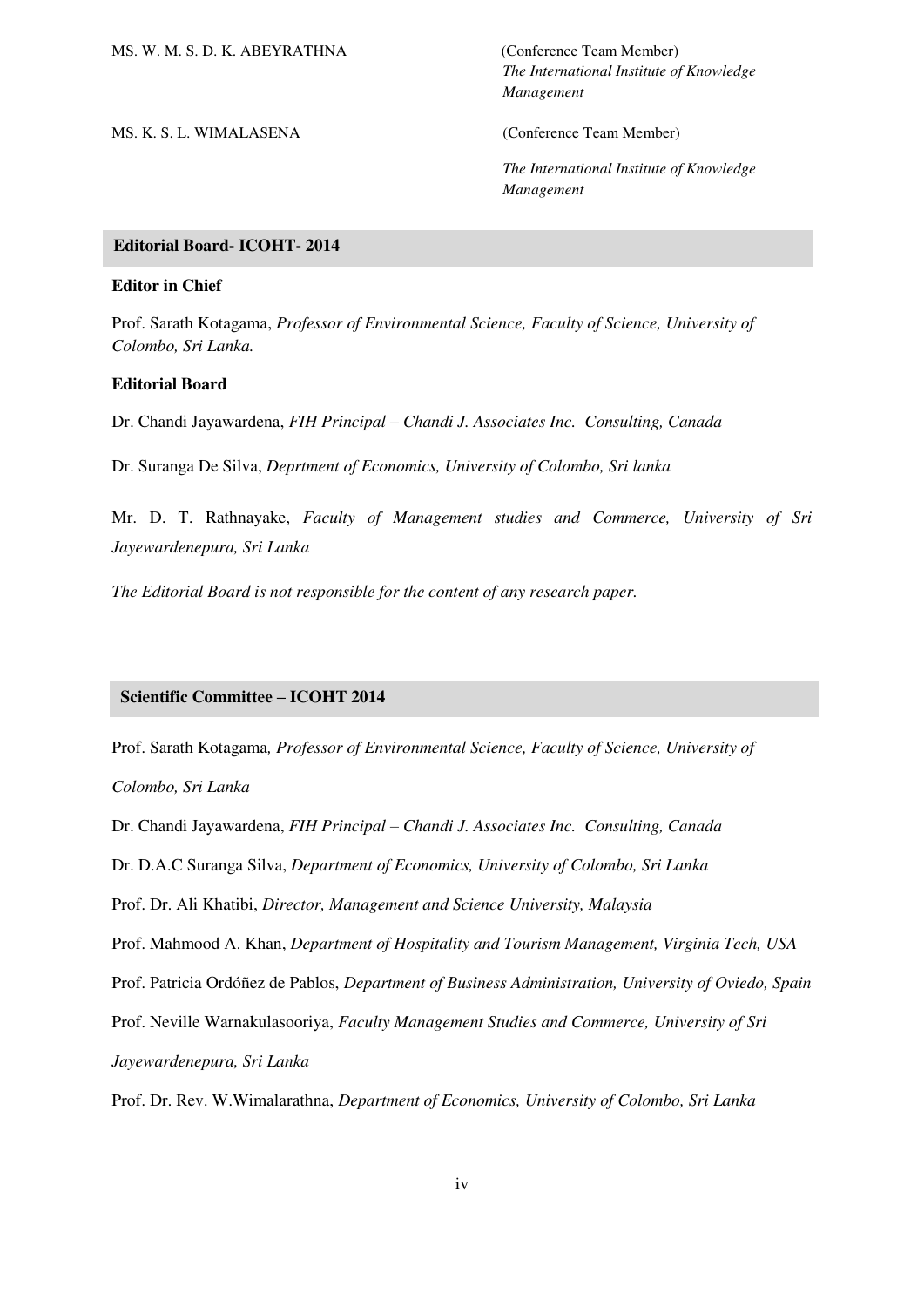MS. W. M. S. D. K. ABEYRATHNA (Conference Team Member)
*The International Institute of Knowledge Management*

MS. K. S. L. WIMALASENA (Conference Team Member)
*The International Institute of Knowledge Management*

## Editorial Board- ICOHT- 2014

**Editor in Chief**

Prof. Sarath Kotagama, *Professor of Environmental Science, Faculty of Science, University of Colombo, Sri Lanka.*

**Editorial Board**

Dr. Chandi Jayawardena, *FIH Principal – Chandi J. Associates Inc. Consulting, Canada*

Dr. Suranga De Silva, *Deprtment of Economics, University of Colombo, Sri lanka*

Mr. D. T. Rathnayake, *Faculty of Management studies and Commerce, University of Sri Jayewardenepura, Sri Lanka*

*The Editorial Board is not responsible for the content of any research paper.*

## Scientific Committee – ICOHT 2014

Prof. Sarath Kotagama*, Professor of Environmental Science, Faculty of Science, University of Colombo, Sri Lanka*

Dr. Chandi Jayawardena, *FIH Principal – Chandi J. Associates Inc. Consulting, Canada*

Dr. D.A.C Suranga Silva, *Department of Economics, University of Colombo, Sri Lanka*

Prof. Dr. Ali Khatibi, *Director, Management and Science University, Malaysia*

Prof. Mahmood A. Khan, *Department of Hospitality and Tourism Management, Virginia Tech, USA*

Prof. Patricia Ordóñez de Pablos, *Department of Business Administration, University of Oviedo, Spain*

Prof. Neville Warnakulasooriya, *Faculty Management Studies and Commerce, University of Sri Jayewardenepura, Sri Lanka*

Prof. Dr. Rev. W.Wimalarathna, *Department of Economics, University of Colombo, Sri Lanka*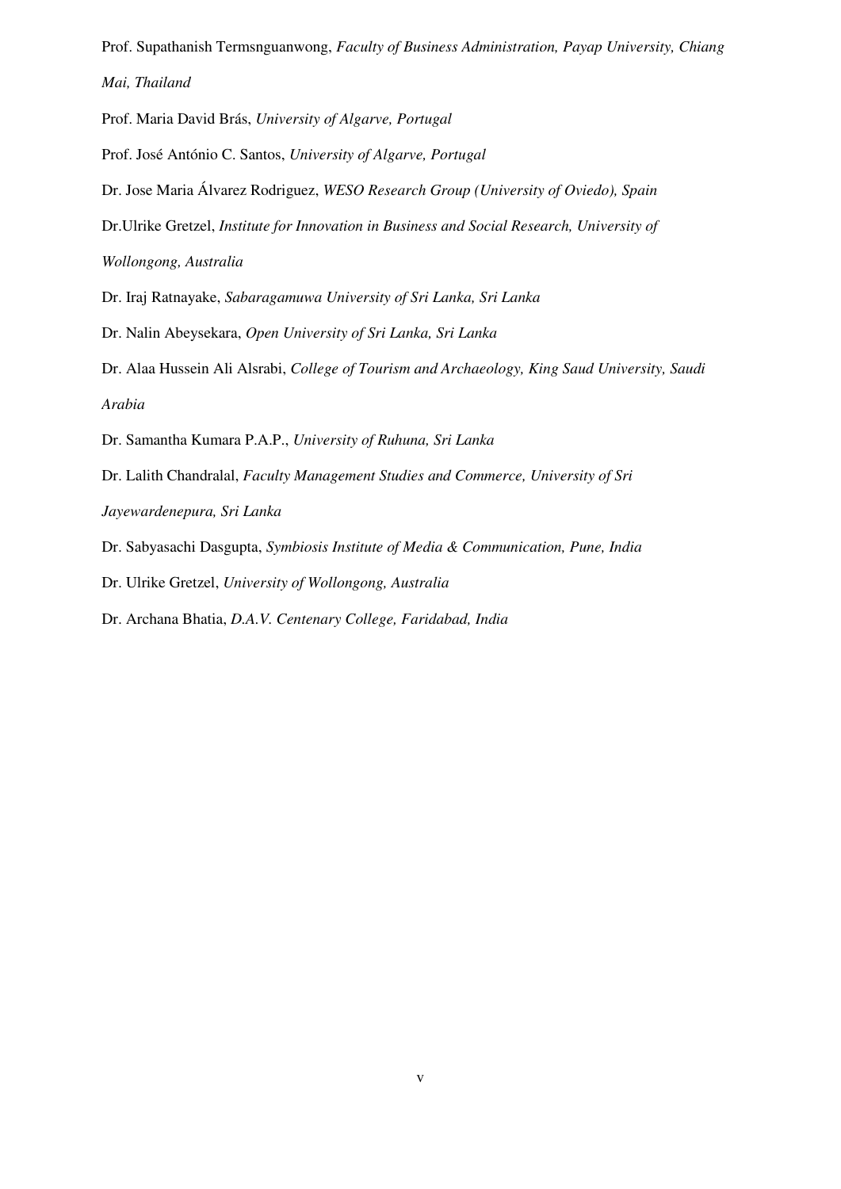Prof. Supathanish Termsnguanwong, *Faculty of Business Administration, Payap University, Chiang Mai, Thailand*

Prof. Maria David Brás, *University of Algarve, Portugal*

Prof. José António C. Santos, *University of Algarve, Portugal*

Dr. Jose Maria Álvarez Rodriguez, *WESO Research Group (University of Oviedo), Spain*

Dr.Ulrike Gretzel, *Institute for Innovation in Business and Social Research, University of Wollongong, Australia*

Dr. Iraj Ratnayake, *Sabaragamuwa University of Sri Lanka, Sri Lanka*

Dr. Nalin Abeysekara, *Open University of Sri Lanka, Sri Lanka*

Dr. Alaa Hussein Ali Alsrabi, *College of Tourism and Archaeology, King Saud University, Saudi Arabia*

Dr. Samantha Kumara P.A.P., *University of Ruhuna, Sri Lanka*

Dr. Lalith Chandralal, *Faculty Management Studies and Commerce, University of Sri Jayewardenepura, Sri Lanka*

Dr. Sabyasachi Dasgupta, *Symbiosis Institute of Media & Communication, Pune, India*

Dr. Ulrike Gretzel, *University of Wollongong, Australia*

Dr. Archana Bhatia, *D.A.V. Centenary College, Faridabad, India*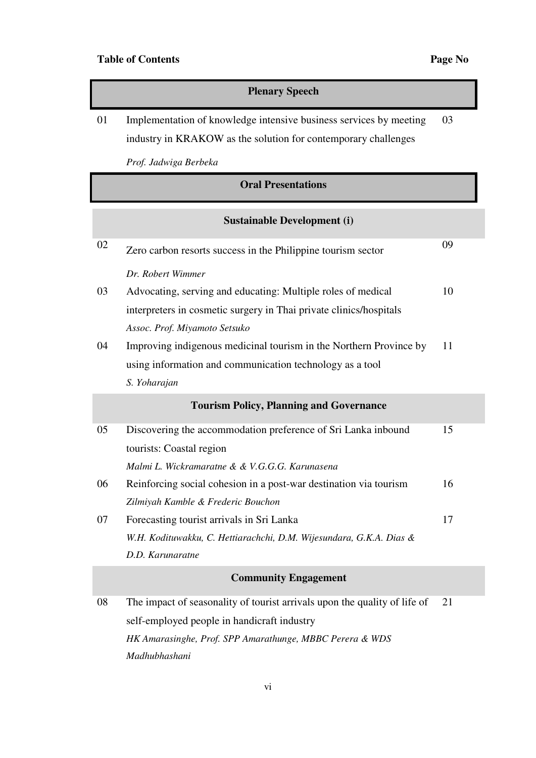**Table of Contents** **Page No**

## Plenary Speech

| | | |
|---|---|---|
| 01 | Implementation of knowledge intensive business services by meeting industry in KRAKOW as the solution for contemporary challenges<br>*Prof. Jadwiga Berbeka* | 03 |

## Oral Presentations

### Sustainable Development (i)

| | | |
|---|---|---|
| 02 | Zero carbon resorts success in the Philippine tourism sector<br>*Dr. Robert Wimmer* | 09 |
| 03 | Advocating, serving and educating: Multiple roles of medical interpreters in cosmetic surgery in Thai private clinics/hospitals<br>*Assoc. Prof. Miyamoto Setsuko* | 10 |
| 04 | Improving indigenous medicinal tourism in the Northern Province by using information and communication technology as a tool<br>*S. Yoharajan* | 11 |

### Tourism Policy, Planning and Governance

| | | |
|---|---|---|
| 05 | Discovering the accommodation preference of Sri Lanka inbound tourists: Coastal region<br>*Malmi L. Wickramaratne & & V.G.G.G. Karunasena* | 15 |
| 06 | Reinforcing social cohesion in a post-war destination via tourism<br>*Zilmiyah Kamble & Frederic Bouchon* | 16 |
| 07 | Forecasting tourist arrivals in Sri Lanka<br>*W.H. Kodituwakku, C. Hettiarachchi, D.M. Wijesundara, G.K.A. Dias & D.D. Karunaratne* | 17 |

### Community Engagement

| | | |
|---|---|---|
| 08 | The impact of seasonality of tourist arrivals upon the quality of life of self-employed people in handicraft industry<br>*HK Amarasinghe, Prof. SPP Amarathunge, MBBC Perera & WDS Madhubhashani* | 21 |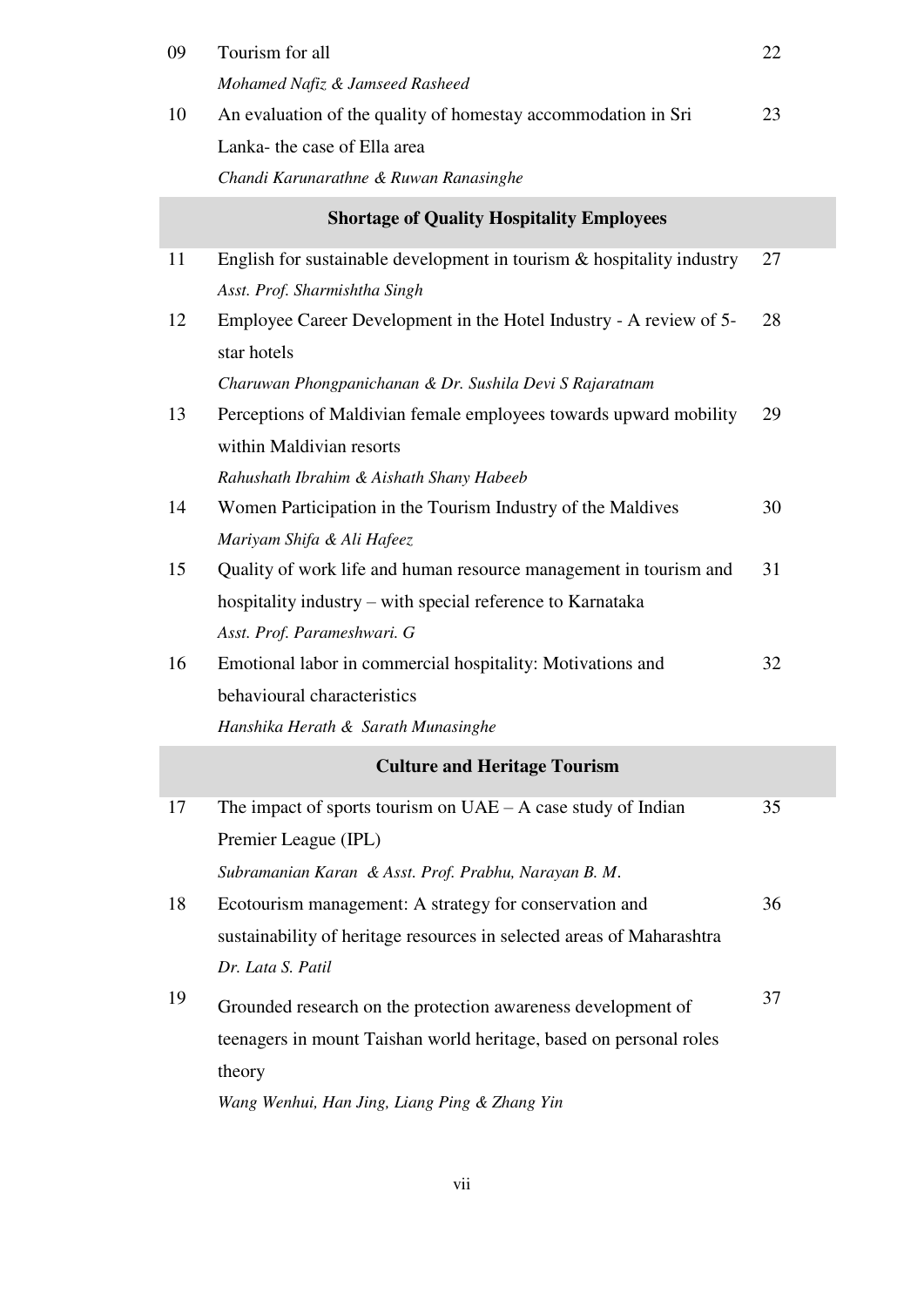| | | |
|---|---|---|
| 09 | Tourism for all<br>*Mohamed Nafiz & Jamseed Rasheed* | 22 |
| 10 | An evaluation of the quality of homestay accommodation in Sri Lanka- the case of Ella area<br>*Chandi Karunarathne & Ruwan Ranasinghe* | 23 |
| | **Shortage of Quality Hospitality Employees** | |
| 11 | English for sustainable development in tourism & hospitality industry<br>*Asst. Prof. Sharmishtha Singh* | 27 |
| 12 | Employee Career Development in the Hotel Industry - A review of 5-star hotels<br>*Charuwan Phongpanichanan & Dr. Sushila Devi S Rajaratnam* | 28 |
| 13 | Perceptions of Maldivian female employees towards upward mobility within Maldivian resorts<br>*Rahushath Ibrahim & Aishath Shany Habeeb* | 29 |
| 14 | Women Participation in the Tourism Industry of the Maldives<br>*Mariyam Shifa & Ali Hafeez* | 30 |
| 15 | Quality of work life and human resource management in tourism and hospitality industry – with special reference to Karnataka<br>*Asst. Prof. Parameshwari. G* | 31 |
| 16 | Emotional labor in commercial hospitality: Motivations and behavioural characteristics<br>*Hanshika Herath & Sarath Munasinghe* | 32 |
| | **Culture and Heritage Tourism** | |
| 17 | The impact of sports tourism on UAE – A case study of Indian Premier League (IPL)<br>*Subramanian Karan & Asst. Prof. Prabhu, Narayan B. M.* | 35 |
| 18 | Ecotourism management: A strategy for conservation and sustainability of heritage resources in selected areas of Maharashtra<br>*Dr. Lata S. Patil* | 36 |
| 19 | Grounded research on the protection awareness development of teenagers in mount Taishan world heritage, based on personal roles theory<br>*Wang Wenhui, Han Jing, Liang Ping & Zhang Yin* | 37 |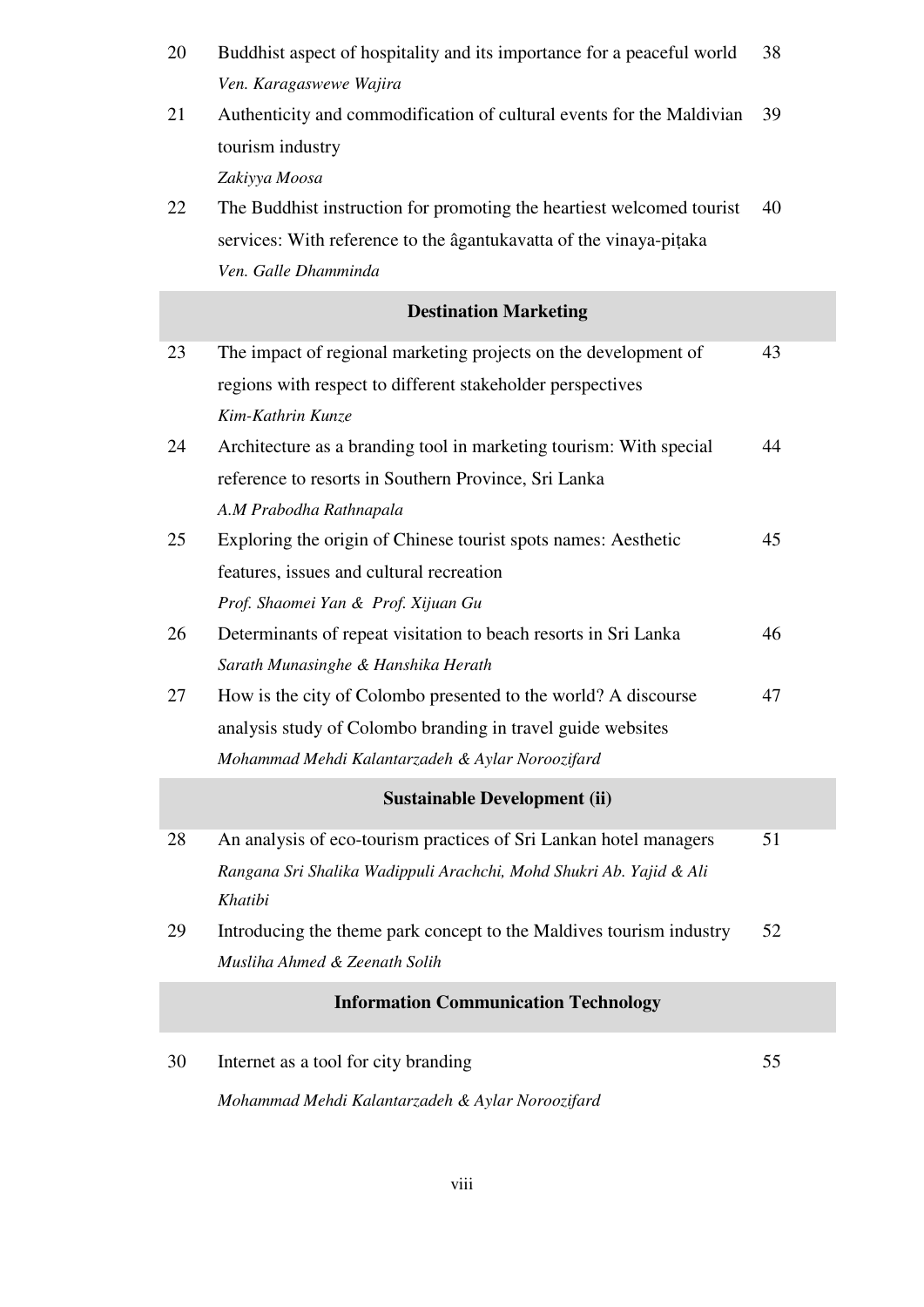| | | |
|---|---|---|
| 20 | Buddhist aspect of hospitality and its importance for a peaceful world<br>*Ven. Karagaswewe Wajira* | 38 |
| 21 | Authenticity and commodification of cultural events for the Maldivian tourism industry<br>*Zakiyya Moosa* | 39 |
| 22 | The Buddhist instruction for promoting the heartiest welcomed tourist services: With reference to the âgantukavatta of the vinaya-piṭaka<br>*Ven. Galle Dhamminda* | 40 |
| | **Destination Marketing** | |
| 23 | The impact of regional marketing projects on the development of regions with respect to different stakeholder perspectives<br>*Kim-Kathrin Kunze* | 43 |
| 24 | Architecture as a branding tool in marketing tourism: With special reference to resorts in Southern Province, Sri Lanka<br>*A.M Prabodha Rathnapala* | 44 |
| 25 | Exploring the origin of Chinese tourist spots names: Aesthetic features, issues and cultural recreation<br>*Prof. Shaomei Yan & Prof. Xijuan Gu* | 45 |
| 26 | Determinants of repeat visitation to beach resorts in Sri Lanka<br>*Sarath Munasinghe & Hanshika Herath* | 46 |
| 27 | How is the city of Colombo presented to the world? A discourse analysis study of Colombo branding in travel guide websites<br>*Mohammad Mehdi Kalantarzadeh & Aylar Noroozifard* | 47 |
| | **Sustainable Development (ii)** | |
| 28 | An analysis of eco-tourism practices of Sri Lankan hotel managers<br>*Rangana Sri Shalika Wadippuli Arachchi, Mohd Shukri Ab. Yajid & Ali Khatibi* | 51 |
| 29 | Introducing the theme park concept to the Maldives tourism industry<br>*Musliha Ahmed & Zeenath Solih* | 52 |
| | **Information Communication Technology** | |
| 30 | Internet as a tool for city branding<br>*Mohammad Mehdi Kalantarzadeh & Aylar Noroozifard* | 55 |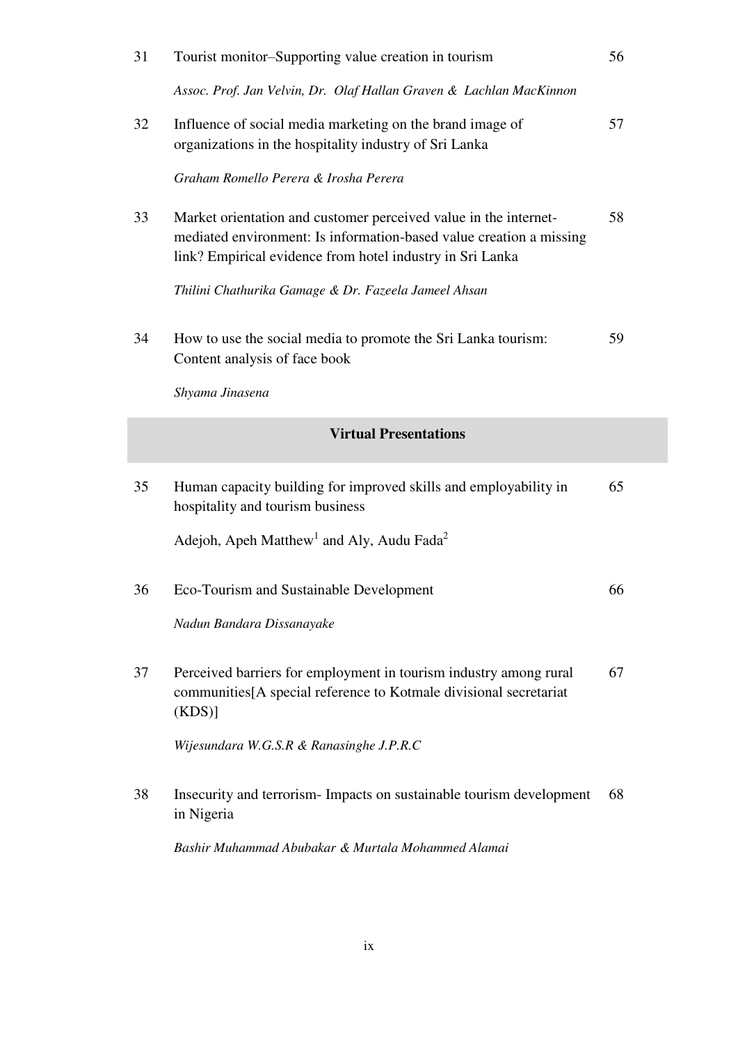| | | |
|---|---|---|
| 31 | Tourist monitor–Supporting value creation in tourism<br><br>*Assoc. Prof. Jan Velvin, Dr. Olaf Hallan Graven & Lachlan MacKinnon* | 56 |
| 32 | Influence of social media marketing on the brand image of organizations in the hospitality industry of Sri Lanka<br><br>*Graham Romello Perera & Irosha Perera* | 57 |
| 33 | Market orientation and customer perceived value in the internet-mediated environment: Is information-based value creation a missing link? Empirical evidence from hotel industry in Sri Lanka<br><br>*Thilini Chathurika Gamage & Dr. Fazeela Jameel Ahsan* | 58 |
| 34 | How to use the social media to promote the Sri Lanka tourism: Content analysis of face book<br><br>*Shyama Jinasena* | 59 |

## Virtual Presentations

| | | |
|---|---|---|
| 35 | Human capacity building for improved skills and employability in hospitality and tourism business<br><br>Adejoh, Apeh Matthew[1] and Aly, Audu Fada[2] | 65 |
| 36 | Eco-Tourism and Sustainable Development<br><br>*Nadun Bandara Dissanayake* | 66 |
| 37 | Perceived barriers for employment in tourism industry among rural communities[A special reference to Kotmale divisional secretariat (KDS)]<br><br>*Wijesundara W.G.S.R & Ranasinghe J.P.R.C* | 67 |
| 38 | Insecurity and terrorism- Impacts on sustainable tourism development in Nigeria<br><br>*Bashir Muhammad Abubakar & Murtala Mohammed Alamai* | 68 |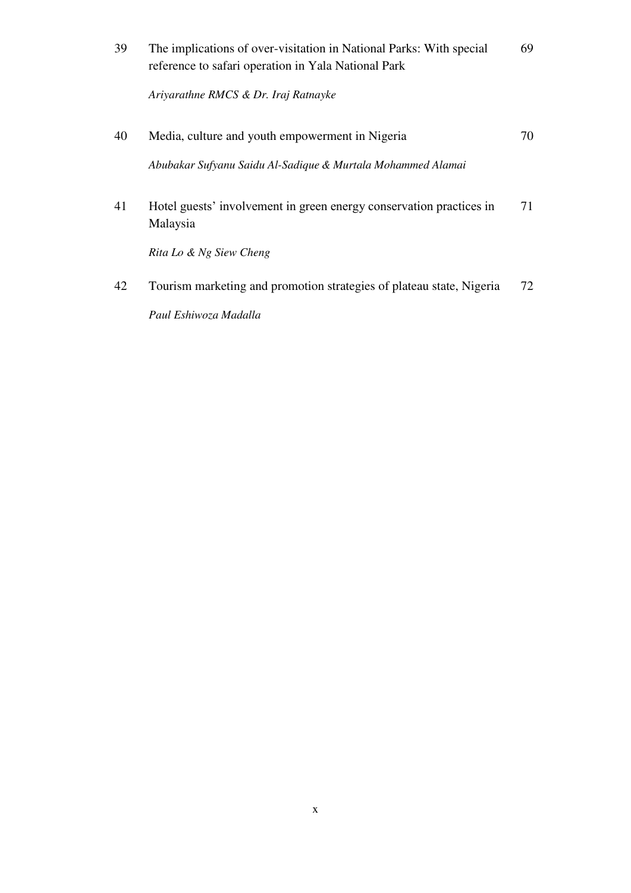| | | |
|---|---|---|
| 39 | The implications of over-visitation in National Parks: With special reference to safari operation in Yala National Park<br><br>*Ariyarathne RMCS & Dr. Iraj Ratnayke* | 69 |
| 40 | Media, culture and youth empowerment in Nigeria<br><br>*Abubakar Sufyanu Saidu Al-Sadique & Murtala Mohammed Alamai* | 70 |
| 41 | Hotel guests' involvement in green energy conservation practices in Malaysia<br><br>*Rita Lo & Ng Siew Cheng* | 71 |
| 42 | Tourism marketing and promotion strategies of plateau state, Nigeria<br><br>*Paul Eshiwoza Madalla* | 72 |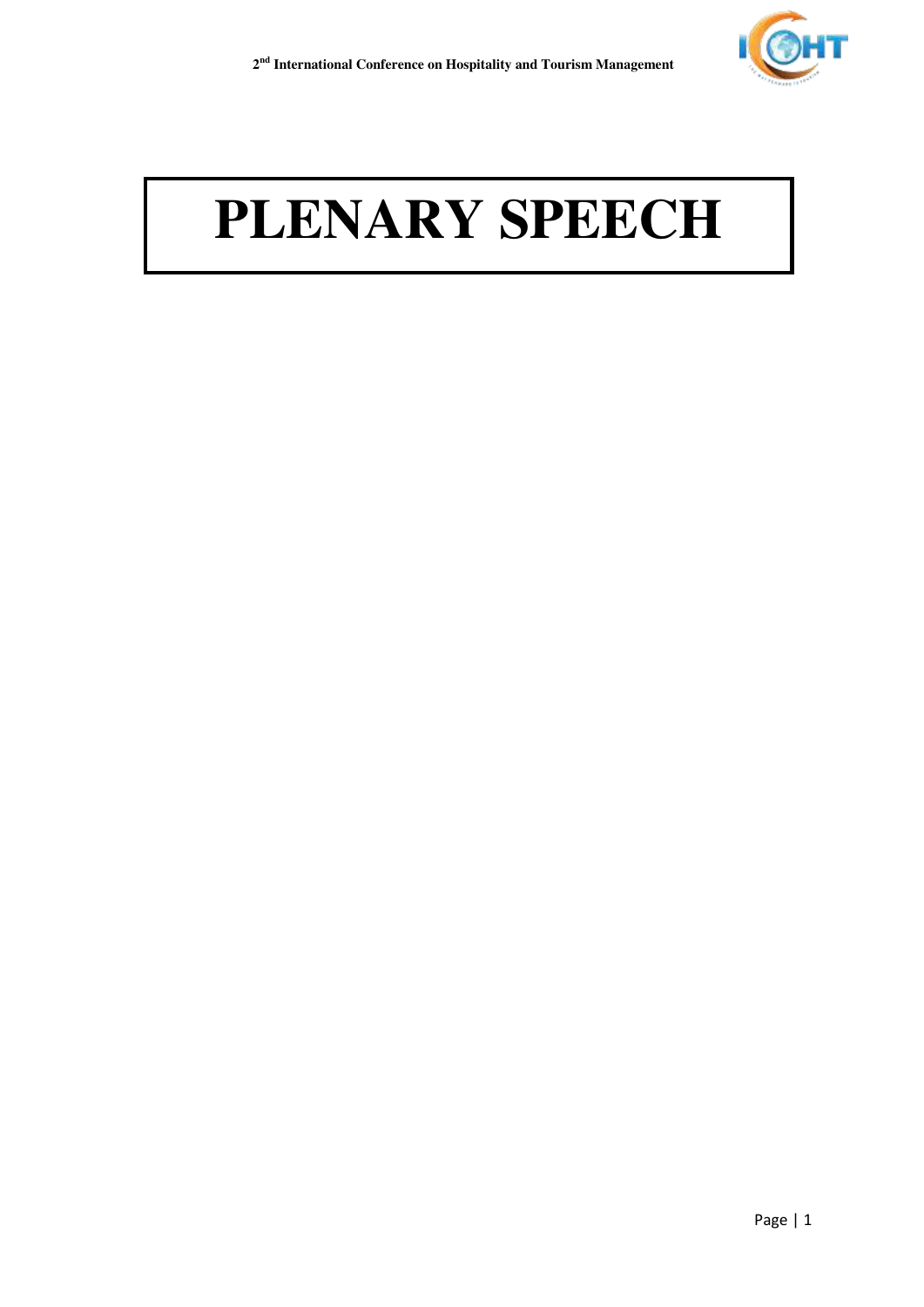# PLENARY SPEECH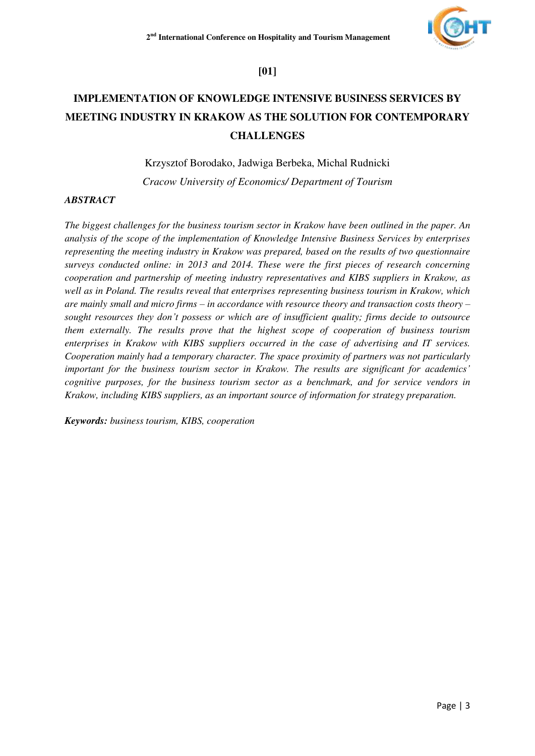**[01]**

# IMPLEMENTATION OF KNOWLEDGE INTENSIVE BUSINESS SERVICES BY MEETING INDUSTRY IN KRAKOW AS THE SOLUTION FOR CONTEMPORARY CHALLENGES

Krzysztof Borodako, Jadwiga Berbeka, Michal Rudnicki

*Cracow University of Economics/ Department of Tourism*

***ABSTRACT***

*The biggest challenges for the business tourism sector in Krakow have been outlined in the paper. An analysis of the scope of the implementation of Knowledge Intensive Business Services by enterprises representing the meeting industry in Krakow was prepared, based on the results of two questionnaire surveys conducted online: in 2013 and 2014. These were the first pieces of research concerning cooperation and partnership of meeting industry representatives and KIBS suppliers in Krakow, as well as in Poland. The results reveal that enterprises representing business tourism in Krakow, which are mainly small and micro firms – in accordance with resource theory and transaction costs theory – sought resources they don't possess or which are of insufficient quality; firms decide to outsource them externally. The results prove that the highest scope of cooperation of business tourism enterprises in Krakow with KIBS suppliers occurred in the case of advertising and IT services. Cooperation mainly had a temporary character. The space proximity of partners was not particularly important for the business tourism sector in Krakow. The results are significant for academics' cognitive purposes, for the business tourism sector as a benchmark, and for service vendors in Krakow, including KIBS suppliers, as an important source of information for strategy preparation.*

***Keywords:*** *business tourism, KIBS, cooperation*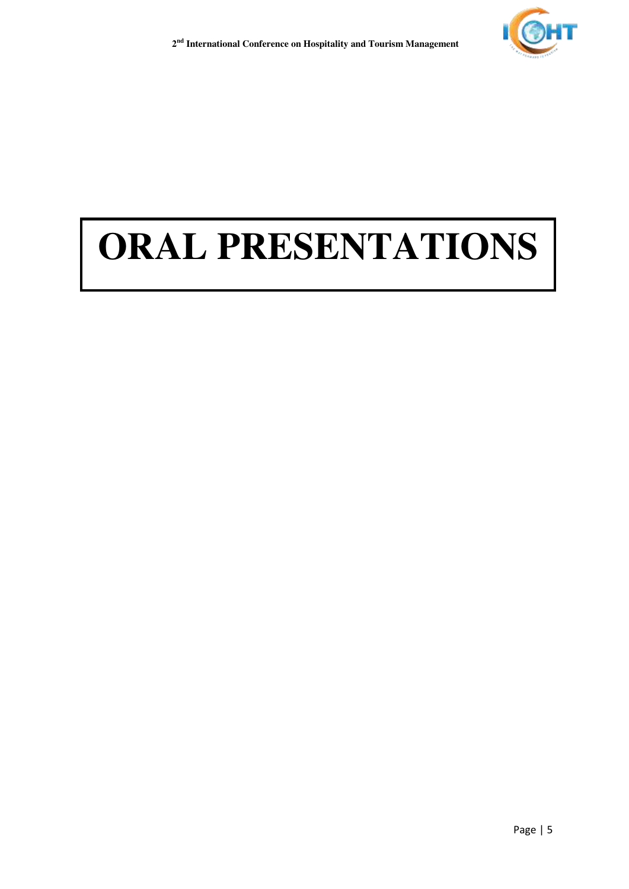# ORAL PRESENTATIONS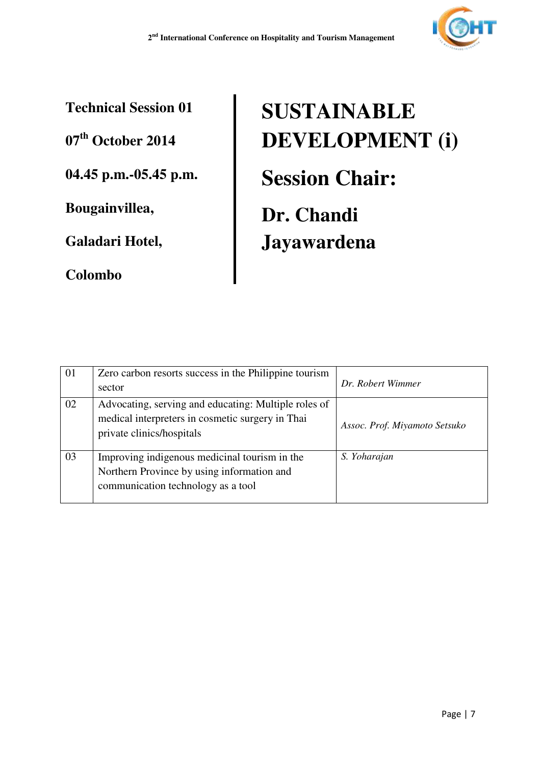**Technical Session 01**

**07th October 2014**

**04.45 p.m.-05.45 p.m.**

**Bougainvillea,**

**Galadari Hotel,**

**Colombo**

# SUSTAINABLE DEVELOPMENT (i)

## Session Chair:

## Dr. Chandi Jayawardena

| | | |
|---|---|---|
| 01 | Zero carbon resorts success in the Philippine tourism sector | *Dr. Robert Wimmer* |
| 02 | Advocating, serving and educating: Multiple roles of medical interpreters in cosmetic surgery in Thai private clinics/hospitals | *Assoc. Prof. Miyamoto Setsuko* |
| 03 | Improving indigenous medicinal tourism in the Northern Province by using information and communication technology as a tool | *S. Yoharajan* |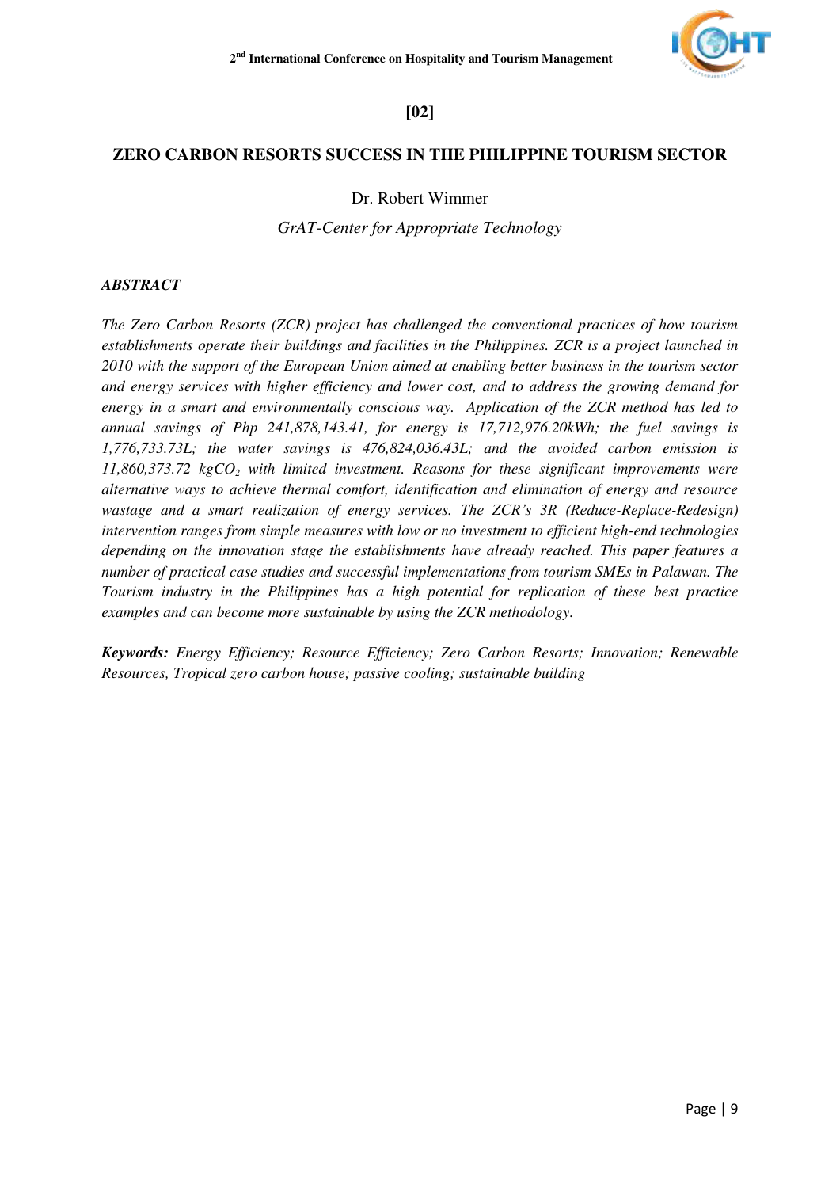**[02]**

# ZERO CARBON RESORTS SUCCESS IN THE PHILIPPINE TOURISM SECTOR

Dr. Robert Wimmer

*GrAT-Center for Appropriate Technology*

***ABSTRACT***

*The Zero Carbon Resorts (ZCR) project has challenged the conventional practices of how tourism establishments operate their buildings and facilities in the Philippines. ZCR is a project launched in 2010 with the support of the European Union aimed at enabling better business in the tourism sector and energy services with higher efficiency and lower cost, and to address the growing demand for energy in a smart and environmentally conscious way. Application of the ZCR method has led to annual savings of Php 241,878,143.41, for energy is 17,712,976.20kWh; the fuel savings is 1,776,733.73L; the water savings is 476,824,036.43L; and the avoided carbon emission is 11,860,373.72 kg$CO_2$ with limited investment. Reasons for these significant improvements were alternative ways to achieve thermal comfort, identification and elimination of energy and resource wastage and a smart realization of energy services. The ZCR's 3R (Reduce-Replace-Redesign) intervention ranges from simple measures with low or no investment to efficient high-end technologies depending on the innovation stage the establishments have already reached. This paper features a number of practical case studies and successful implementations from tourism SMEs in Palawan. The Tourism industry in the Philippines has a high potential for replication of these best practice examples and can become more sustainable by using the ZCR methodology.*

***Keywords:*** *Energy Efficiency; Resource Efficiency; Zero Carbon Resorts; Innovation; Renewable Resources, Tropical zero carbon house; passive cooling; sustainable building*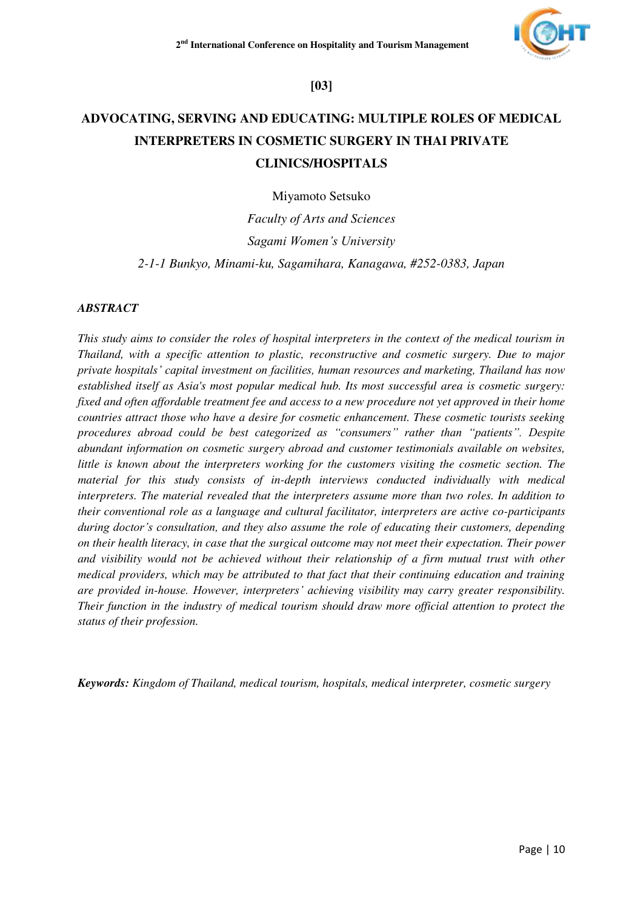[03]

# ADVOCATING, SERVING AND EDUCATING: MULTIPLE ROLES OF MEDICAL INTERPRETERS IN COSMETIC SURGERY IN THAI PRIVATE CLINICS/HOSPITALS

Miyamoto Setsuko

*Faculty of Arts and Sciences*

*Sagami Women's University*

*2-1-1 Bunkyo, Minami-ku, Sagamihara, Kanagawa, #252-0383, Japan*

***ABSTRACT***

*This study aims to consider the roles of hospital interpreters in the context of the medical tourism in Thailand, with a specific attention to plastic, reconstructive and cosmetic surgery. Due to major private hospitals' capital investment on facilities, human resources and marketing, Thailand has now established itself as Asia's most popular medical hub. Its most successful area is cosmetic surgery: fixed and often affordable treatment fee and access to a new procedure not yet approved in their home countries attract those who have a desire for cosmetic enhancement. These cosmetic tourists seeking procedures abroad could be best categorized as "consumers" rather than "patients". Despite abundant information on cosmetic surgery abroad and customer testimonials available on websites, little is known about the interpreters working for the customers visiting the cosmetic section. The material for this study consists of in-depth interviews conducted individually with medical interpreters. The material revealed that the interpreters assume more than two roles. In addition to their conventional role as a language and cultural facilitator, interpreters are active co-participants during doctor's consultation, and they also assume the role of educating their customers, depending on their health literacy, in case that the surgical outcome may not meet their expectation. Their power and visibility would not be achieved without their relationship of a firm mutual trust with other medical providers, which may be attributed to that fact that their continuing education and training are provided in-house. However, interpreters' achieving visibility may carry greater responsibility. Their function in the industry of medical tourism should draw more official attention to protect the status of their profession.*

***Keywords:*** *Kingdom of Thailand, medical tourism, hospitals, medical interpreter, cosmetic surgery*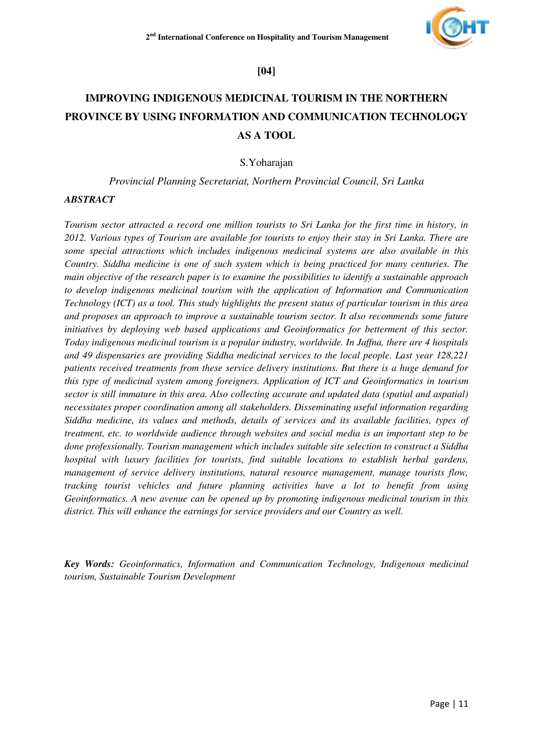[04]

# IMPROVING INDIGENOUS MEDICINAL TOURISM IN THE NORTHERN PROVINCE BY USING INFORMATION AND COMMUNICATION TECHNOLOGY AS A TOOL

S.Yoharajan

*Provincial Planning Secretariat, Northern Provincial Council, Sri Lanka*

***ABSTRACT***

*Tourism sector attracted a record one million tourists to Sri Lanka for the first time in history, in 2012. Various types of Tourism are available for tourists to enjoy their stay in Sri Lanka. There are some special attractions which includes indigenous medicinal systems are also available in this Country. Siddha medicine is one of such system which is being practiced for many centuries. The main objective of the research paper is to examine the possibilities to identify a sustainable approach to develop indigenous medicinal tourism with the application of Information and Communication Technology (ICT) as a tool. This study highlights the present status of particular tourism in this area and proposes an approach to improve a sustainable tourism sector. It also recommends some future initiatives by deploying web based applications and Geoinformatics for betterment of this sector. Today indigenous medicinal tourism is a popular industry, worldwide. In Jaffna, there are 4 hospitals and 49 dispensaries are providing Siddha medicinal services to the local people. Last year 128,221 patients received treatments from these service delivery institutions. But there is a huge demand for this type of medicinal system among foreigners. Application of ICT and Geoinformatics in tourism sector is still immature in this area. Also collecting accurate and updated data (spatial and aspatial) necessitates proper coordination among all stakeholders. Disseminating useful information regarding Siddha medicine, its values and methods, details of services and its available facilities, types of treatment, etc. to worldwide audience through websites and social media is an important step to be done professionally. Tourism management which includes suitable site selection to construct a Siddha hospital with luxury facilities for tourists, find suitable locations to establish herbal gardens, management of service delivery institutions, natural resource management, manage tourists flow, tracking tourist vehicles and future planning activities have a lot to benefit from using Geoinformatics. A new avenue can be opened up by promoting indigenous medicinal tourism in this district. This will enhance the earnings for service providers and our Country as well.*

***Key Words:*** *Geoinformatics, Information and Communication Technology, Indigenous medicinal tourism, Sustainable Tourism Development*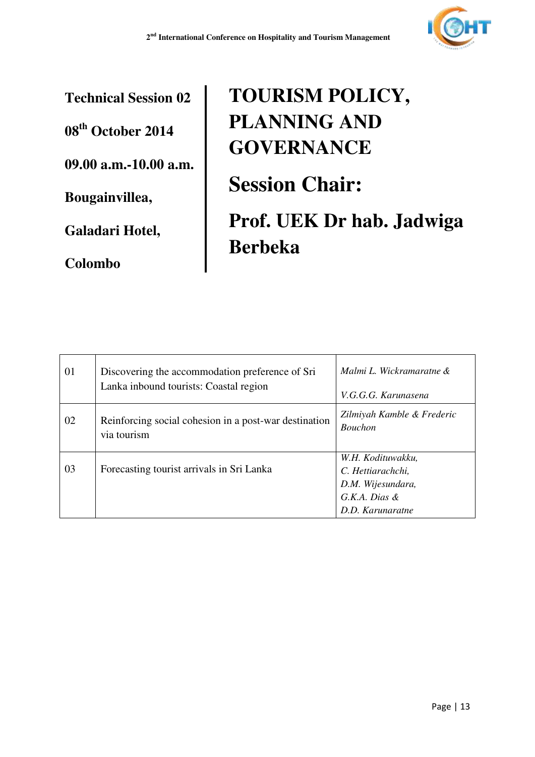**Technical Session 02**

**08th October 2014**

**09.00 a.m.-10.00 a.m.**

**Bougainvillea,**

**Galadari Hotel,**

**Colombo**

# TOURISM POLICY, PLANNING AND GOVERNANCE

## Session Chair:

## Prof. UEK Dr hab. Jadwiga Berbeka

| | | |
|---|---|---|
| 01 | Discovering the accommodation preference of Sri Lanka inbound tourists: Coastal region | *Malmi L. Wickramaratne & V.G.G.G. Karunasena* |
| 02 | Reinforcing social cohesion in a post-war destination via tourism | *Zilmiyah Kamble & Frederic Bouchon* |
| 03 | Forecasting tourist arrivals in Sri Lanka | *W.H. Kodituwakku, C. Hettiarachchi, D.M. Wijesundara, G.K.A. Dias & D.D. Karunaratne* |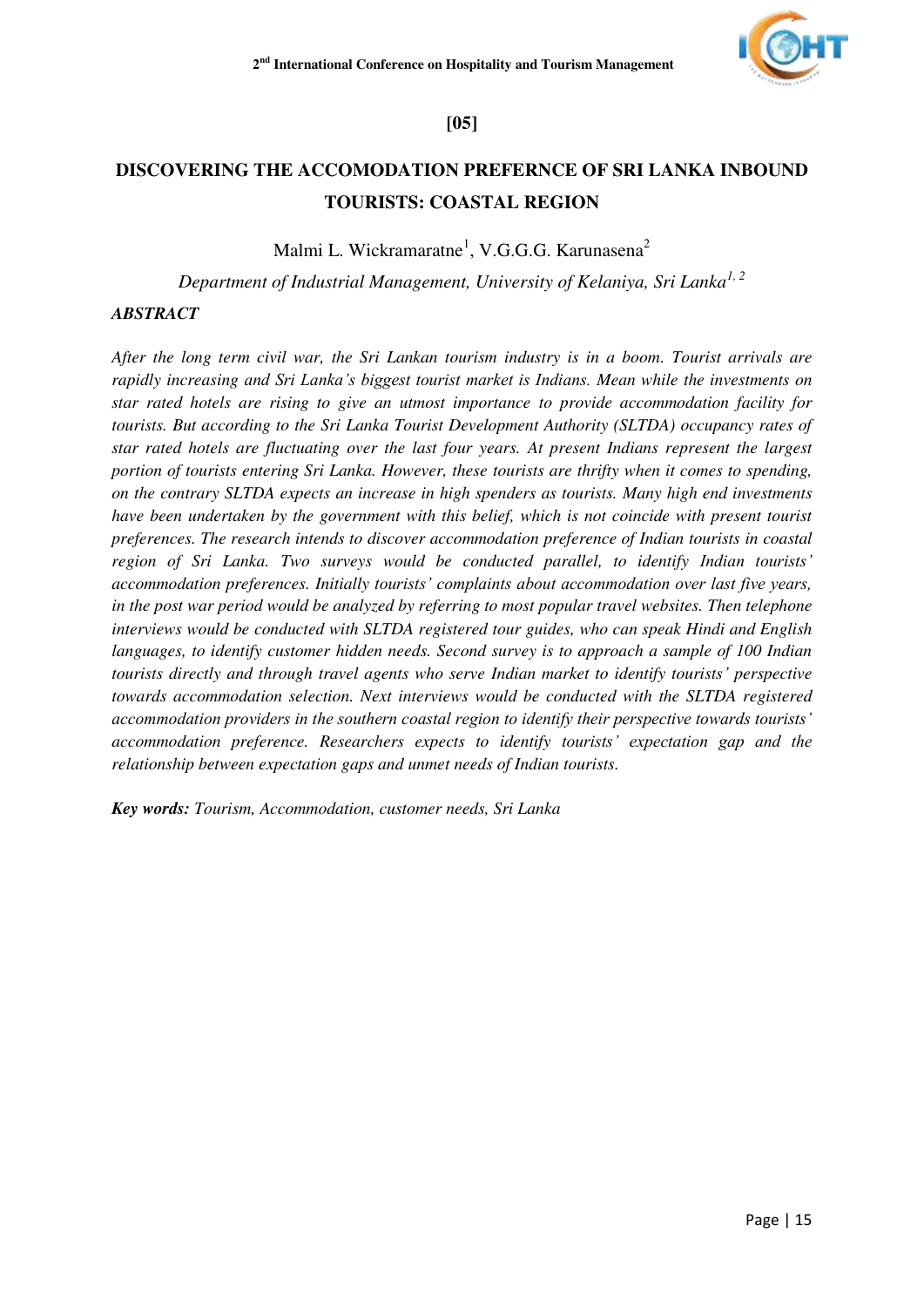**[05]**

# DISCOVERING THE ACCOMODATION PREFERNCE OF SRI LANKA INBOUND TOURISTS: COASTAL REGION

Malmi L. Wickramaratne[1], V.G.G.G. Karunasena[2]

*Department of Industrial Management, University of Kelaniya, Sri Lanka[1, 2]*

***ABSTRACT***

*After the long term civil war, the Sri Lankan tourism industry is in a boom. Tourist arrivals are rapidly increasing and Sri Lanka's biggest tourist market is Indians. Mean while the investments on star rated hotels are rising to give an utmost importance to provide accommodation facility for tourists. But according to the Sri Lanka Tourist Development Authority (SLTDA) occupancy rates of star rated hotels are fluctuating over the last four years. At present Indians represent the largest portion of tourists entering Sri Lanka. However, these tourists are thrifty when it comes to spending, on the contrary SLTDA expects an increase in high spenders as tourists. Many high end investments have been undertaken by the government with this belief, which is not coincide with present tourist preferences. The research intends to discover accommodation preference of Indian tourists in coastal region of Sri Lanka. Two surveys would be conducted parallel, to identify Indian tourists' accommodation preferences. Initially tourists' complaints about accommodation over last five years, in the post war period would be analyzed by referring to most popular travel websites. Then telephone interviews would be conducted with SLTDA registered tour guides, who can speak Hindi and English languages, to identify customer hidden needs. Second survey is to approach a sample of 100 Indian tourists directly and through travel agents who serve Indian market to identify tourists' perspective towards accommodation selection. Next interviews would be conducted with the SLTDA registered accommodation providers in the southern coastal region to identify their perspective towards tourists' accommodation preference. Researchers expects to identify tourists' expectation gap and the relationship between expectation gaps and unmet needs of Indian tourists.*

***Key words:*** *Tourism, Accommodation, customer needs, Sri Lanka*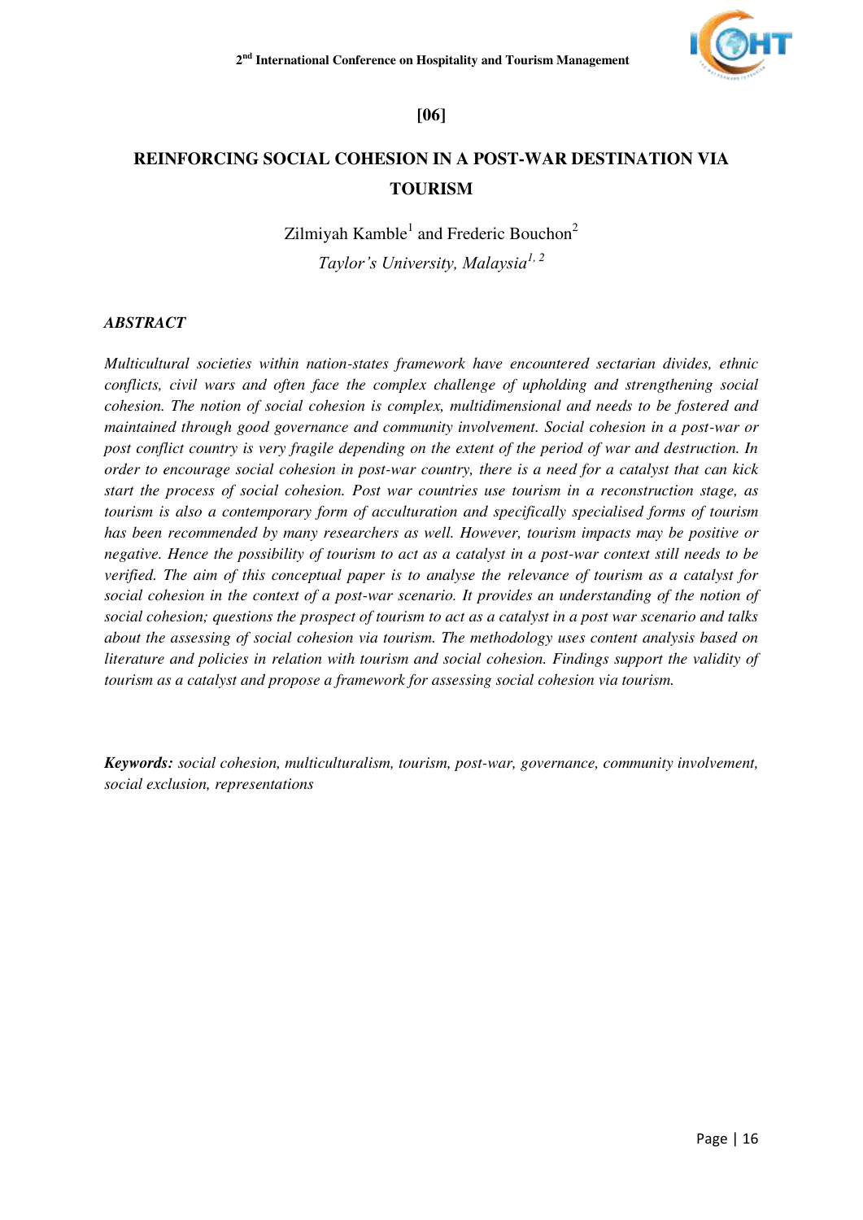**[06]**

# REINFORCING SOCIAL COHESION IN A POST-WAR DESTINATION VIA TOURISM

Zilmiyah Kamble[1] and Frederic Bouchon[2]

*Taylor's University, Malaysia[1, 2]*

## *ABSTRACT*

*Multicultural societies within nation-states framework have encountered sectarian divides, ethnic conflicts, civil wars and often face the complex challenge of upholding and strengthening social cohesion. The notion of social cohesion is complex, multidimensional and needs to be fostered and maintained through good governance and community involvement. Social cohesion in a post-war or post conflict country is very fragile depending on the extent of the period of war and destruction. In order to encourage social cohesion in post-war country, there is a need for a catalyst that can kick start the process of social cohesion. Post war countries use tourism in a reconstruction stage, as tourism is also a contemporary form of acculturation and specifically specialised forms of tourism has been recommended by many researchers as well. However, tourism impacts may be positive or negative. Hence the possibility of tourism to act as a catalyst in a post-war context still needs to be verified. The aim of this conceptual paper is to analyse the relevance of tourism as a catalyst for social cohesion in the context of a post-war scenario. It provides an understanding of the notion of social cohesion; questions the prospect of tourism to act as a catalyst in a post war scenario and talks about the assessing of social cohesion via tourism. The methodology uses content analysis based on literature and policies in relation with tourism and social cohesion. Findings support the validity of tourism as a catalyst and propose a framework for assessing social cohesion via tourism.*

***Keywords:*** *social cohesion, multiculturalism, tourism, post-war, governance, community involvement, social exclusion, representations*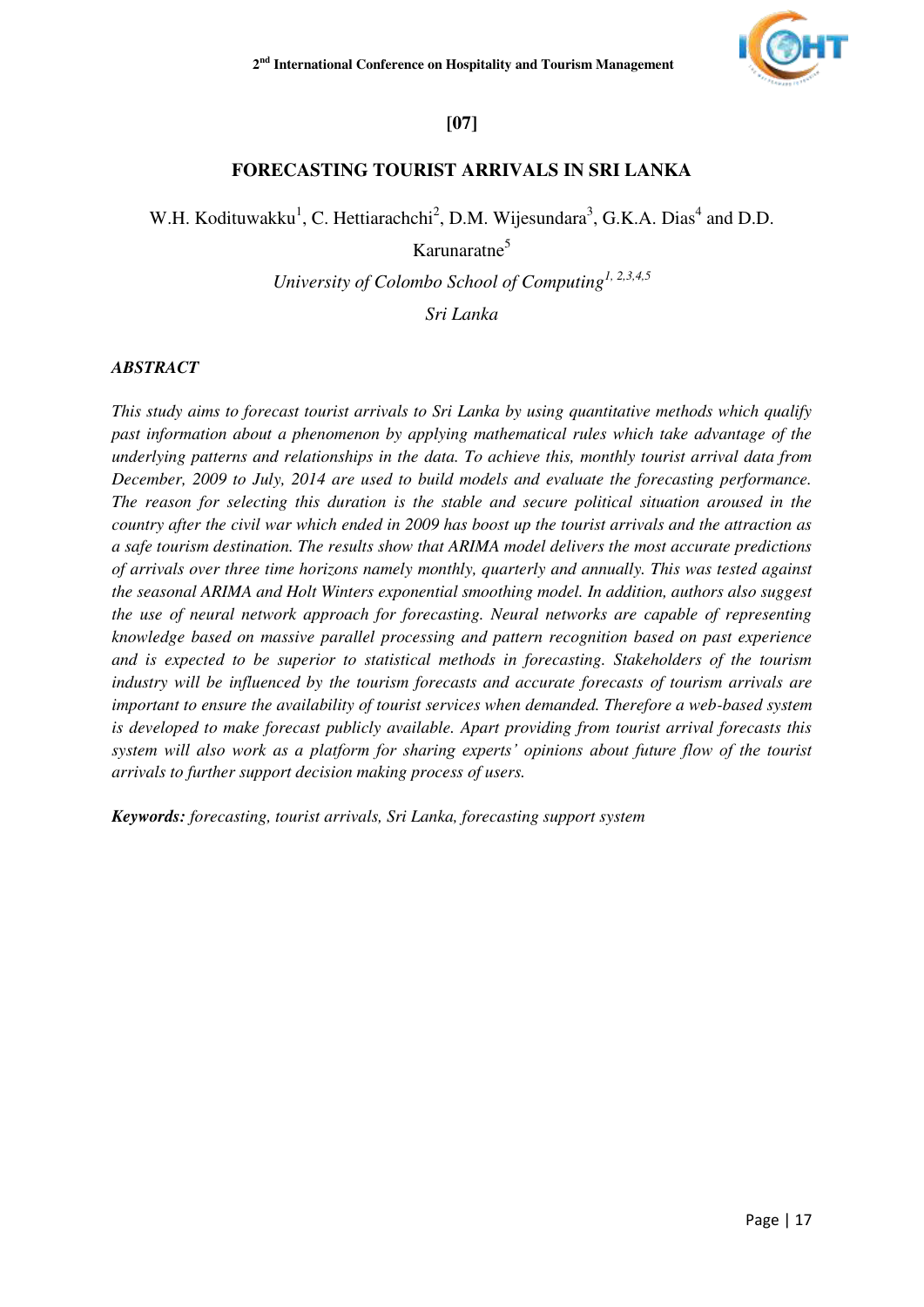**[07]**

## FORECASTING TOURIST ARRIVALS IN SRI LANKA

W.H. Kodituwakku[1], C. Hettiarachchi[2], D.M. Wijesundara[3], G.K.A. Dias[4] and D.D. Karunaratne[5]

*University of Colombo School of Computing[1, 2,3,4,5]*

*Sri Lanka*

***ABSTRACT***

*This study aims to forecast tourist arrivals to Sri Lanka by using quantitative methods which qualify past information about a phenomenon by applying mathematical rules which take advantage of the underlying patterns and relationships in the data. To achieve this, monthly tourist arrival data from December, 2009 to July, 2014 are used to build models and evaluate the forecasting performance. The reason for selecting this duration is the stable and secure political situation aroused in the country after the civil war which ended in 2009 has boost up the tourist arrivals and the attraction as a safe tourism destination. The results show that ARIMA model delivers the most accurate predictions of arrivals over three time horizons namely monthly, quarterly and annually. This was tested against the seasonal ARIMA and Holt Winters exponential smoothing model. In addition, authors also suggest the use of neural network approach for forecasting. Neural networks are capable of representing knowledge based on massive parallel processing and pattern recognition based on past experience and is expected to be superior to statistical methods in forecasting. Stakeholders of the tourism industry will be influenced by the tourism forecasts and accurate forecasts of tourism arrivals are important to ensure the availability of tourist services when demanded. Therefore a web-based system is developed to make forecast publicly available. Apart providing from tourist arrival forecasts this system will also work as a platform for sharing experts' opinions about future flow of the tourist arrivals to further support decision making process of users.*

***Keywords:*** *forecasting, tourist arrivals, Sri Lanka, forecasting support system*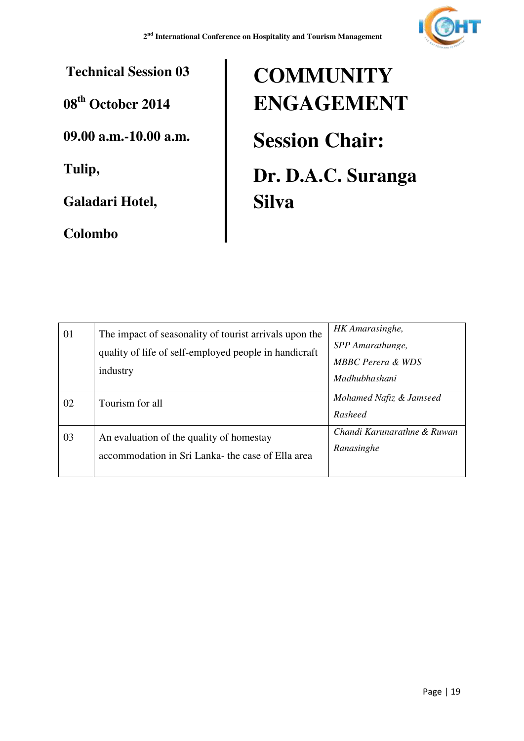**Technical Session 03**

**08th October 2014**

**09.00 a.m.-10.00 a.m.**

**Tulip,**

**Galadari Hotel,**

**Colombo**

# COMMUNITY ENGAGEMENT

## Session Chair:

## Dr. D.A.C. Suranga Silva

| | | |
|---|---|---|
| 01 | The impact of seasonality of tourist arrivals upon the quality of life of self-employed people in handicraft industry | *HK Amarasinghe, SPP Amarathunge, MBBC Perera & WDS Madhubhashani* |
| 02 | Tourism for all | *Mohamed Nafiz & Jamseed Rasheed* |
| 03 | An evaluation of the quality of homestay accommodation in Sri Lanka- the case of Ella area | *Chandi Karunarathne & Ruwan Ranasinghe* |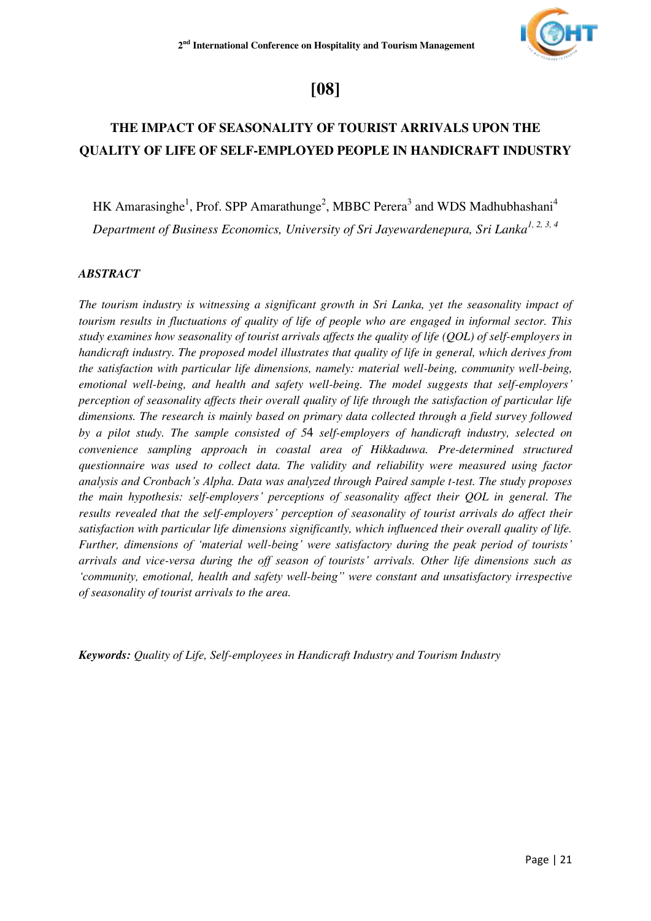# [08]

## THE IMPACT OF SEASONALITY OF TOURIST ARRIVALS UPON THE QUALITY OF LIFE OF SELF-EMPLOYED PEOPLE IN HANDICRAFT INDUSTRY

HK Amarasinghe[1], Prof. SPP Amarathunge[2], MBBC Perera[3] and WDS Madhubhashani[4]

*Department of Business Economics, University of Sri Jayewardenepura, Sri Lanka[1, 2, 3, 4]*

### *ABSTRACT*

*The tourism industry is witnessing a significant growth in Sri Lanka, yet the seasonality impact of tourism results in fluctuations of quality of life of people who are engaged in informal sector. This study examines how seasonality of tourist arrivals affects the quality of life (QOL) of self-employers in handicraft industry. The proposed model illustrates that quality of life in general, which derives from the satisfaction with particular life dimensions, namely: material well-being, community well-being, emotional well-being, and health and safety well-being. The model suggests that self-employers' perception of seasonality affects their overall quality of life through the satisfaction of particular life dimensions. The research is mainly based on primary data collected through a field survey followed by a pilot study. The sample consisted of 54 self-employers of handicraft industry, selected on convenience sampling approach in coastal area of Hikkaduwa. Pre-determined structured questionnaire was used to collect data. The validity and reliability were measured using factor analysis and Cronbach's Alpha. Data was analyzed through Paired sample t-test. The study proposes the main hypothesis: self-employers' perceptions of seasonality affect their QOL in general. The results revealed that the self-employers' perception of seasonality of tourist arrivals do affect their satisfaction with particular life dimensions significantly, which influenced their overall quality of life. Further, dimensions of 'material well-being' were satisfactory during the peak period of tourists' arrivals and vice-versa during the off season of tourists' arrivals. Other life dimensions such as 'community, emotional, health and safety well-being" were constant and unsatisfactory irrespective of seasonality of tourist arrivals to the area.*

***Keywords:*** *Quality of Life, Self-employees in Handicraft Industry and Tourism Industry*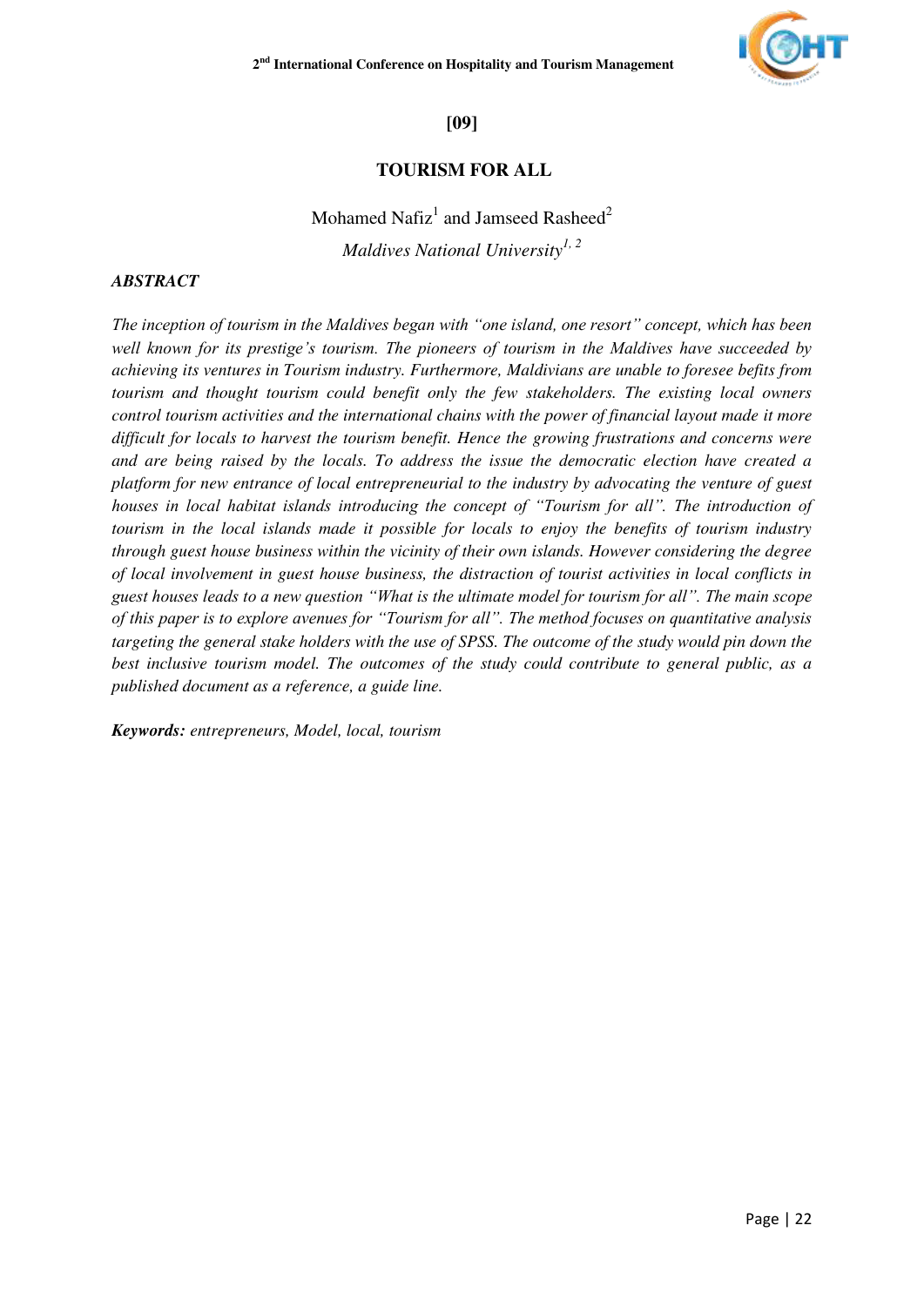[09]

# TOURISM FOR ALL

Mohamed Nafiz[1] and Jamseed Rasheed[2]

*Maldives National University[1, 2]*

***ABSTRACT***

*The inception of tourism in the Maldives began with "one island, one resort" concept, which has been well known for its prestige's tourism. The pioneers of tourism in the Maldives have succeeded by achieving its ventures in Tourism industry. Furthermore, Maldivians are unable to foresee befits from tourism and thought tourism could benefit only the few stakeholders. The existing local owners control tourism activities and the international chains with the power of financial layout made it more difficult for locals to harvest the tourism benefit. Hence the growing frustrations and concerns were and are being raised by the locals. To address the issue the democratic election have created a platform for new entrance of local entrepreneurial to the industry by advocating the venture of guest houses in local habitat islands introducing the concept of "Tourism for all". The introduction of tourism in the local islands made it possible for locals to enjoy the benefits of tourism industry through guest house business within the vicinity of their own islands. However considering the degree of local involvement in guest house business, the distraction of tourist activities in local conflicts in guest houses leads to a new question "What is the ultimate model for tourism for all". The main scope of this paper is to explore avenues for "Tourism for all". The method focuses on quantitative analysis targeting the general stake holders with the use of SPSS. The outcome of the study would pin down the best inclusive tourism model. The outcomes of the study could contribute to general public, as a published document as a reference, a guide line.*

***Keywords:*** *entrepreneurs, Model, local, tourism*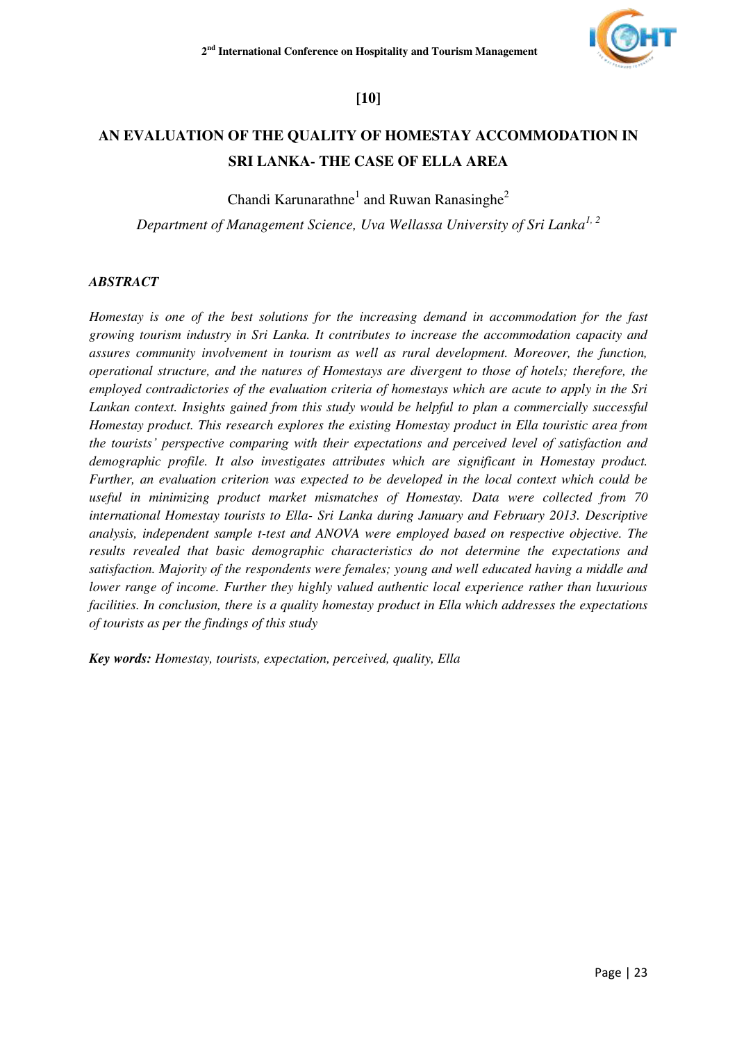**[10]**

# AN EVALUATION OF THE QUALITY OF HOMESTAY ACCOMMODATION IN SRI LANKA- THE CASE OF ELLA AREA

Chandi Karunarathne[1] and Ruwan Ranasinghe[2]

*Department of Management Science, Uva Wellassa University of Sri Lanka[1, 2]*

### *ABSTRACT*

*Homestay is one of the best solutions for the increasing demand in accommodation for the fast growing tourism industry in Sri Lanka. It contributes to increase the accommodation capacity and assures community involvement in tourism as well as rural development. Moreover, the function, operational structure, and the natures of Homestays are divergent to those of hotels; therefore, the employed contradictories of the evaluation criteria of homestays which are acute to apply in the Sri Lankan context. Insights gained from this study would be helpful to plan a commercially successful Homestay product. This research explores the existing Homestay product in Ella touristic area from the tourists' perspective comparing with their expectations and perceived level of satisfaction and demographic profile. It also investigates attributes which are significant in Homestay product. Further, an evaluation criterion was expected to be developed in the local context which could be useful in minimizing product market mismatches of Homestay. Data were collected from 70 international Homestay tourists to Ella- Sri Lanka during January and February 2013. Descriptive analysis, independent sample t-test and ANOVA were employed based on respective objective. The results revealed that basic demographic characteristics do not determine the expectations and satisfaction. Majority of the respondents were females; young and well educated having a middle and lower range of income. Further they highly valued authentic local experience rather than luxurious facilities. In conclusion, there is a quality homestay product in Ella which addresses the expectations of tourists as per the findings of this study*

***Key words:*** *Homestay, tourists, expectation, perceived, quality, Ella*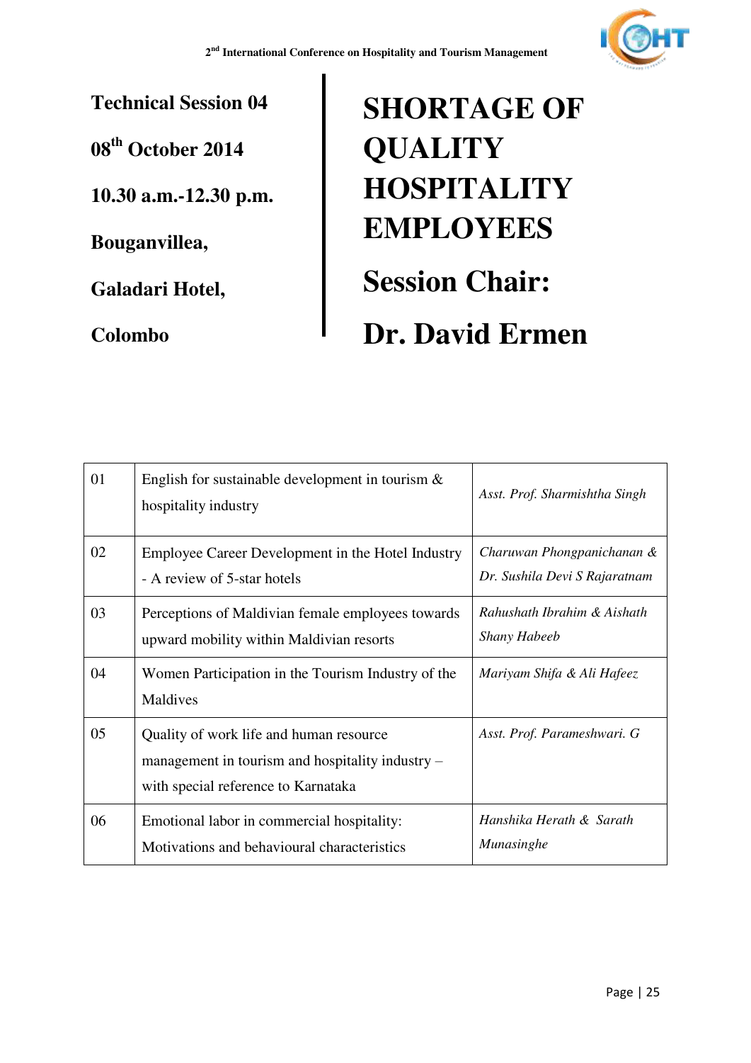**Technical Session 04**

**08th October 2014**

**10.30 a.m.-12.30 p.m.**

**Bouganvillea,**

**Galadari Hotel,**

**Colombo**

# SHORTAGE OF QUALITY HOSPITALITY EMPLOYEES

## Session Chair:

## Dr. David Ermen

| | | |
|---|---|---|
| 01 | English for sustainable development in tourism & hospitality industry | *Asst. Prof. Sharmishtha Singh* |
| 02 | Employee Career Development in the Hotel Industry - A review of 5-star hotels | *Charuwan Phongpanichanan & Dr. Sushila Devi S Rajaratnam* |
| 03 | Perceptions of Maldivian female employees towards upward mobility within Maldivian resorts | *Rahushath Ibrahim & Aishath Shany Habeeb* |
| 04 | Women Participation in the Tourism Industry of the Maldives | *Mariyam Shifa & Ali Hafeez* |
| 05 | Quality of work life and human resource management in tourism and hospitality industry – with special reference to Karnataka | *Asst. Prof. Parameshwari. G* |
| 06 | Emotional labor in commercial hospitality: Motivations and behavioural characteristics | *Hanshika Herath & Sarath Munasinghe* |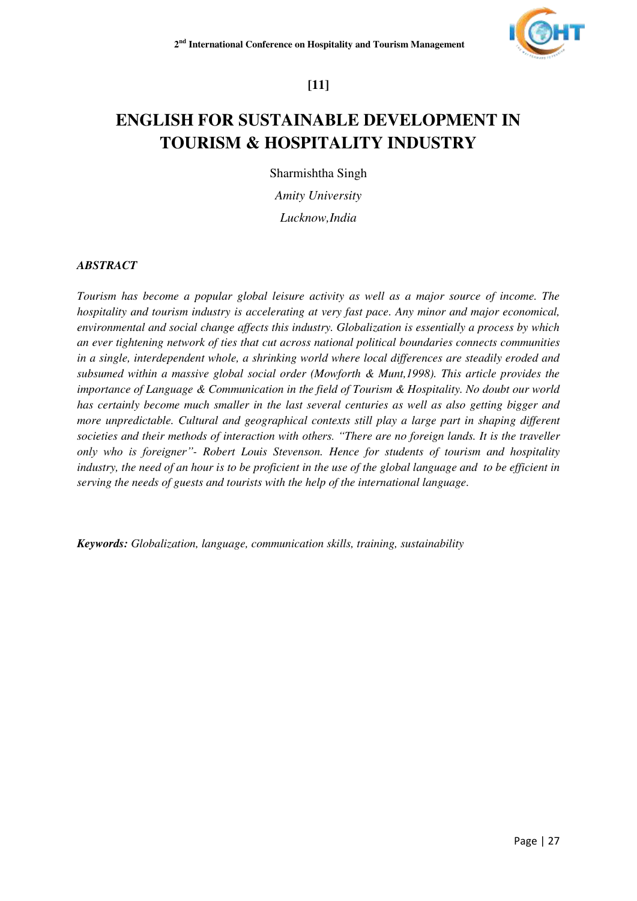**[11]**

# ENGLISH FOR SUSTAINABLE DEVELOPMENT IN TOURISM & HOSPITALITY INDUSTRY

Sharmishtha Singh

*Amity University*

*Lucknow,India*

***ABSTRACT***

*Tourism has become a popular global leisure activity as well as a major source of income. The hospitality and tourism industry is accelerating at very fast pace. Any minor and major economical, environmental and social change affects this industry. Globalization is essentially a process by which an ever tightening network of ties that cut across national political boundaries connects communities in a single, interdependent whole, a shrinking world where local differences are steadily eroded and subsumed within a massive global social order (Mowforth & Munt,1998). This article provides the importance of Language & Communication in the field of Tourism & Hospitality. No doubt our world has certainly become much smaller in the last several centuries as well as also getting bigger and more unpredictable. Cultural and geographical contexts still play a large part in shaping different societies and their methods of interaction with others. "There are no foreign lands. It is the traveller only who is foreigner"- Robert Louis Stevenson. Hence for students of tourism and hospitality industry, the need of an hour is to be proficient in the use of the global language and to be efficient in serving the needs of guests and tourists with the help of the international language.*

***Keywords:*** *Globalization, language, communication skills, training, sustainability*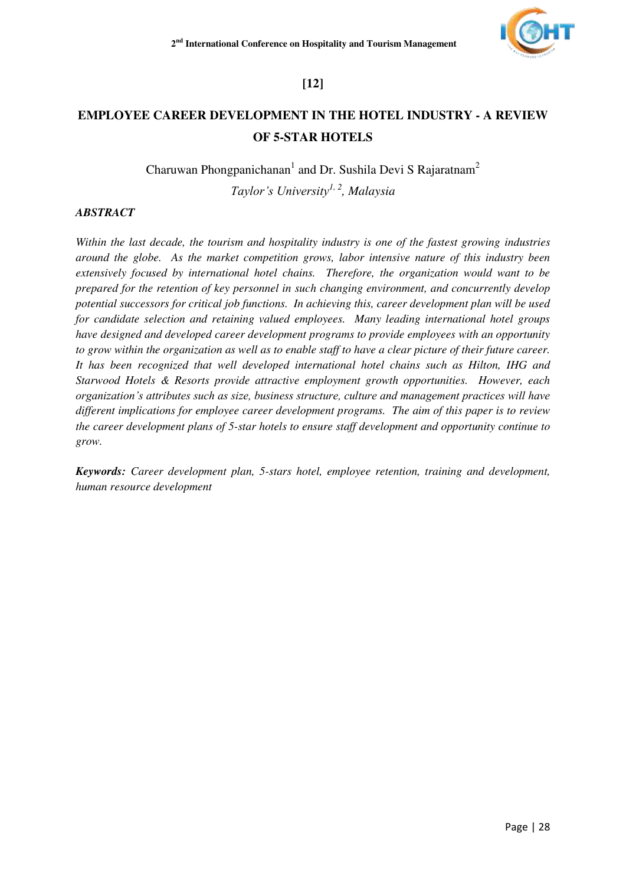**[12]**

# EMPLOYEE CAREER DEVELOPMENT IN THE HOTEL INDUSTRY - A REVIEW OF 5-STAR HOTELS

Charuwan Phongpanichanan[1] and Dr. Sushila Devi S Rajaratnam[2]

*Taylor's University[1, 2], Malaysia*

***ABSTRACT***

*Within the last decade, the tourism and hospitality industry is one of the fastest growing industries around the globe. As the market competition grows, labor intensive nature of this industry been extensively focused by international hotel chains. Therefore, the organization would want to be prepared for the retention of key personnel in such changing environment, and concurrently develop potential successors for critical job functions. In achieving this, career development plan will be used for candidate selection and retaining valued employees. Many leading international hotel groups have designed and developed career development programs to provide employees with an opportunity to grow within the organization as well as to enable staff to have a clear picture of their future career. It has been recognized that well developed international hotel chains such as Hilton, IHG and Starwood Hotels & Resorts provide attractive employment growth opportunities. However, each organization's attributes such as size, business structure, culture and management practices will have different implications for employee career development programs. The aim of this paper is to review the career development plans of 5-star hotels to ensure staff development and opportunity continue to grow.*

***Keywords:*** *Career development plan, 5-stars hotel, employee retention, training and development, human resource development*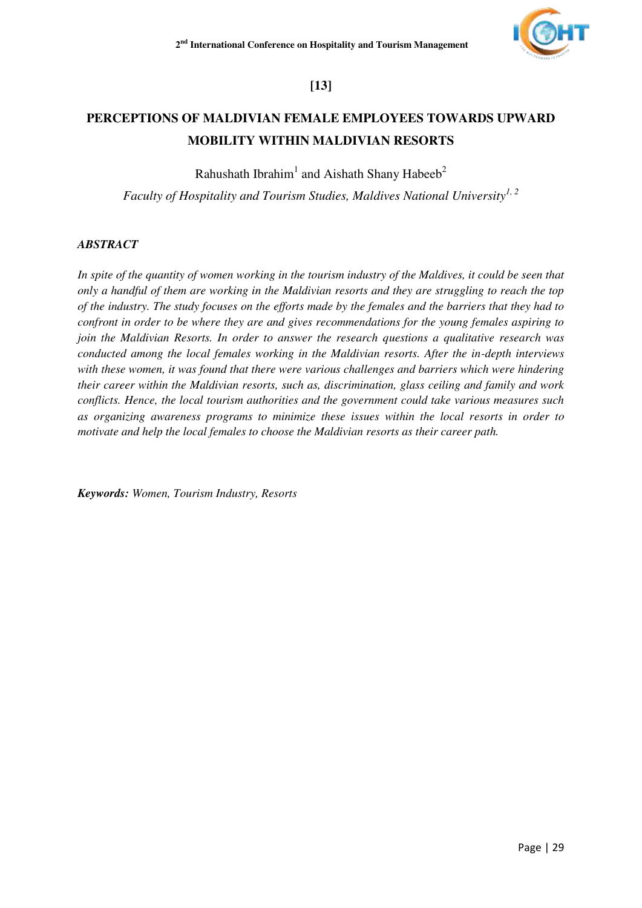[13]

# PERCEPTIONS OF MALDIVIAN FEMALE EMPLOYEES TOWARDS UPWARD MOBILITY WITHIN MALDIVIAN RESORTS

Rahushath Ibrahim[1] and Aishath Shany Habeeb[2]

*Faculty of Hospitality and Tourism Studies, Maldives National University[1, 2]*

***ABSTRACT***

*In spite of the quantity of women working in the tourism industry of the Maldives, it could be seen that only a handful of them are working in the Maldivian resorts and they are struggling to reach the top of the industry. The study focuses on the efforts made by the females and the barriers that they had to confront in order to be where they are and gives recommendations for the young females aspiring to join the Maldivian Resorts. In order to answer the research questions a qualitative research was conducted among the local females working in the Maldivian resorts. After the in-depth interviews with these women, it was found that there were various challenges and barriers which were hindering their career within the Maldivian resorts, such as, discrimination, glass ceiling and family and work conflicts. Hence, the local tourism authorities and the government could take various measures such as organizing awareness programs to minimize these issues within the local resorts in order to motivate and help the local females to choose the Maldivian resorts as their career path.*

***Keywords:*** *Women, Tourism Industry, Resorts*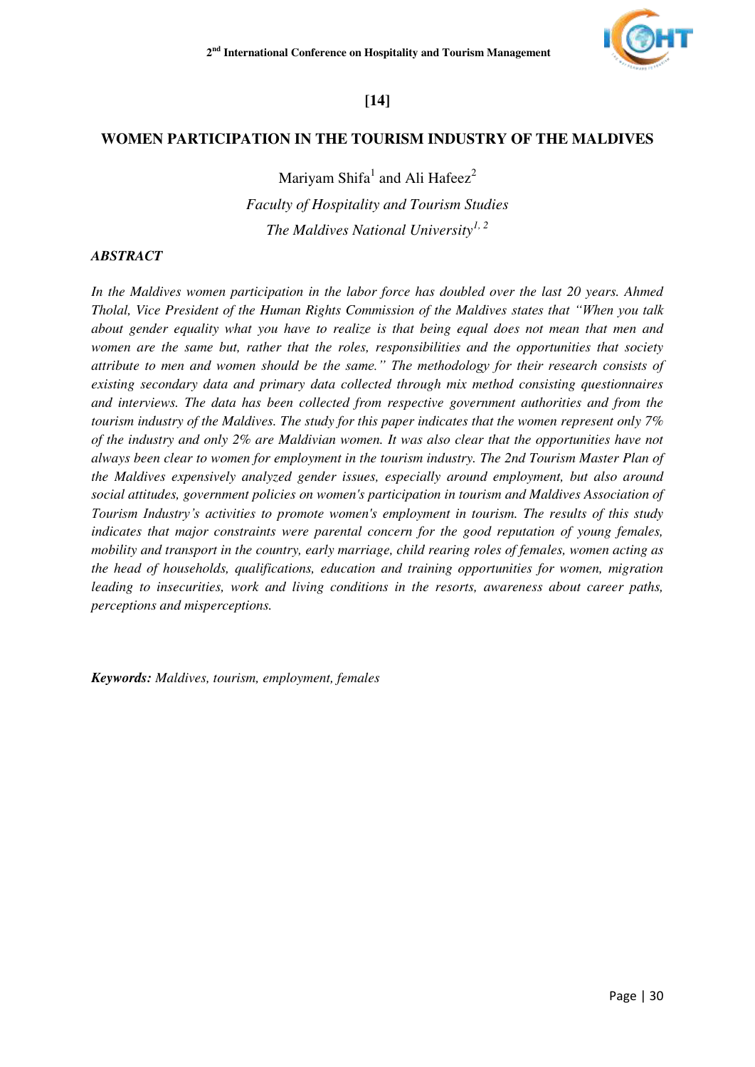**[14]**

# WOMEN PARTICIPATION IN THE TOURISM INDUSTRY OF THE MALDIVES

Mariyam Shifa[1] and Ali Hafeez[2]

*Faculty of Hospitality and Tourism Studies*

*The Maldives National University[1, 2]*

### *ABSTRACT*

*In the Maldives women participation in the labor force has doubled over the last 20 years. Ahmed Tholal, Vice President of the Human Rights Commission of the Maldives states that "When you talk about gender equality what you have to realize is that being equal does not mean that men and women are the same but, rather that the roles, responsibilities and the opportunities that society attribute to men and women should be the same." The methodology for their research consists of existing secondary data and primary data collected through mix method consisting questionnaires and interviews. The data has been collected from respective government authorities and from the tourism industry of the Maldives. The study for this paper indicates that the women represent only 7% of the industry and only 2% are Maldivian women. It was also clear that the opportunities have not always been clear to women for employment in the tourism industry. The 2nd Tourism Master Plan of the Maldives expensively analyzed gender issues, especially around employment, but also around social attitudes, government policies on women's participation in tourism and Maldives Association of Tourism Industry's activities to promote women's employment in tourism. The results of this study indicates that major constraints were parental concern for the good reputation of young females, mobility and transport in the country, early marriage, child rearing roles of females, women acting as the head of households, qualifications, education and training opportunities for women, migration leading to insecurities, work and living conditions in the resorts, awareness about career paths, perceptions and misperceptions.*

***Keywords:*** *Maldives, tourism, employment, females*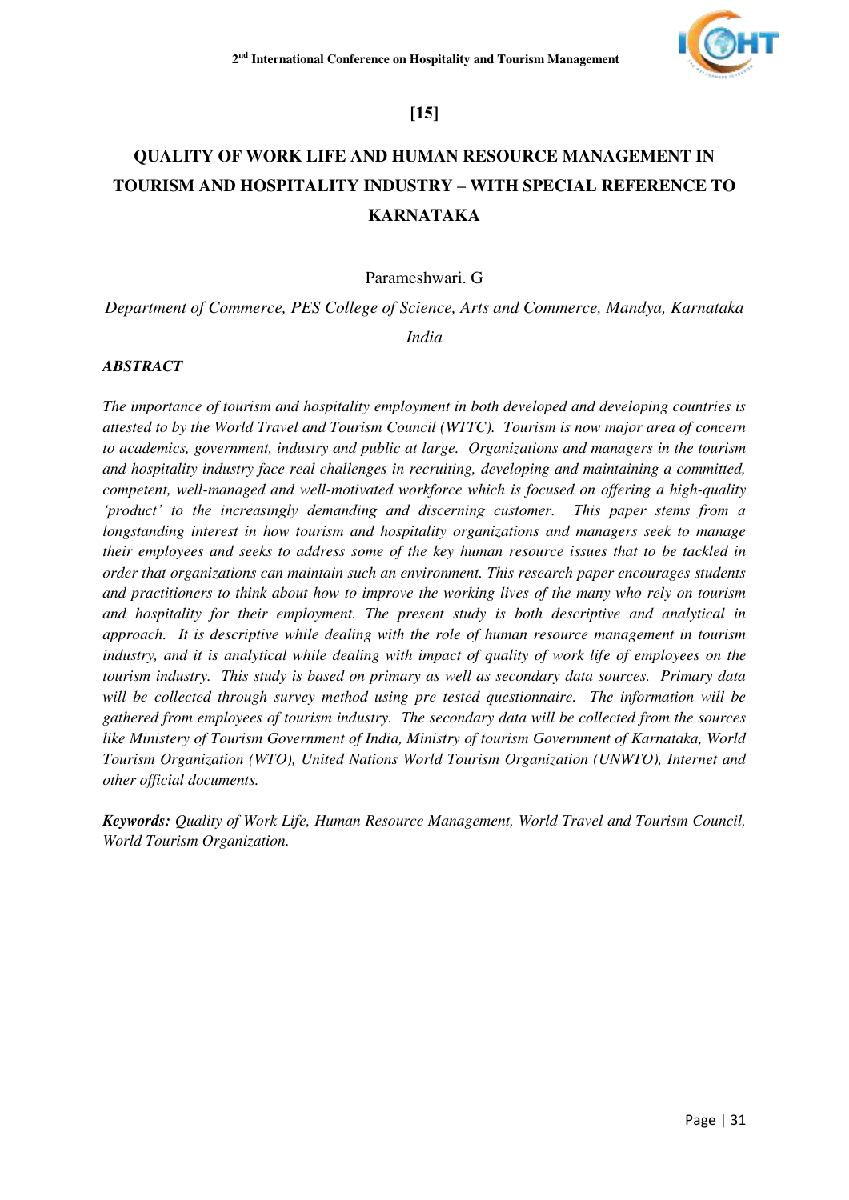**[15]**

# QUALITY OF WORK LIFE AND HUMAN RESOURCE MANAGEMENT IN TOURISM AND HOSPITALITY INDUSTRY – WITH SPECIAL REFERENCE TO KARNATAKA

Parameshwari. G

*Department of Commerce, PES College of Science, Arts and Commerce, Mandya, Karnataka India*

***ABSTRACT***

*The importance of tourism and hospitality employment in both developed and developing countries is attested to by the World Travel and Tourism Council (WTTC). Tourism is now major area of concern to academics, government, industry and public at large. Organizations and managers in the tourism and hospitality industry face real challenges in recruiting, developing and maintaining a committed, competent, well-managed and well-motivated workforce which is focused on offering a high-quality 'product' to the increasingly demanding and discerning customer. This paper stems from a longstanding interest in how tourism and hospitality organizations and managers seek to manage their employees and seeks to address some of the key human resource issues that to be tackled in order that organizations can maintain such an environment. This research paper encourages students and practitioners to think about how to improve the working lives of the many who rely on tourism and hospitality for their employment. The present study is both descriptive and analytical in approach. It is descriptive while dealing with the role of human resource management in tourism industry, and it is analytical while dealing with impact of quality of work life of employees on the tourism industry. This study is based on primary as well as secondary data sources. Primary data will be collected through survey method using pre tested questionnaire. The information will be gathered from employees of tourism industry. The secondary data will be collected from the sources like Ministry of Tourism Government of India, Ministry of tourism Government of Karnataka, World Tourism Organization (WTO), United Nations World Tourism Organization (UNWTO), Internet and other official documents.*

***Keywords:*** *Quality of Work Life, Human Resource Management, World Travel and Tourism Council, World Tourism Organization.*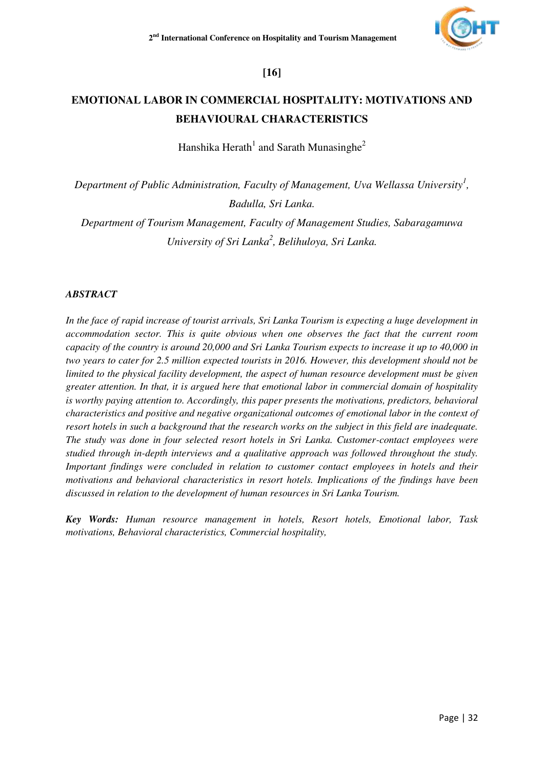[16]

# EMOTIONAL LABOR IN COMMERCIAL HOSPITALITY: MOTIVATIONS AND BEHAVIOURAL CHARACTERISTICS

Hanshika Herath[1] and Sarath Munasinghe[2]

*Department of Public Administration, Faculty of Management, Uva Wellassa University[1], Badulla, Sri Lanka.*

*Department of Tourism Management, Faculty of Management Studies, Sabaragamuwa University of Sri Lanka[2], Belihuloya, Sri Lanka.*

## *ABSTRACT*

*In the face of rapid increase of tourist arrivals, Sri Lanka Tourism is expecting a huge development in accommodation sector. This is quite obvious when one observes the fact that the current room capacity of the country is around 20,000 and Sri Lanka Tourism expects to increase it up to 40,000 in two years to cater for 2.5 million expected tourists in 2016. However, this development should not be limited to the physical facility development, the aspect of human resource development must be given greater attention. In that, it is argued here that emotional labor in commercial domain of hospitality is worthy paying attention to. Accordingly, this paper presents the motivations, predictors, behavioral characteristics and positive and negative organizational outcomes of emotional labor in the context of resort hotels in such a background that the research works on the subject in this field are inadequate. The study was done in four selected resort hotels in Sri Lanka. Customer-contact employees were studied through in-depth interviews and a qualitative approach was followed throughout the study. Important findings were concluded in relation to customer contact employees in hotels and their motivations and behavioral characteristics in resort hotels. Implications of the findings have been discussed in relation to the development of human resources in Sri Lanka Tourism.*

***Key Words:*** *Human resource management in hotels, Resort hotels, Emotional labor, Task motivations, Behavioral characteristics, Commercial hospitality,*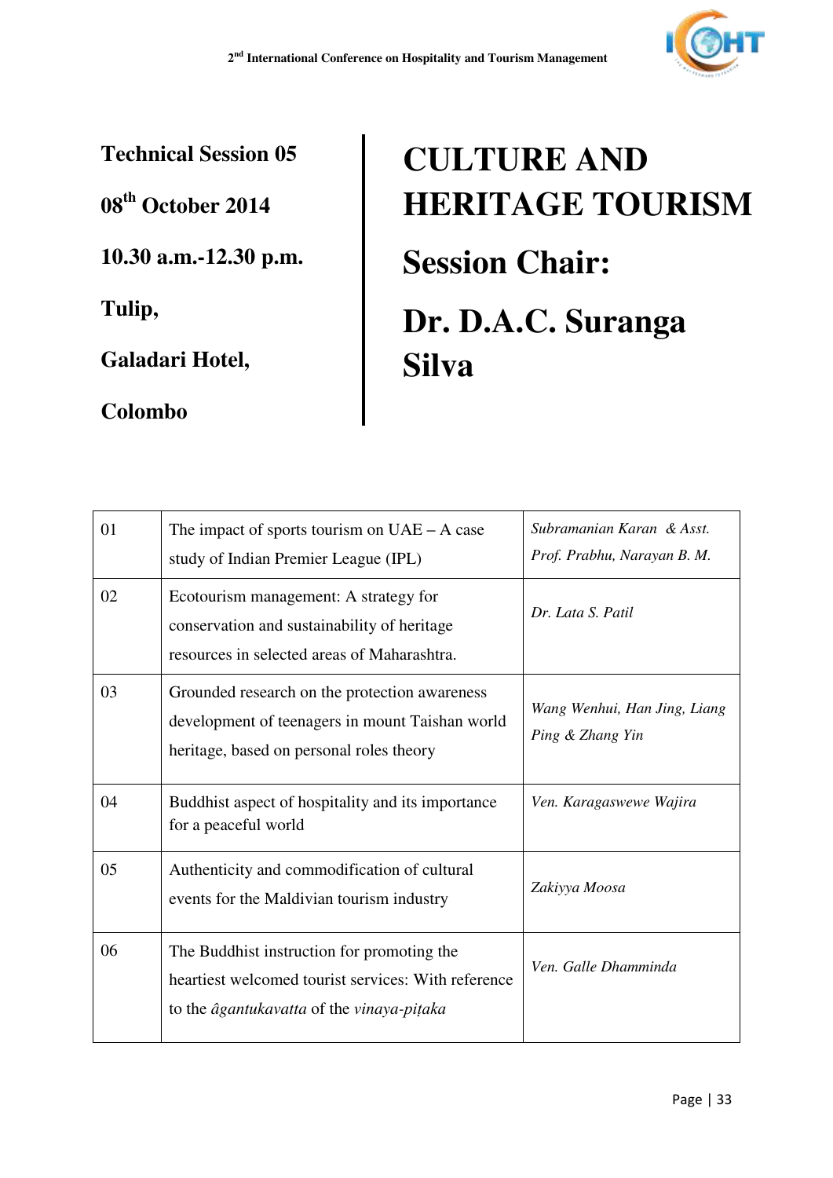**Technical Session 05**

**08th October 2014**

**10.30 a.m.-12.30 p.m.**

**Tulip,**

**Galadari Hotel,**

**Colombo**

# CULTURE AND HERITAGE TOURISM

## Session Chair:

## Dr. D.A.C. Suranga Silva

| | | |
|---|---|---|
| 01 | The impact of sports tourism on UAE – A case study of Indian Premier League (IPL) | *Subramanian Karan & Asst. Prof. Prabhu, Narayan B. M.* |
| 02 | Ecotourism management: A strategy for conservation and sustainability of heritage resources in selected areas of Maharashtra. | *Dr. Lata S. Patil* |
| 03 | Grounded research on the protection awareness development of teenagers in mount Taishan world heritage, based on personal roles theory | *Wang Wenhui, Han Jing, Liang Ping & Zhang Yin* |
| 04 | Buddhist aspect of hospitality and its importance for a peaceful world | *Ven. Karagaswewe Wajira* |
| 05 | Authenticity and commodification of cultural events for the Maldivian tourism industry | *Zakiyya Moosa* |
| 06 | The Buddhist instruction for promoting the heartiest welcomed tourist services: With reference to the *âgantukavatta* of the *vinaya-piṭaka* | *Ven. Galle Dhamminda* |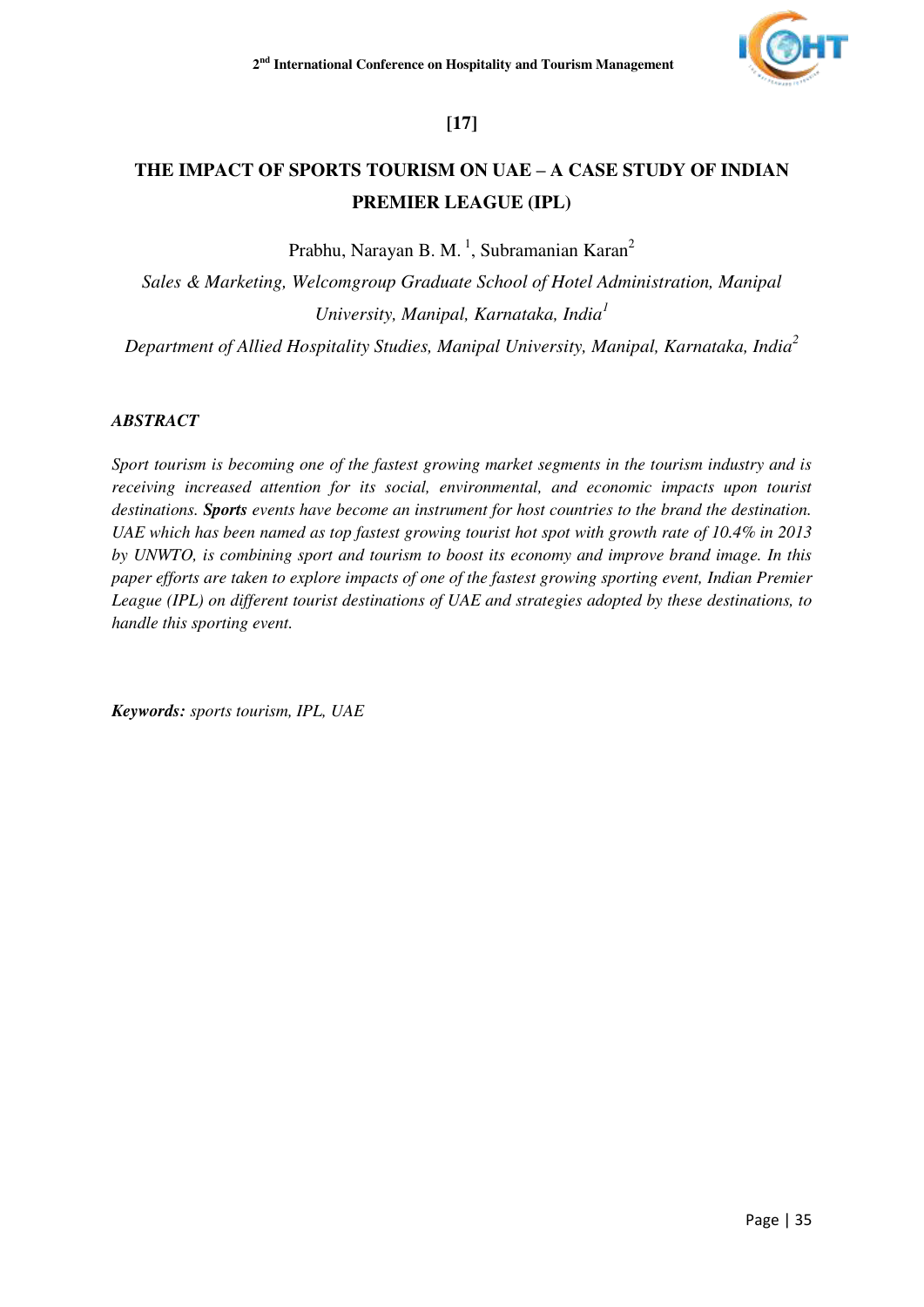[17]

# THE IMPACT OF SPORTS TOURISM ON UAE – A CASE STUDY OF INDIAN PREMIER LEAGUE (IPL)

Prabhu, Narayan B. M. [1], Subramanian Karan[2]

*Sales & Marketing, Welcomgroup Graduate School of Hotel Administration, Manipal University, Manipal, Karnataka, India[1]*

*Department of Allied Hospitality Studies, Manipal University, Manipal, Karnataka, India[2]*

***ABSTRACT***

*Sport tourism is becoming one of the fastest growing market segments in the tourism industry and is receiving increased attention for its social, environmental, and economic impacts upon tourist destinations.* ***Sports*** *events have become an instrument for host countries to the brand the destination. UAE which has been named as top fastest growing tourist hot spot with growth rate of 10.4% in 2013 by UNWTO, is combining sport and tourism to boost its economy and improve brand image. In this paper efforts are taken to explore impacts of one of the fastest growing sporting event, Indian Premier League (IPL) on different tourist destinations of UAE and strategies adopted by these destinations, to handle this sporting event.*

***Keywords:*** *sports tourism, IPL, UAE*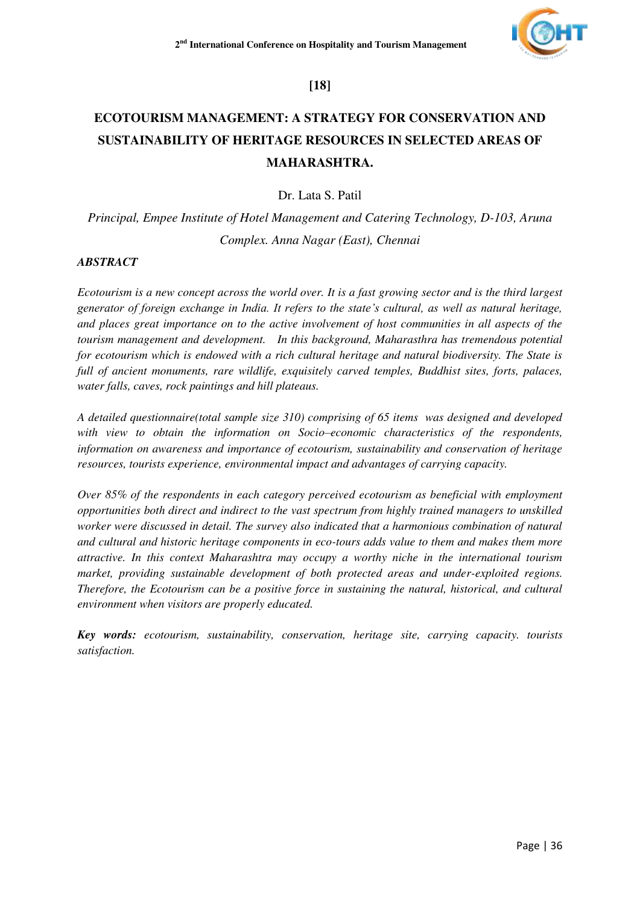**[18]**

# ECOTOURISM MANAGEMENT: A STRATEGY FOR CONSERVATION AND SUSTAINABILITY OF HERITAGE RESOURCES IN SELECTED AREAS OF MAHARASHTRA.

Dr. Lata S. Patil

*Principal, Empee Institute of Hotel Management and Catering Technology, D-103, Aruna Complex. Anna Nagar (East), Chennai*

***ABSTRACT***

*Ecotourism is a new concept across the world over. It is a fast growing sector and is the third largest generator of foreign exchange in India. It refers to the state's cultural, as well as natural heritage, and places great importance on to the active involvement of host communities in all aspects of the tourism management and development. In this background, Maharasthra has tremendous potential for ecotourism which is endowed with a rich cultural heritage and natural biodiversity. The State is full of ancient monuments, rare wildlife, exquisitely carved temples, Buddhist sites, forts, palaces, water falls, caves, rock paintings and hill plateaus.*

*A detailed questionnaire(total sample size 310) comprising of 65 items was designed and developed with view to obtain the information on Socio–economic characteristics of the respondents, information on awareness and importance of ecotourism, sustainability and conservation of heritage resources, tourists experience, environmental impact and advantages of carrying capacity.*

*Over 85% of the respondents in each category perceived ecotourism as beneficial with employment opportunities both direct and indirect to the vast spectrum from highly trained managers to unskilled worker were discussed in detail. The survey also indicated that a harmonious combination of natural and cultural and historic heritage components in eco-tours adds value to them and makes them more attractive. In this context Maharashtra may occupy a worthy niche in the international tourism market, providing sustainable development of both protected areas and under-exploited regions. Therefore, the Ecotourism can be a positive force in sustaining the natural, historical, and cultural environment when visitors are properly educated.*

***Key words:*** *ecotourism, sustainability, conservation, heritage site, carrying capacity. tourists satisfaction.*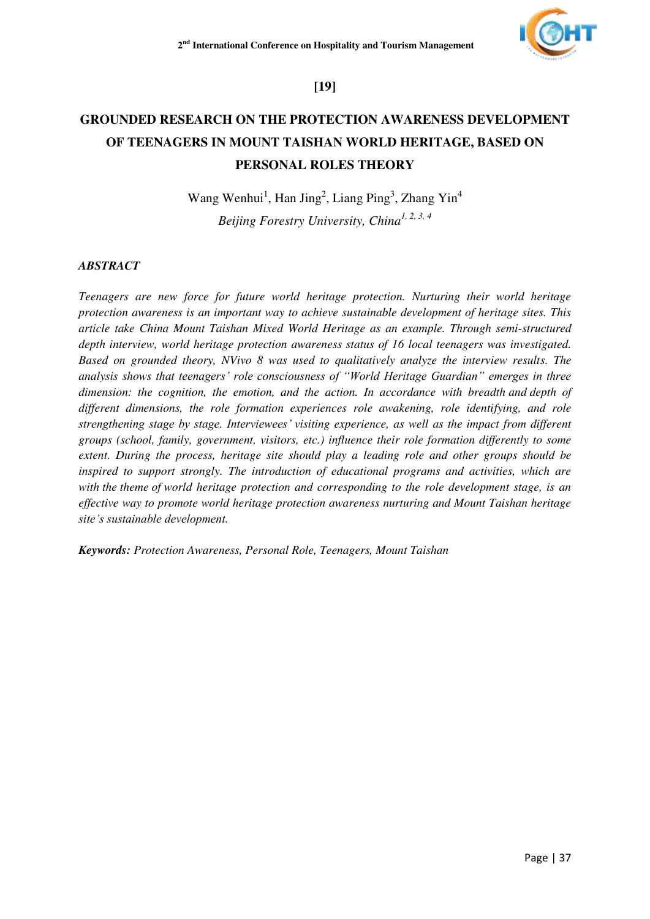**[19]**

# GROUNDED RESEARCH ON THE PROTECTION AWARENESS DEVELOPMENT OF TEENAGERS IN MOUNT TAISHAN WORLD HERITAGE, BASED ON PERSONAL ROLES THEORY

Wang Wenhui[1], Han Jing[2], Liang Ping[3], Zhang Yin[4]

*Beijing Forestry University, China[1, 2, 3, 4]*

***ABSTRACT***

*Teenagers are new force for future world heritage protection. Nurturing their world heritage protection awareness is an important way to achieve sustainable development of heritage sites. This article take China Mount Taishan Mixed World Heritage as an example. Through semi-structured depth interview, world heritage protection awareness status of 16 local teenagers was investigated. Based on grounded theory, NVivo 8 was used to qualitatively analyze the interview results. The analysis shows that teenagers' role consciousness of "World Heritage Guardian" emerges in three dimension: the cognition, the emotion, and the action. In accordance with breadth and depth of different dimensions, the role formation experiences role awakening, role identifying, and role strengthening stage by stage. Interviewees' visiting experience, as well as the impact from different groups (school, family, government, visitors, etc.) influence their role formation differently to some extent. During the process, heritage site should play a leading role and other groups should be inspired to support strongly. The introduction of educational programs and activities, which are with the theme of world heritage protection and corresponding to the role development stage, is an effective way to promote world heritage protection awareness nurturing and Mount Taishan heritage site's sustainable development.*

***Keywords:*** *Protection Awareness, Personal Role, Teenagers, Mount Taishan*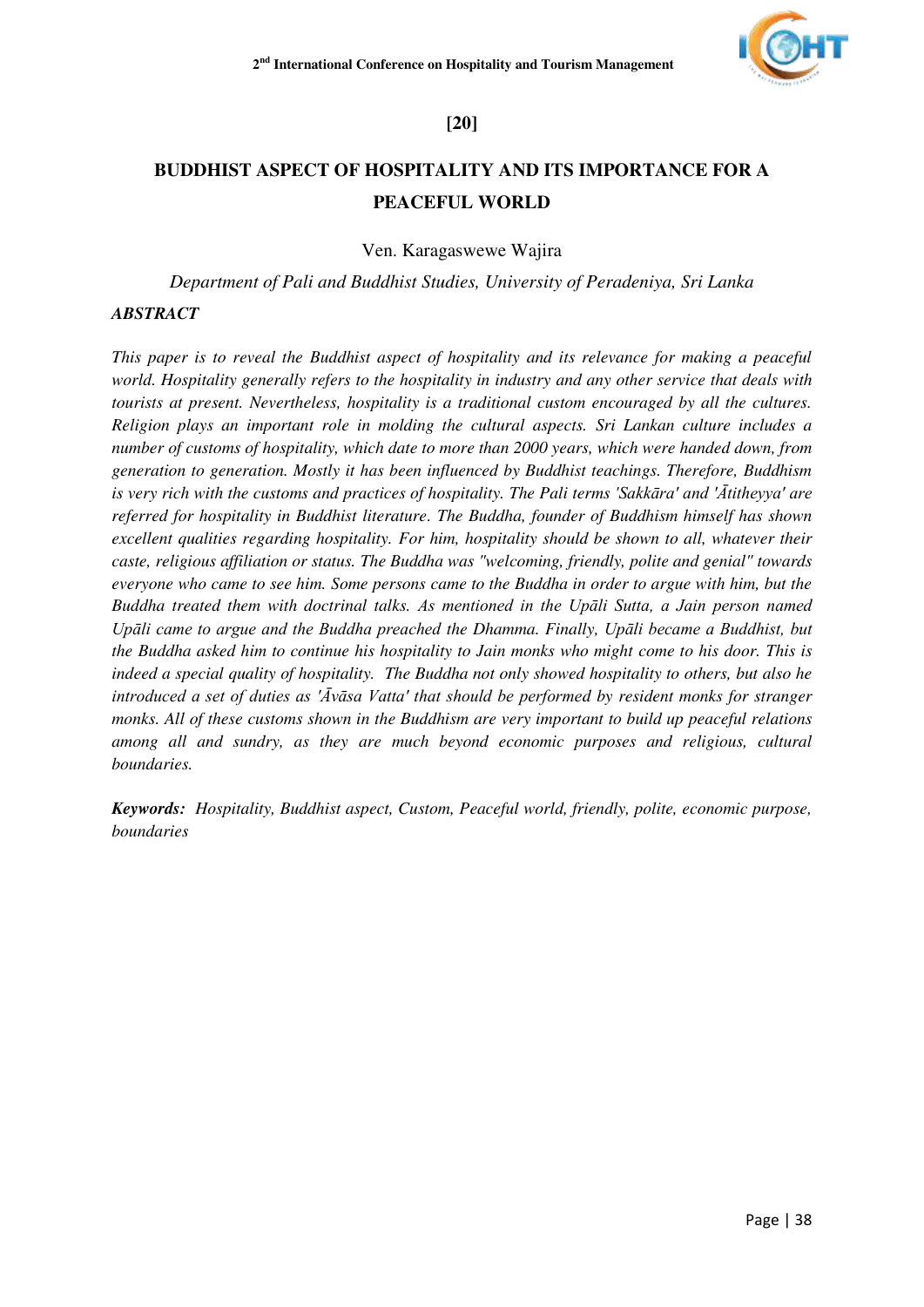**[20]**

# BUDDHIST ASPECT OF HOSPITALITY AND ITS IMPORTANCE FOR A PEACEFUL WORLD

Ven. Karagaswewe Wajira

*Department of Pali and Buddhist Studies, University of Peradeniya, Sri Lanka*

***ABSTRACT***

*This paper is to reveal the Buddhist aspect of hospitality and its relevance for making a peaceful world. Hospitality generally refers to the hospitality in industry and any other service that deals with tourists at present. Nevertheless, hospitality is a traditional custom encouraged by all the cultures. Religion plays an important role in molding the cultural aspects. Sri Lankan culture includes a number of customs of hospitality, which date to more than 2000 years, which were handed down, from generation to generation. Mostly it has been influenced by Buddhist teachings. Therefore, Buddhism is very rich with the customs and practices of hospitality. The Pali terms 'Sakkāra' and 'Ātitheyya' are referred for hospitality in Buddhist literature. The Buddha, founder of Buddhism himself has shown excellent qualities regarding hospitality. For him, hospitality should be shown to all, whatever their caste, religious affiliation or status. The Buddha was "welcoming, friendly, polite and genial" towards everyone who came to see him. Some persons came to the Buddha in order to argue with him, but the Buddha treated them with doctrinal talks. As mentioned in the Upāli Sutta, a Jain person named Upāli came to argue and the Buddha preached the Dhamma. Finally, Upāli became a Buddhist, but the Buddha asked him to continue his hospitality to Jain monks who might come to his door. This is indeed a special quality of hospitality. The Buddha not only showed hospitality to others, but also he introduced a set of duties as 'Āvāsa Vatta' that should be performed by resident monks for stranger monks. All of these customs shown in the Buddhism are very important to build up peaceful relations among all and sundry, as they are much beyond economic purposes and religious, cultural boundaries.*

***Keywords:*** *Hospitality, Buddhist aspect, Custom, Peaceful world, friendly, polite, economic purpose, boundaries*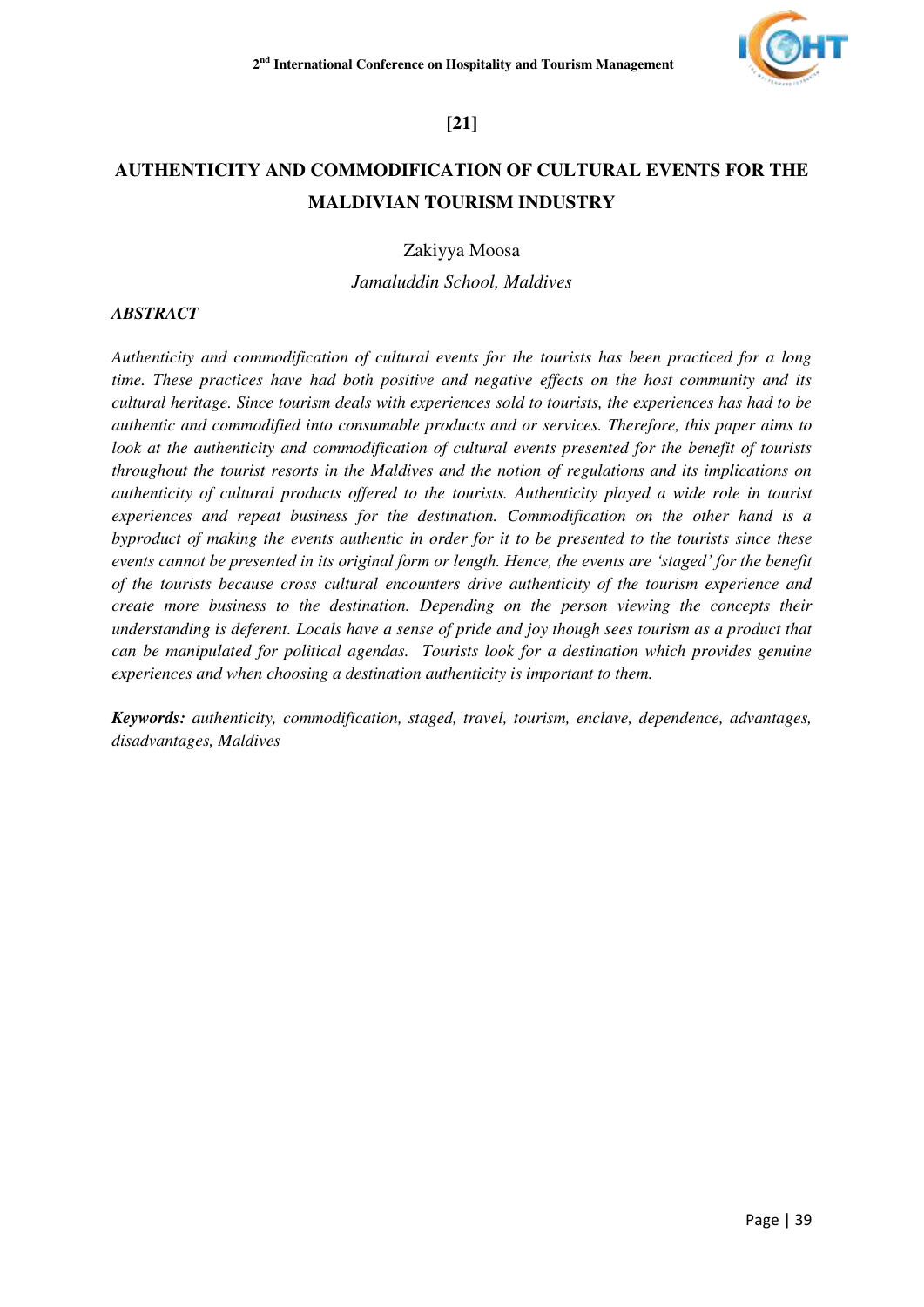**[21]**

# AUTHENTICITY AND COMMODIFICATION OF CULTURAL EVENTS FOR THE MALDIVIAN TOURISM INDUSTRY

Zakiyya Moosa

*Jamaluddin School, Maldives*

***ABSTRACT***

*Authenticity and commodification of cultural events for the tourists has been practiced for a long time. These practices have had both positive and negative effects on the host community and its cultural heritage. Since tourism deals with experiences sold to tourists, the experiences has had to be authentic and commodified into consumable products and or services. Therefore, this paper aims to look at the authenticity and commodification of cultural events presented for the benefit of tourists throughout the tourist resorts in the Maldives and the notion of regulations and its implications on authenticity of cultural products offered to the tourists. Authenticity played a wide role in tourist experiences and repeat business for the destination. Commodification on the other hand is a byproduct of making the events authentic in order for it to be presented to the tourists since these events cannot be presented in its original form or length. Hence, the events are 'staged' for the benefit of the tourists because cross cultural encounters drive authenticity of the tourism experience and create more business to the destination. Depending on the person viewing the concepts their understanding is deferent. Locals have a sense of pride and joy though sees tourism as a product that can be manipulated for political agendas. Tourists look for a destination which provides genuine experiences and when choosing a destination authenticity is important to them.*

***Keywords:*** *authenticity, commodification, staged, travel, tourism, enclave, dependence, advantages, disadvantages, Maldives*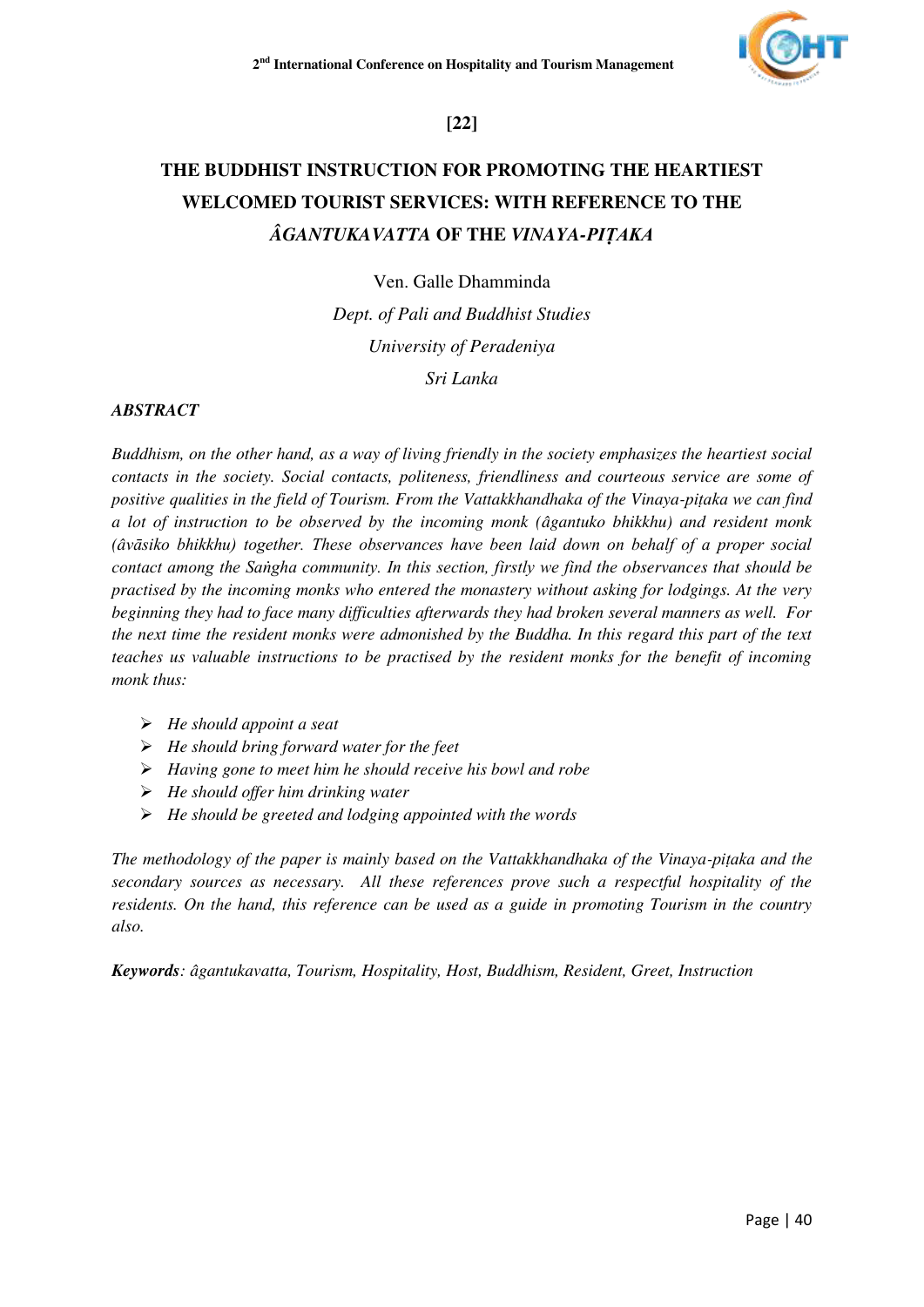[22]

# THE BUDDHIST INSTRUCTION FOR PROMOTING THE HEARTIEST WELCOMED TOURIST SERVICES: WITH REFERENCE TO THE *ÂGANTUKAVATTA* OF THE *VINAYA-PIṬAKA*

Ven. Galle Dhamminda

*Dept. of Pali and Buddhist Studies*

*University of Peradeniya*

*Sri Lanka*

***ABSTRACT***

*Buddhism, on the other hand, as a way of living friendly in the society emphasizes the heartiest social contacts in the society. Social contacts, politeness, friendliness and courteous service are some of positive qualities in the field of Tourism. From the Vattakkhandhaka of the Vinaya-piṭaka we can find a lot of instruction to be observed by the incoming monk (âgantuko bhikkhu) and resident monk (âvāsiko bhikkhu) together. These observances have been laid down on behalf of a proper social contact among the Saṅgha community. In this section, firstly we find the observances that should be practised by the incoming monks who entered the monastery without asking for lodgings. At the very beginning they had to face many difficulties afterwards they had broken several manners as well. For the next time the resident monks were admonished by the Buddha. In this regard this part of the text teaches us valuable instructions to be practised by the resident monks for the benefit of incoming monk thus:*

- *He should appoint a seat*
- *He should bring forward water for the feet*
- *Having gone to meet him he should receive his bowl and robe*
- *He should offer him drinking water*
- *He should be greeted and lodging appointed with the words*

*The methodology of the paper is mainly based on the Vattakkhandhaka of the Vinaya-piṭaka and the secondary sources as necessary. All these references prove such a respectful hospitality of the residents. On the hand, this reference can be used as a guide in promoting Tourism in the country also.*

***Keywords****: âgantukavatta, Tourism, Hospitality, Host, Buddhism, Resident, Greet, Instruction*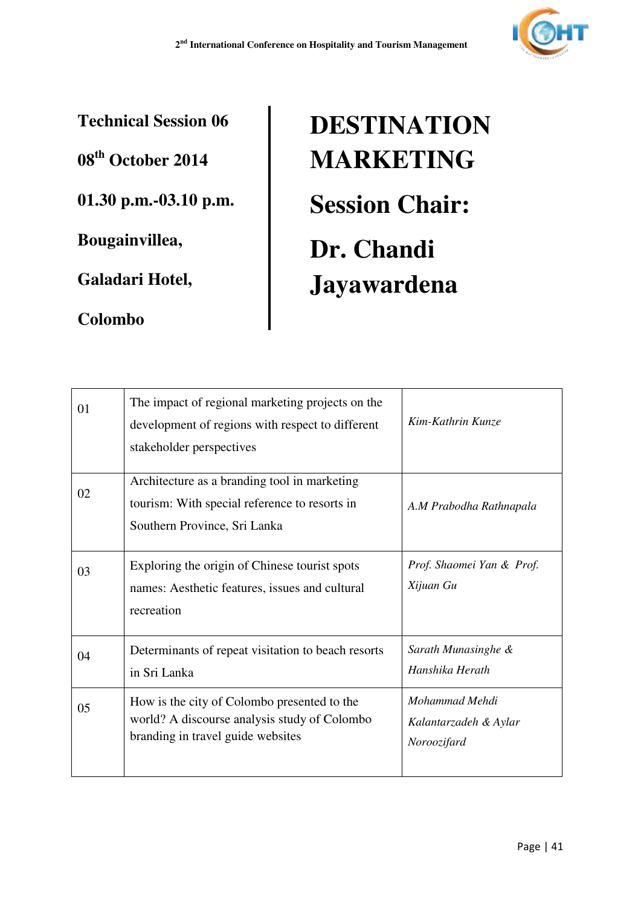**Technical Session 06**

**08th October 2014**

**01.30 p.m.-03.10 p.m.**

**Bougainvillea,**

**Galadari Hotel,**

**Colombo**

# DESTINATION MARKETING

## Session Chair:

## Dr. Chandi Jayawardena

| | | |
|---|---|---|
| 01 | The impact of regional marketing projects on the development of regions with respect to different stakeholder perspectives | *Kim-Kathrin Kunze* |
| 02 | Architecture as a branding tool in marketing tourism: With special reference to resorts in Southern Province, Sri Lanka | *A.M Prabodha Rathnapala* |
| 03 | Exploring the origin of Chinese tourist spots names: Aesthetic features, issues and cultural recreation | *Prof. Shaomei Yan & Prof. Xijuan Gu* |
| 04 | Determinants of repeat visitation to beach resorts in Sri Lanka | *Sarath Munasinghe & Hanshika Herath* |
| 05 | How is the city of Colombo presented to the world? A discourse analysis study of Colombo branding in travel guide websites | *Mohammad Mehdi Kalantarzadeh & Aylar Noroozifard* |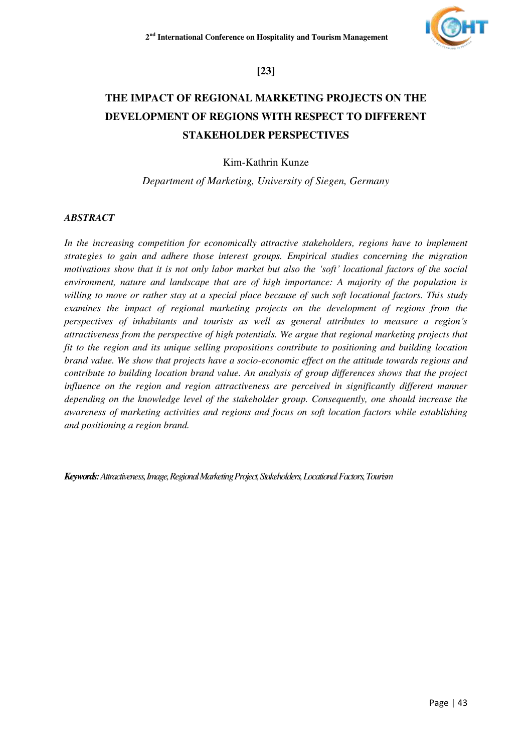**[23]**

# THE IMPACT OF REGIONAL MARKETING PROJECTS ON THE DEVELOPMENT OF REGIONS WITH RESPECT TO DIFFERENT STAKEHOLDER PERSPECTIVES

Kim-Kathrin Kunze

*Department of Marketing, University of Siegen, Germany*

## *ABSTRACT*

*In the increasing competition for economically attractive stakeholders, regions have to implement strategies to gain and adhere those interest groups. Empirical studies concerning the migration motivations show that it is not only labor market but also the 'soft' locational factors of the social environment, nature and landscape that are of high importance: A majority of the population is willing to move or rather stay at a special place because of such soft locational factors. This study examines the impact of regional marketing projects on the development of regions from the perspectives of inhabitants and tourists as well as general attributes to measure a region's attractiveness from the perspective of high potentials. We argue that regional marketing projects that fit to the region and its unique selling propositions contribute to positioning and building location brand value. We show that projects have a socio-economic effect on the attitude towards regions and contribute to building location brand value. An analysis of group differences shows that the project influence on the region and region attractiveness are perceived in significantly different manner depending on the knowledge level of the stakeholder group. Consequently, one should increase the awareness of marketing activities and regions and focus on soft location factors while establishing and positioning a region brand.*

***Keywords:*** *Attractiveness, Image, Regional Marketing Project, Stakeholders, Locational Factors, Tourism*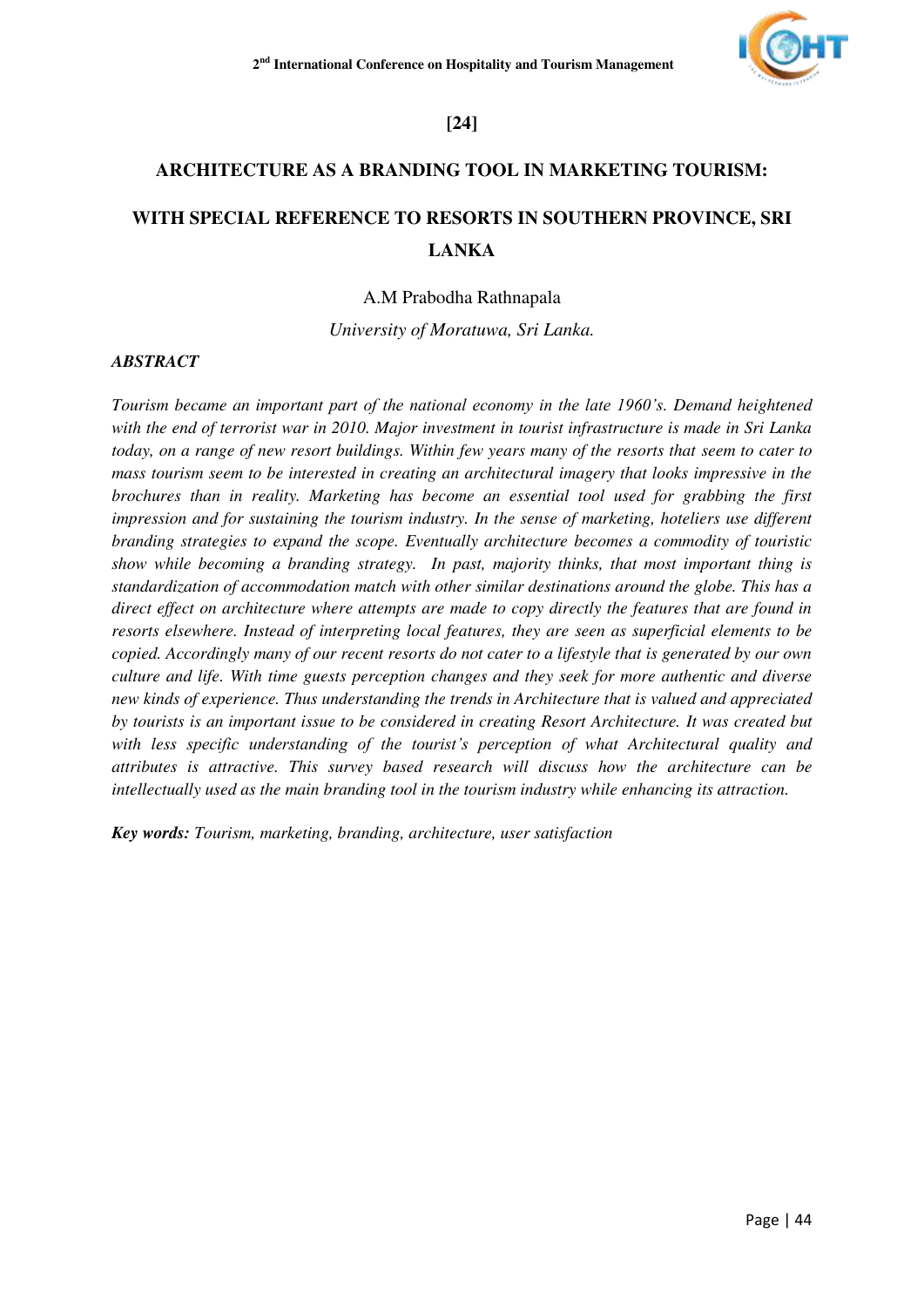**[24]**

# ARCHITECTURE AS A BRANDING TOOL IN MARKETING TOURISM: WITH SPECIAL REFERENCE TO RESORTS IN SOUTHERN PROVINCE, SRI LANKA

A.M Prabodha Rathnapala

*University of Moratuwa, Sri Lanka.*

***ABSTRACT***

*Tourism became an important part of the national economy in the late 1960's. Demand heightened with the end of terrorist war in 2010. Major investment in tourist infrastructure is made in Sri Lanka today, on a range of new resort buildings. Within few years many of the resorts that seem to cater to mass tourism seem to be interested in creating an architectural imagery that looks impressive in the brochures than in reality. Marketing has become an essential tool used for grabbing the first impression and for sustaining the tourism industry. In the sense of marketing, hoteliers use different branding strategies to expand the scope. Eventually architecture becomes a commodity of touristic show while becoming a branding strategy. In past, majority thinks, that most important thing is standardization of accommodation match with other similar destinations around the globe. This has a direct effect on architecture where attempts are made to copy directly the features that are found in resorts elsewhere. Instead of interpreting local features, they are seen as superficial elements to be copied. Accordingly many of our recent resorts do not cater to a lifestyle that is generated by our own culture and life. With time guests perception changes and they seek for more authentic and diverse new kinds of experience. Thus understanding the trends in Architecture that is valued and appreciated by tourists is an important issue to be considered in creating Resort Architecture. It was created but with less specific understanding of the tourist's perception of what Architectural quality and attributes is attractive. This survey based research will discuss how the architecture can be intellectually used as the main branding tool in the tourism industry while enhancing its attraction.*

***Key words:*** *Tourism, marketing, branding, architecture, user satisfaction*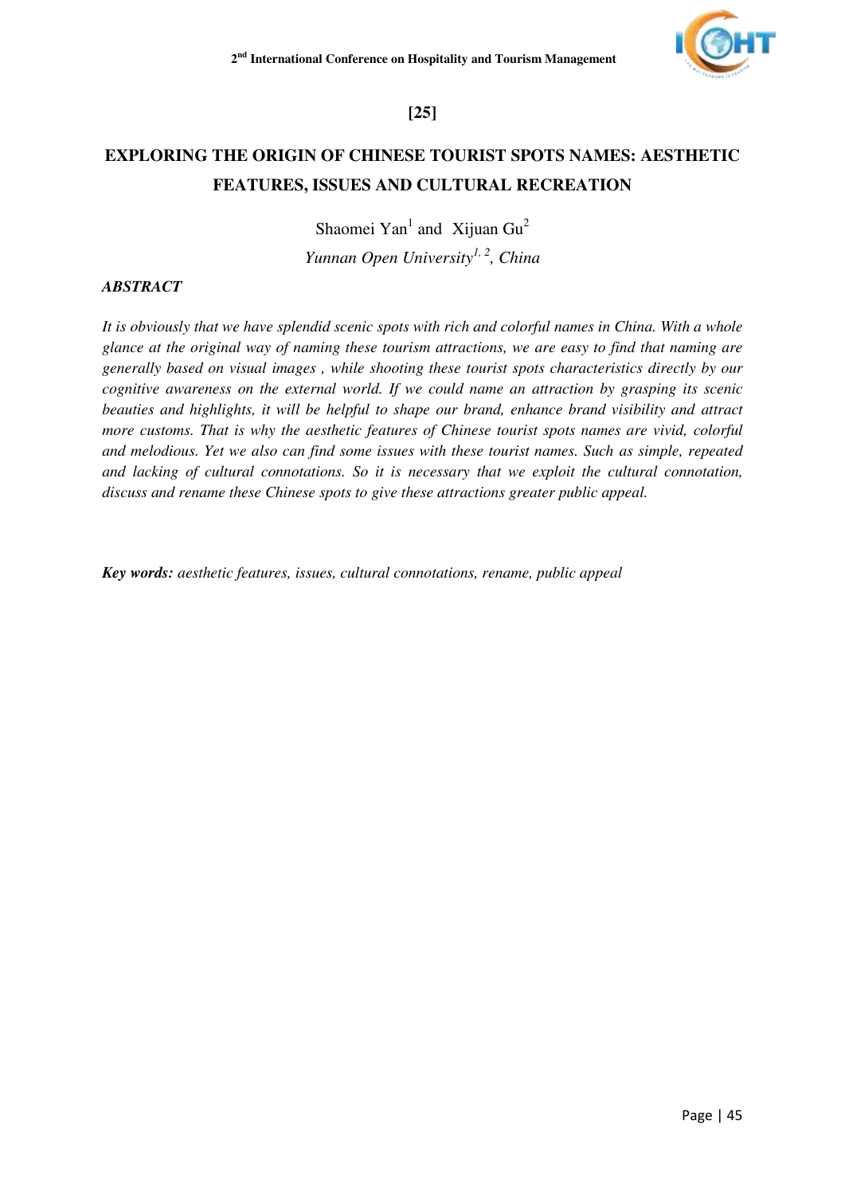**[25]**

# EXPLORING THE ORIGIN OF CHINESE TOURIST SPOTS NAMES: AESTHETIC FEATURES, ISSUES AND CULTURAL RECREATION

Shaomei Yan[1] and Xijuan Gu[2]

*Yunnan Open University[1, 2], China*

***ABSTRACT***

*It is obviously that we have splendid scenic spots with rich and colorful names in China. With a whole glance at the original way of naming these tourism attractions, we are easy to find that naming are generally based on visual images , while shooting these tourist spots characteristics directly by our cognitive awareness on the external world. If we could name an attraction by grasping its scenic beauties and highlights, it will be helpful to shape our brand, enhance brand visibility and attract more customs. That is why the aesthetic features of Chinese tourist spots names are vivid, colorful and melodious. Yet we also can find some issues with these tourist names. Such as simple, repeated and lacking of cultural connotations. So it is necessary that we exploit the cultural connotation, discuss and rename these Chinese spots to give these attractions greater public appeal.*

***Key words:*** *aesthetic features, issues, cultural connotations, rename, public appeal*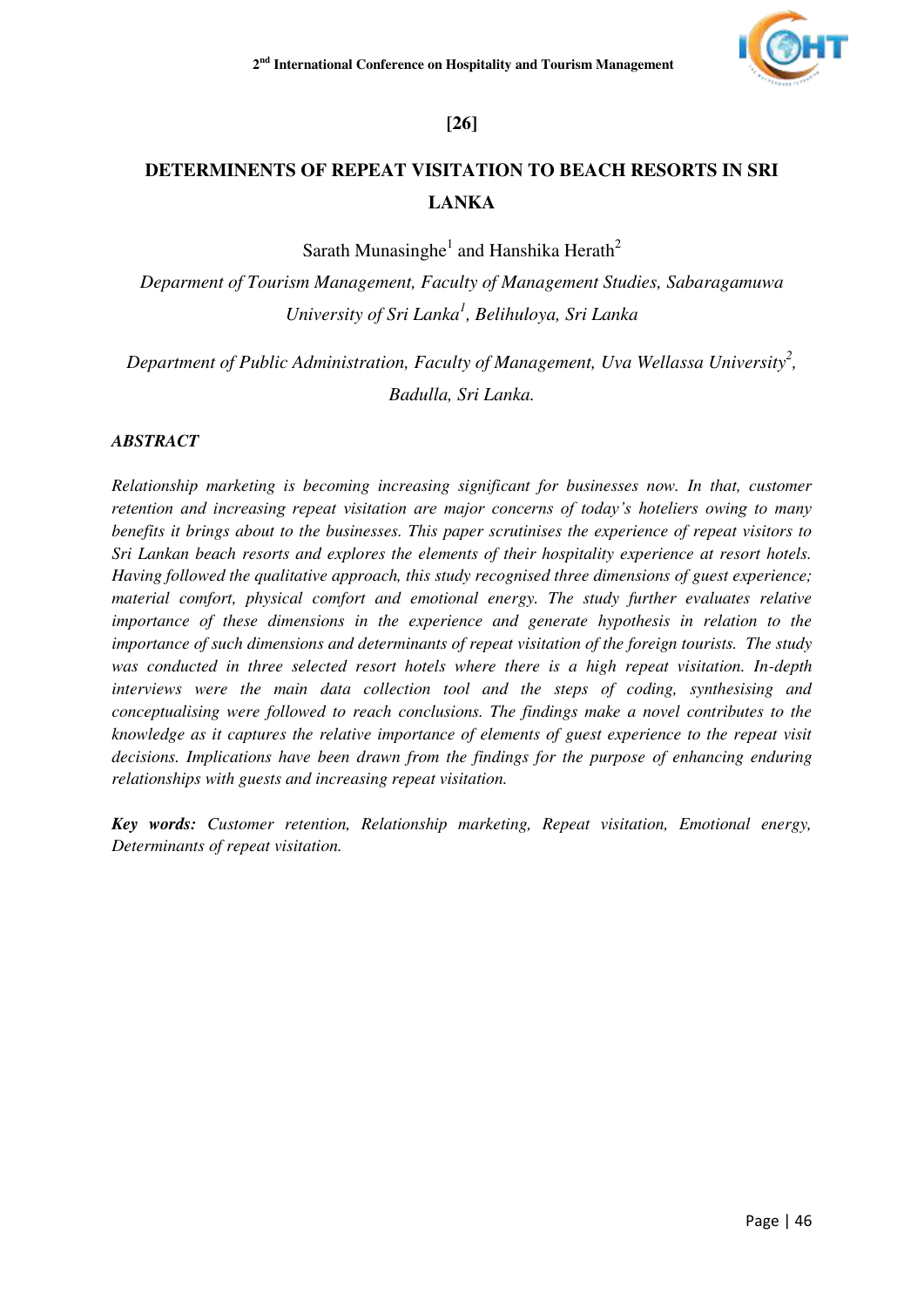**[26]**

# DETERMINENTS OF REPEAT VISITATION TO BEACH RESORTS IN SRI LANKA

Sarath Munasinghe[1] and Hanshika Herath[2]

*Deparment of Tourism Management, Faculty of Management Studies, Sabaragamuwa University of Sri Lanka[1], Belihuloya, Sri Lanka*

*Department of Public Administration, Faculty of Management, Uva Wellassa University[2], Badulla, Sri Lanka.*

## *ABSTRACT*

*Relationship marketing is becoming increasing significant for businesses now. In that, customer retention and increasing repeat visitation are major concerns of today's hoteliers owing to many benefits it brings about to the businesses. This paper scrutinises the experience of repeat visitors to Sri Lankan beach resorts and explores the elements of their hospitality experience at resort hotels. Having followed the qualitative approach, this study recognised three dimensions of guest experience; material comfort, physical comfort and emotional energy. The study further evaluates relative importance of these dimensions in the experience and generate hypothesis in relation to the importance of such dimensions and determinants of repeat visitation of the foreign tourists. The study was conducted in three selected resort hotels where there is a high repeat visitation. In-depth interviews were the main data collection tool and the steps of coding, synthesising and conceptualising were followed to reach conclusions. The findings make a novel contributes to the knowledge as it captures the relative importance of elements of guest experience to the repeat visit decisions. Implications have been drawn from the findings for the purpose of enhancing enduring relationships with guests and increasing repeat visitation.*

***Key words:*** *Customer retention, Relationship marketing, Repeat visitation, Emotional energy, Determinants of repeat visitation.*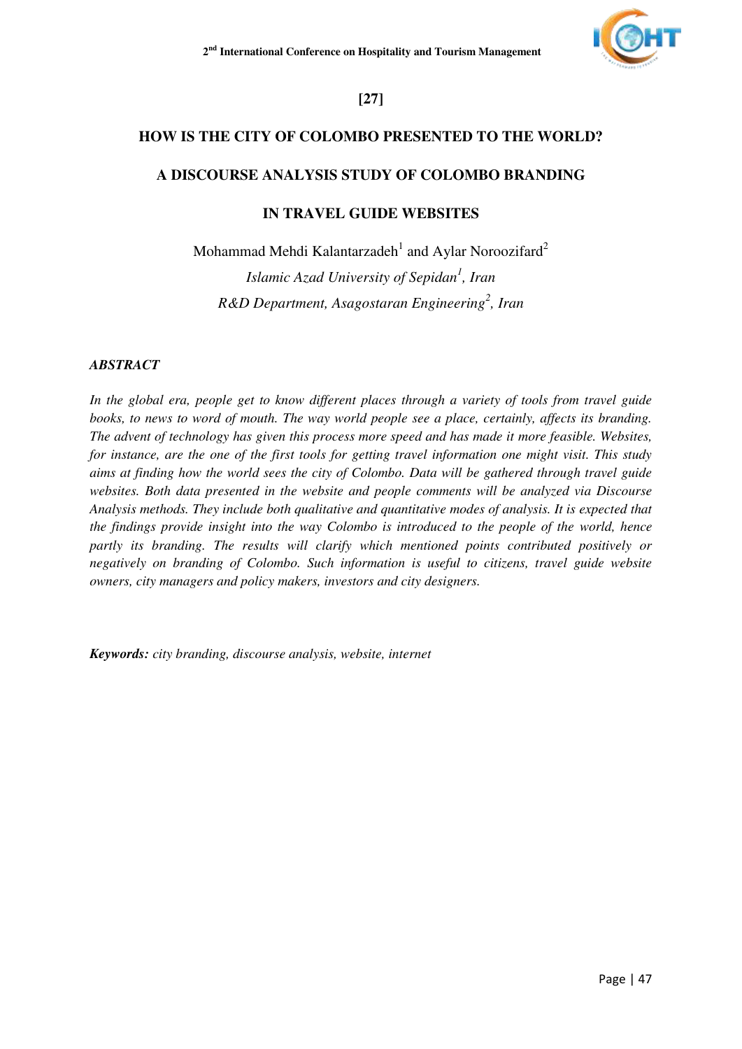[27]

# HOW IS THE CITY OF COLOMBO PRESENTED TO THE WORLD?

# A DISCOURSE ANALYSIS STUDY OF COLOMBO BRANDING IN TRAVEL GUIDE WEBSITES

Mohammad Mehdi Kalantarzadeh[1] and Aylar Noroozifard[2]

*Islamic Azad University of Sepidan[1], Iran*

*R&D Department, Asagostaran Engineering[2], Iran*

## *ABSTRACT*

*In the global era, people get to know different places through a variety of tools from travel guide books, to news to word of mouth. The way world people see a place, certainly, affects its branding. The advent of technology has given this process more speed and has made it more feasible. Websites, for instance, are the one of the first tools for getting travel information one might visit. This study aims at finding how the world sees the city of Colombo. Data will be gathered through travel guide websites. Both data presented in the website and people comments will be analyzed via Discourse Analysis methods. They include both qualitative and quantitative modes of analysis. It is expected that the findings provide insight into the way Colombo is introduced to the people of the world, hence partly its branding. The results will clarify which mentioned points contributed positively or negatively on branding of Colombo. Such information is useful to citizens, travel guide website owners, city managers and policy makers, investors and city designers.*

***Keywords:*** *city branding, discourse analysis, website, internet*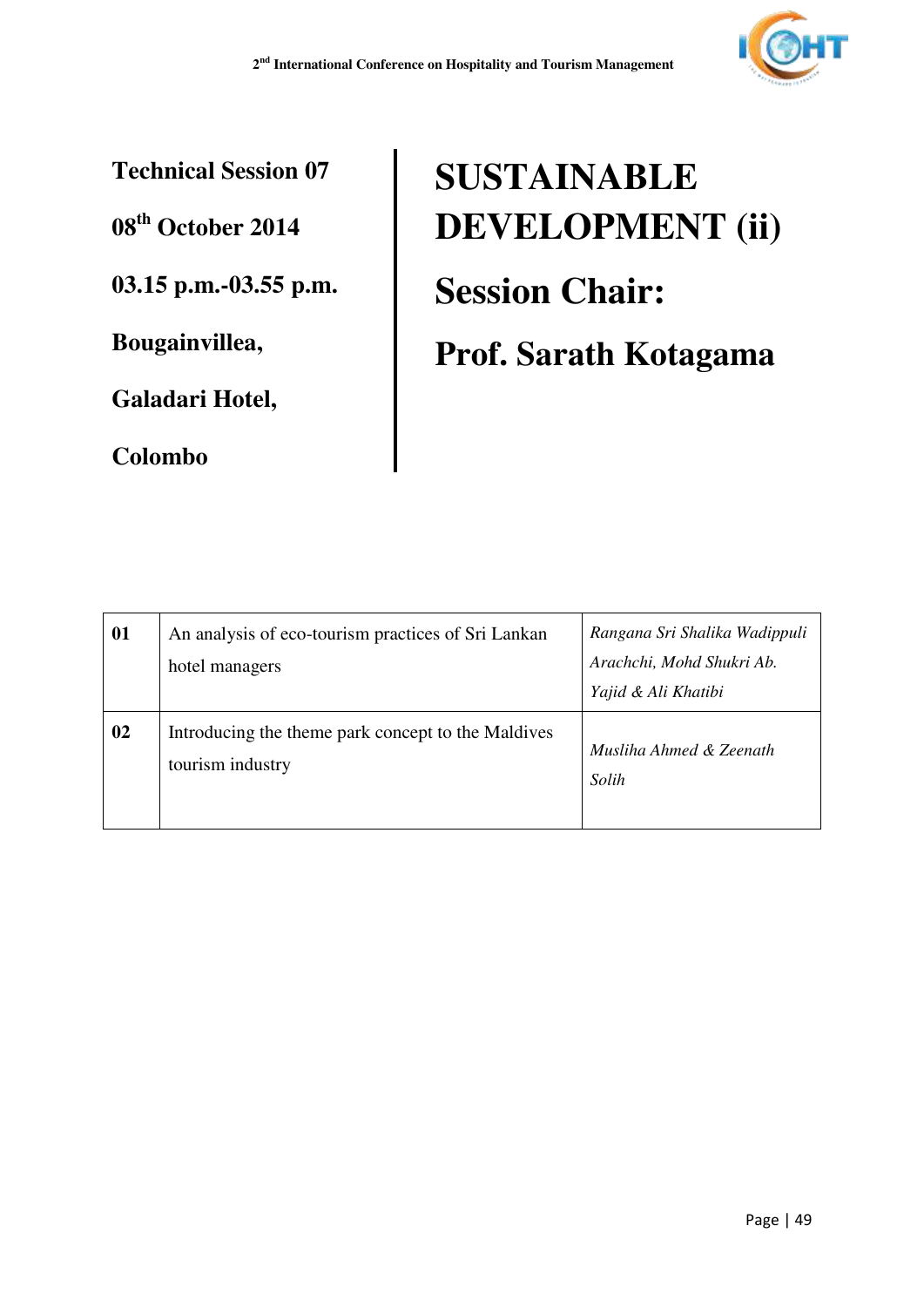**Technical Session 07**

**08th October 2014**

**03.15 p.m.-03.55 p.m.**

**Bougainvillea,**

**Galadari Hotel,**

**Colombo**

# SUSTAINABLE DEVELOPMENT (ii)

# Session Chair:

# Prof. Sarath Kotagama

| | | |
|---|---|---|
| **01** | An analysis of eco-tourism practices of Sri Lankan hotel managers | *Rangana Sri Shalika Wadippuli Arachchi, Mohd Shukri Ab. Yajid & Ali Khatibi* |
| **02** | Introducing the theme park concept to the Maldives tourism industry | *Musliha Ahmed & Zeenath Solih* |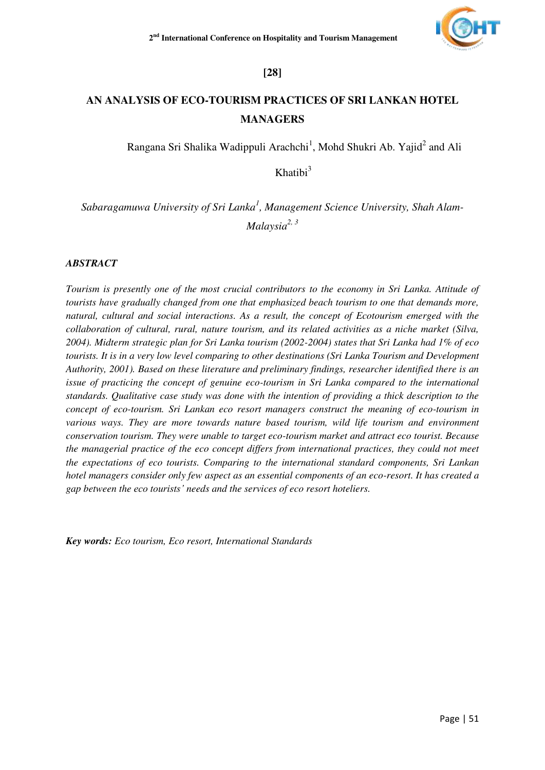**[28]**

# AN ANALYSIS OF ECO-TOURISM PRACTICES OF SRI LANKAN HOTEL MANAGERS

Rangana Sri Shalika Wadippuli Arachchi[1], Mohd Shukri Ab. Yajid[2] and Ali Khatibi[3]

*Sabaragamuwa University of Sri Lanka[1], Management Science University, Shah Alam-Malaysia[2, 3]*

***ABSTRACT***

*Tourism is presently one of the most crucial contributors to the economy in Sri Lanka. Attitude of tourists have gradually changed from one that emphasized beach tourism to one that demands more, natural, cultural and social interactions. As a result, the concept of Ecotourism emerged with the collaboration of cultural, rural, nature tourism, and its related activities as a niche market (Silva, 2004). Midterm strategic plan for Sri Lanka tourism (2002-2004) states that Sri Lanka had 1% of eco tourists. It is in a very low level comparing to other destinations (Sri Lanka Tourism and Development Authority, 2001). Based on these literature and preliminary findings, researcher identified there is an issue of practicing the concept of genuine eco-tourism in Sri Lanka compared to the international standards. Qualitative case study was done with the intention of providing a thick description to the concept of eco-tourism. Sri Lankan eco resort managers construct the meaning of eco-tourism in various ways. They are more towards nature based tourism, wild life tourism and environment conservation tourism. They were unable to target eco-tourism market and attract eco tourist. Because the managerial practice of the eco concept differs from international practices, they could not meet the expectations of eco tourists. Comparing to the international standard components, Sri Lankan hotel managers consider only few aspect as an essential components of an eco-resort. It has created a gap between the eco tourists' needs and the services of eco resort hoteliers.*

***Key words:*** *Eco tourism, Eco resort, International Standards*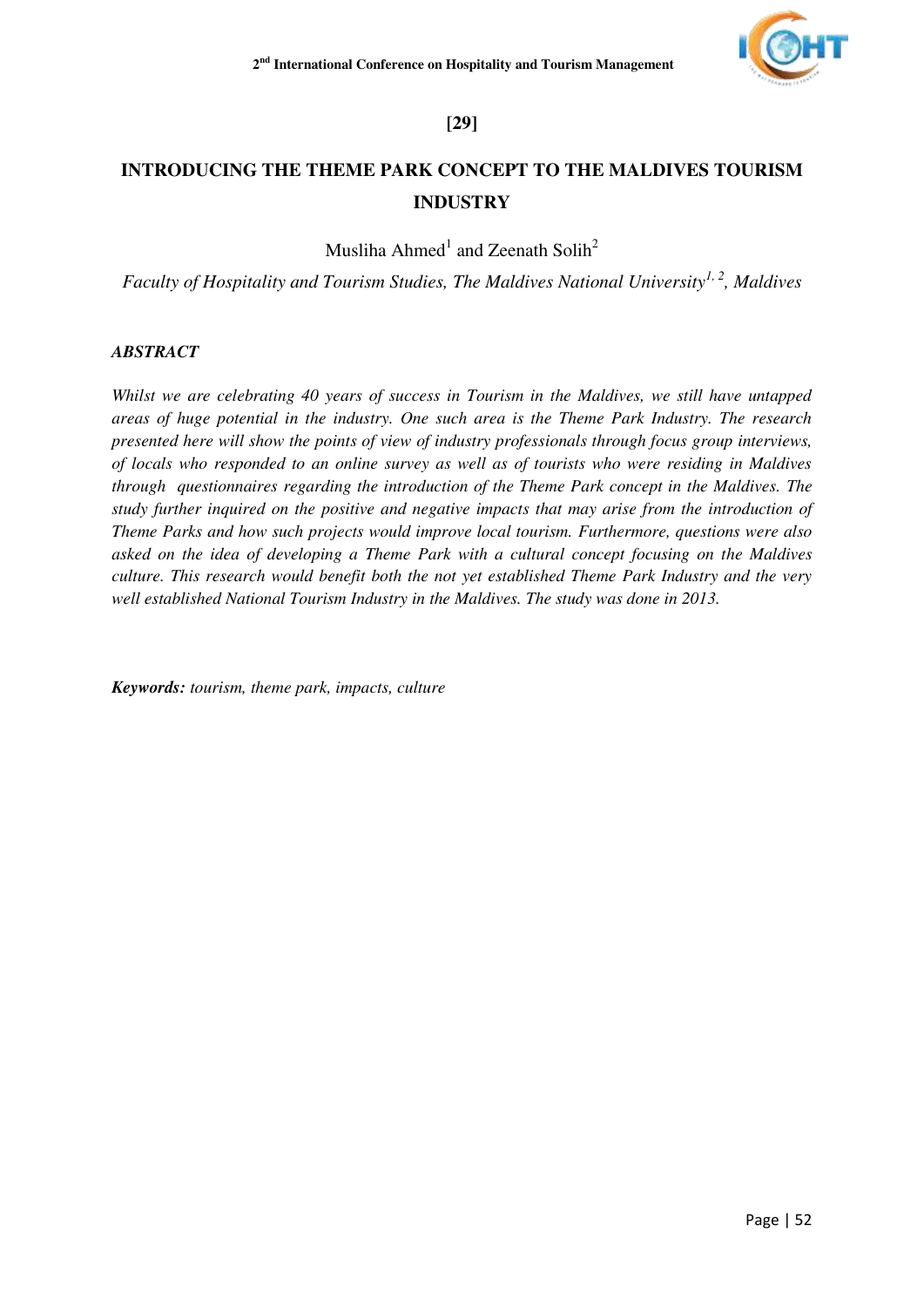[29]

# INTRODUCING THE THEME PARK CONCEPT TO THE MALDIVES TOURISM INDUSTRY

Musliha Ahmed[1] and Zeenath Solih[2]

*Faculty of Hospitality and Tourism Studies, The Maldives National University[1, 2], Maldives*

***ABSTRACT***

*Whilst we are celebrating 40 years of success in Tourism in the Maldives, we still have untapped areas of huge potential in the industry. One such area is the Theme Park Industry. The research presented here will show the points of view of industry professionals through focus group interviews, of locals who responded to an online survey as well as of tourists who were residing in Maldives through questionnaires regarding the introduction of the Theme Park concept in the Maldives. The study further inquired on the positive and negative impacts that may arise from the introduction of Theme Parks and how such projects would improve local tourism. Furthermore, questions were also asked on the idea of developing a Theme Park with a cultural concept focusing on the Maldives culture. This research would benefit both the not yet established Theme Park Industry and the very well established National Tourism Industry in the Maldives. The study was done in 2013.*

***Keywords:*** *tourism, theme park, impacts, culture*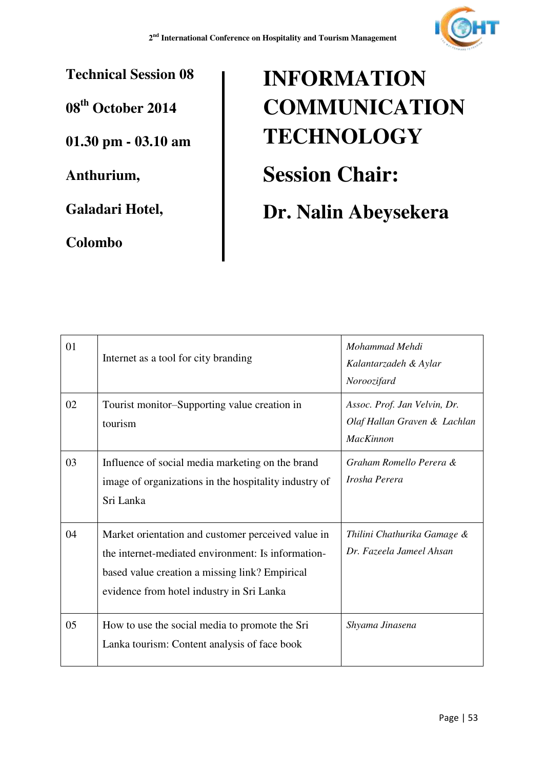**Technical Session 08**

**08th October 2014**

**01.30 pm - 03.10 am**

**Anthurium,**

**Galadari Hotel,**

**Colombo**

# INFORMATION COMMUNICATION TECHNOLOGY

## Session Chair:

## Dr. Nalin Abeysekera

| | | |
|---|---|---|
| 01 | Internet as a tool for city branding | *Mohammad Mehdi Kalantarzadeh & Aylar Noroozifard* |
| 02 | Tourist monitor–Supporting value creation in tourism | *Assoc. Prof. Jan Velvin, Dr. Olaf Hallan Graven & Lachlan MacKinnon* |
| 03 | Influence of social media marketing on the brand image of organizations in the hospitality industry of Sri Lanka | *Graham Romello Perera & Irosha Perera* |
| 04 | Market orientation and customer perceived value in the internet-mediated environment: Is information-based value creation a missing link? Empirical evidence from hotel industry in Sri Lanka | *Thilini Chathurika Gamage & Dr. Fazeela Jameel Ahsan* |
| 05 | How to use the social media to promote the Sri Lanka tourism: Content analysis of face book | *Shyama Jinasena* |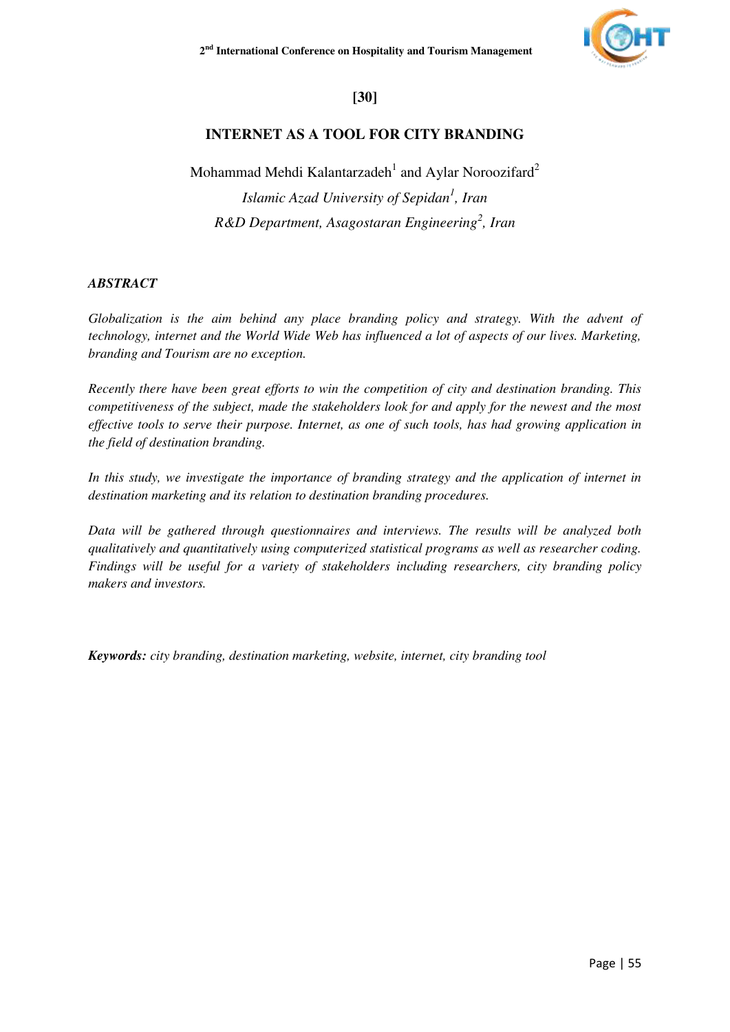[30]

# INTERNET AS A TOOL FOR CITY BRANDING

Mohammad Mehdi Kalantarzadeh[1] and Aylar Noroozifard[2]

*Islamic Azad University of Sepidan[1], Iran*

*R&D Department, Asagostaran Engineering[2], Iran*

***ABSTRACT***

*Globalization is the aim behind any place branding policy and strategy. With the advent of technology, internet and the World Wide Web has influenced a lot of aspects of our lives. Marketing, branding and Tourism are no exception.*

*Recently there have been great efforts to win the competition of city and destination branding. This competitiveness of the subject, made the stakeholders look for and apply for the newest and the most effective tools to serve their purpose. Internet, as one of such tools, has had growing application in the field of destination branding.*

*In this study, we investigate the importance of branding strategy and the application of internet in destination marketing and its relation to destination branding procedures.*

*Data will be gathered through questionnaires and interviews. The results will be analyzed both qualitatively and quantitatively using computerized statistical programs as well as researcher coding. Findings will be useful for a variety of stakeholders including researchers, city branding policy makers and investors.*

***Keywords:*** *city branding, destination marketing, website, internet, city branding tool*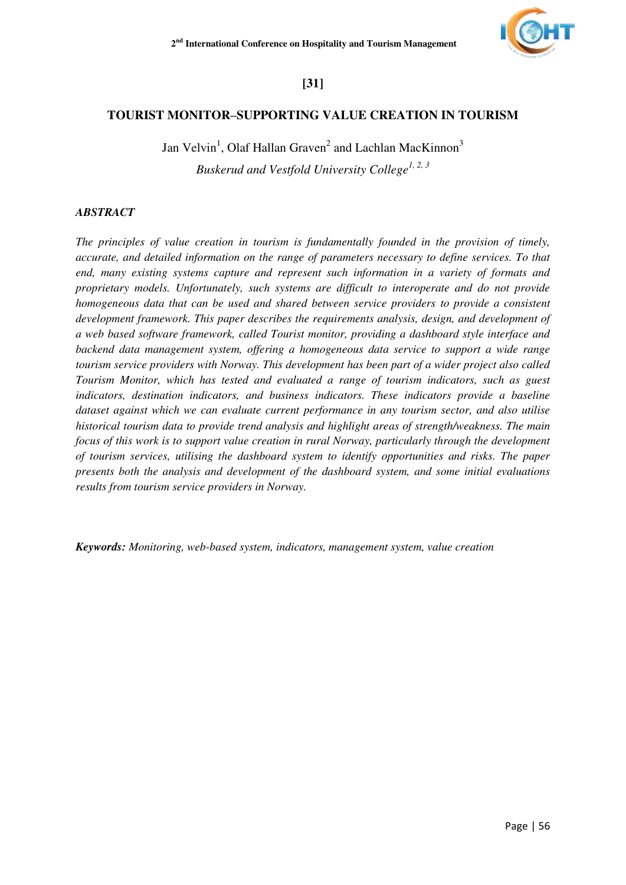[31]

# TOURIST MONITOR–SUPPORTING VALUE CREATION IN TOURISM

Jan Velvin[1], Olaf Hallan Graven[2] and Lachlan MacKinnon[3]

*Buskerud and Vestfold University College[1, 2, 3]*

## *ABSTRACT*

*The principles of value creation in tourism is fundamentally founded in the provision of timely, accurate, and detailed information on the range of parameters necessary to define services. To that end, many existing systems capture and represent such information in a variety of formats and proprietary models. Unfortunately, such systems are difficult to interoperate and do not provide homogeneous data that can be used and shared between service providers to provide a consistent development framework. This paper describes the requirements analysis, design, and development of a web based software framework, called Tourist monitor, providing a dashboard style interface and backend data management system, offering a homogeneous data service to support a wide range tourism service providers with Norway. This development has been part of a wider project also called Tourism Monitor, which has tested and evaluated a range of tourism indicators, such as guest indicators, destination indicators, and business indicators. These indicators provide a baseline dataset against which we can evaluate current performance in any tourism sector, and also utilise historical tourism data to provide trend analysis and highlight areas of strength/weakness. The main focus of this work is to support value creation in rural Norway, particularly through the development of tourism services, utilising the dashboard system to identify opportunities and risks. The paper presents both the analysis and development of the dashboard system, and some initial evaluations results from tourism service providers in Norway.*

***Keywords:*** *Monitoring, web-based system, indicators, management system, value creation*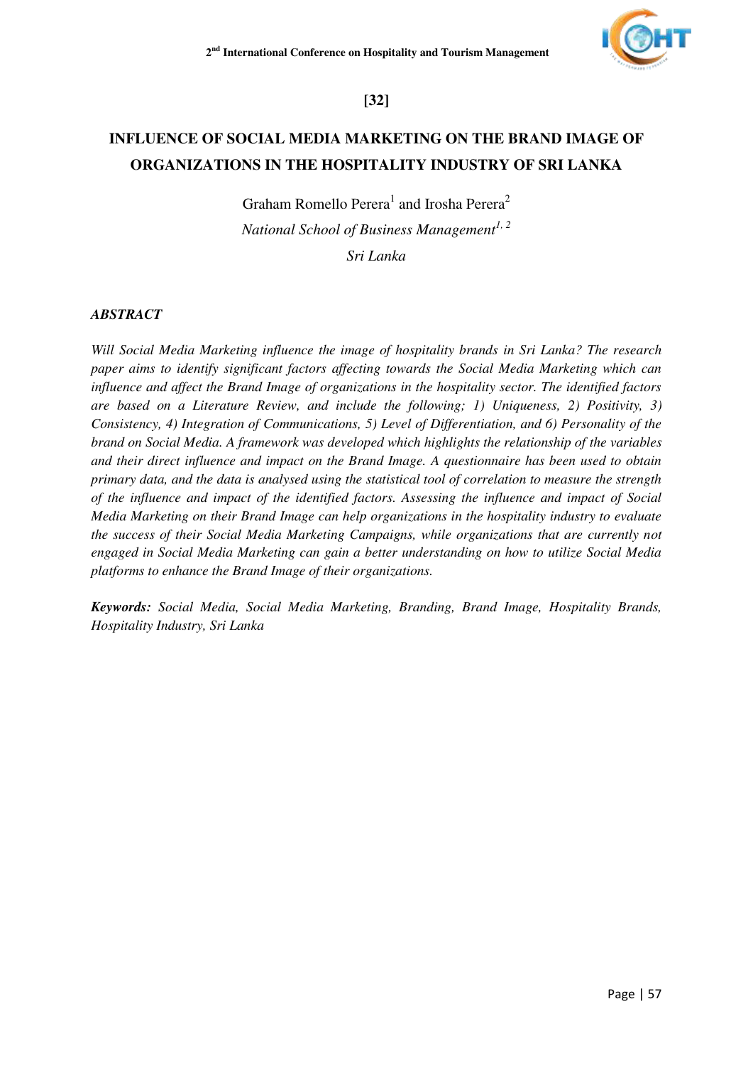[32]

# INFLUENCE OF SOCIAL MEDIA MARKETING ON THE BRAND IMAGE OF ORGANIZATIONS IN THE HOSPITALITY INDUSTRY OF SRI LANKA

Graham Romello Perera[1] and Irosha Perera[2]

*National School of Business Management[1, 2]*

*Sri Lanka*

### *ABSTRACT*

*Will Social Media Marketing influence the image of hospitality brands in Sri Lanka? The research paper aims to identify significant factors affecting towards the Social Media Marketing which can influence and affect the Brand Image of organizations in the hospitality sector. The identified factors are based on a Literature Review, and include the following; 1) Uniqueness, 2) Positivity, 3) Consistency, 4) Integration of Communications, 5) Level of Differentiation, and 6) Personality of the brand on Social Media. A framework was developed which highlights the relationship of the variables and their direct influence and impact on the Brand Image. A questionnaire has been used to obtain primary data, and the data is analysed using the statistical tool of correlation to measure the strength of the influence and impact of the identified factors. Assessing the influence and impact of Social Media Marketing on their Brand Image can help organizations in the hospitality industry to evaluate the success of their Social Media Marketing Campaigns, while organizations that are currently not engaged in Social Media Marketing can gain a better understanding on how to utilize Social Media platforms to enhance the Brand Image of their organizations.*

***Keywords:*** *Social Media, Social Media Marketing, Branding, Brand Image, Hospitality Brands, Hospitality Industry, Sri Lanka*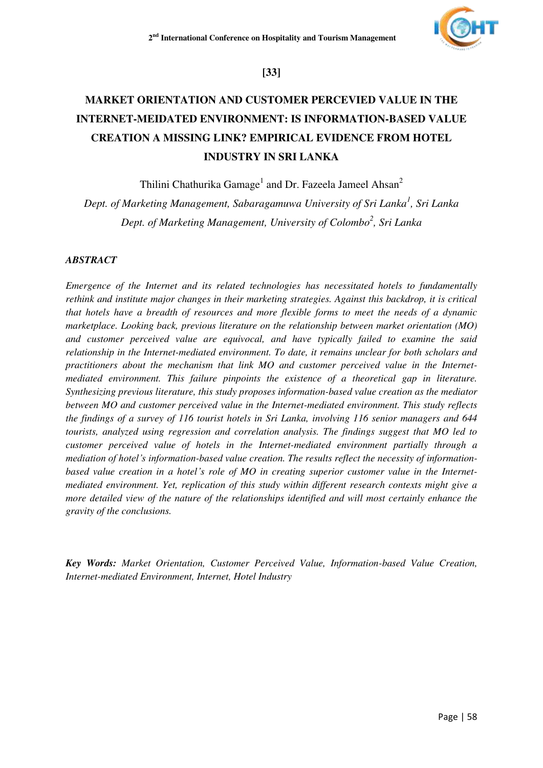[33]

# MARKET ORIENTATION AND CUSTOMER PERCEVIED VALUE IN THE INTERNET-MEIDATED ENVIRONMENT: IS INFORMATION-BASED VALUE CREATION A MISSING LINK? EMPIRICAL EVIDENCE FROM HOTEL INDUSTRY IN SRI LANKA

Thilini Chathurika Gamage[1] and Dr. Fazeela Jameel Ahsan[2]

*Dept. of Marketing Management, Sabaragamuwa University of Sri Lanka[1], Sri Lanka*

*Dept. of Marketing Management, University of Colombo[2], Sri Lanka*

## *ABSTRACT*

*Emergence of the Internet and its related technologies has necessitated hotels to fundamentally rethink and institute major changes in their marketing strategies. Against this backdrop, it is critical that hotels have a breadth of resources and more flexible forms to meet the needs of a dynamic marketplace. Looking back, previous literature on the relationship between market orientation (MO) and customer perceived value are equivocal, and have typically failed to examine the said relationship in the Internet-mediated environment. To date, it remains unclear for both scholars and practitioners about the mechanism that link MO and customer perceived value in the Internet-mediated environment. This failure pinpoints the existence of a theoretical gap in literature. Synthesizing previous literature, this study proposes information-based value creation as the mediator between MO and customer perceived value in the Internet-mediated environment. This study reflects the findings of a survey of 116 tourist hotels in Sri Lanka, involving 116 senior managers and 644 tourists, analyzed using regression and correlation analysis. The findings suggest that MO led to customer perceived value of hotels in the Internet-mediated environment partially through a mediation of hotel's information-based value creation. The results reflect the necessity of information-based value creation in a hotel's role of MO in creating superior customer value in the Internet-mediated environment. Yet, replication of this study within different research contexts might give a more detailed view of the nature of the relationships identified and will most certainly enhance the gravity of the conclusions.*

***Key Words:*** *Market Orientation, Customer Perceived Value, Information-based Value Creation, Internet-mediated Environment, Internet, Hotel Industry*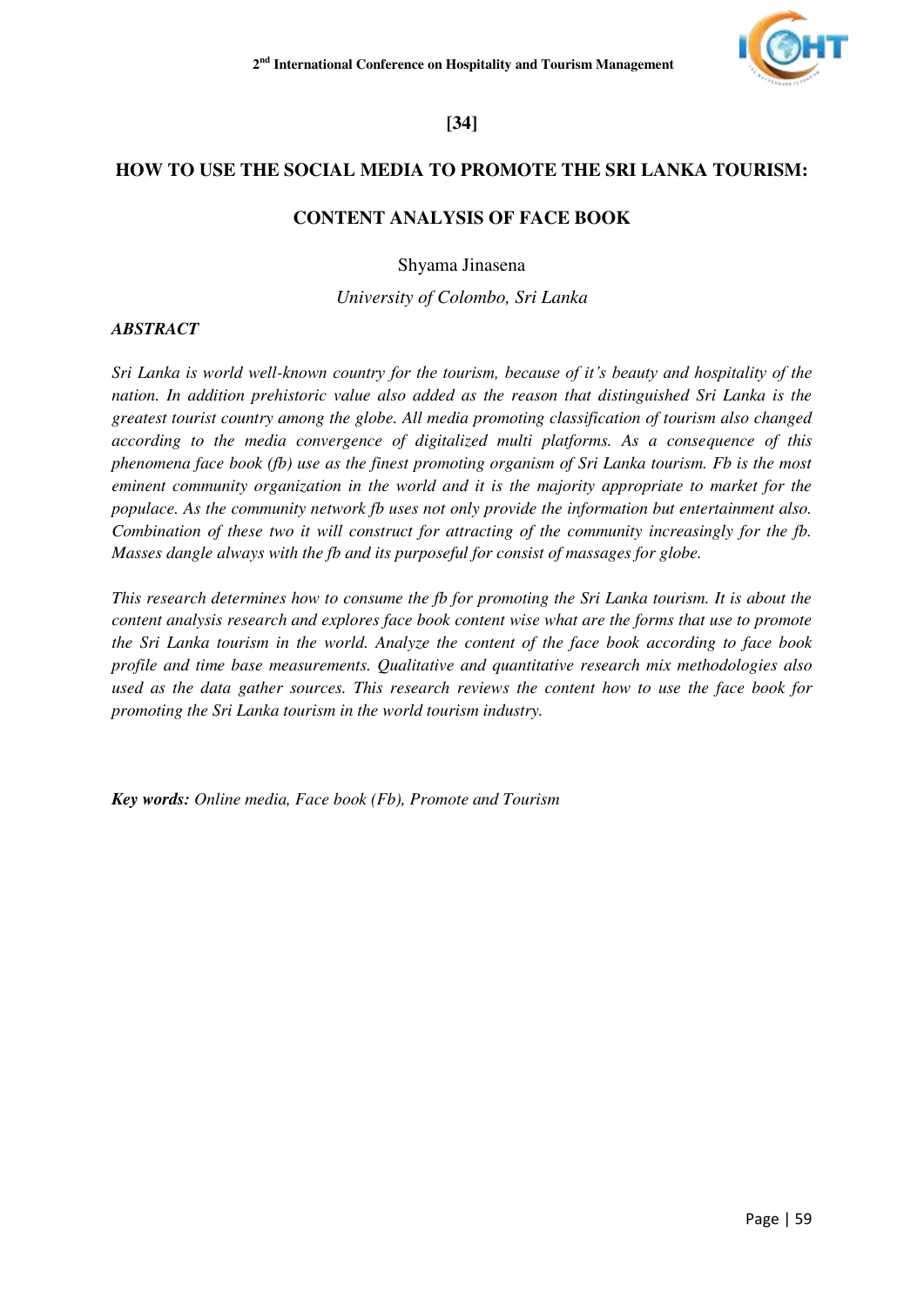**[34]**

# HOW TO USE THE SOCIAL MEDIA TO PROMOTE THE SRI LANKA TOURISM: CONTENT ANALYSIS OF FACE BOOK

Shyama Jinasena

*University of Colombo, Sri Lanka*

***ABSTRACT***

*Sri Lanka is world well-known country for the tourism, because of it's beauty and hospitality of the nation. In addition prehistoric value also added as the reason that distinguished Sri Lanka is the greatest tourist country among the globe. All media promoting classification of tourism also changed according to the media convergence of digitalized multi platforms. As a consequence of this phenomena face book (fb) use as the finest promoting organism of Sri Lanka tourism. Fb is the most eminent community organization in the world and it is the majority appropriate to market for the populace. As the community network fb uses not only provide the information but entertainment also. Combination of these two it will construct for attracting of the community increasingly for the fb. Masses dangle always with the fb and its purposeful for consist of massages for globe.*

*This research determines how to consume the fb for promoting the Sri Lanka tourism. It is about the content analysis research and explores face book content wise what are the forms that use to promote the Sri Lanka tourism in the world. Analyze the content of the face book according to face book profile and time base measurements. Qualitative and quantitative research mix methodologies also used as the data gather sources. This research reviews the content how to use the face book for promoting the Sri Lanka tourism in the world tourism industry.*

***Key words:*** *Online media, Face book (Fb), Promote and Tourism*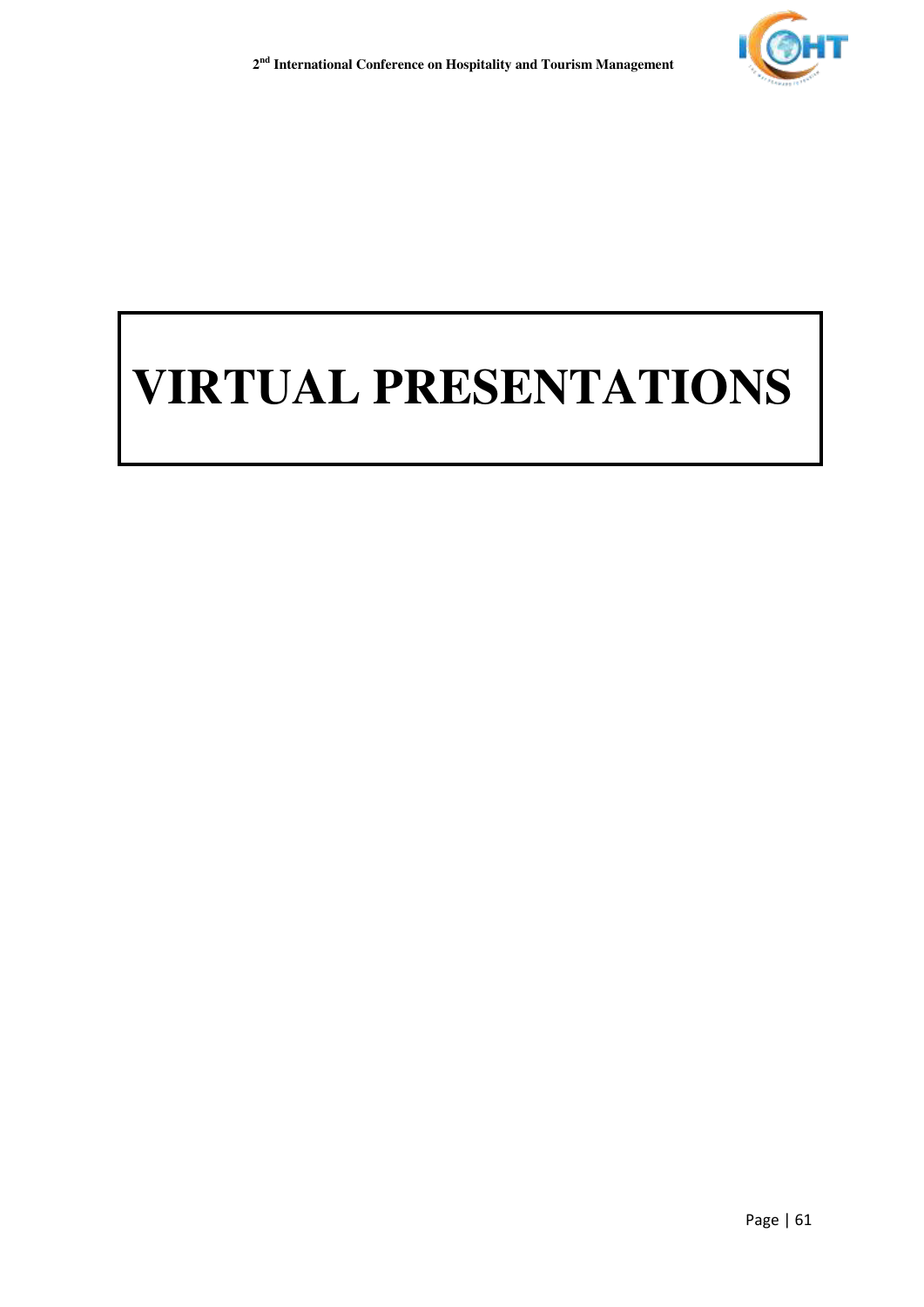# VIRTUAL PRESENTATIONS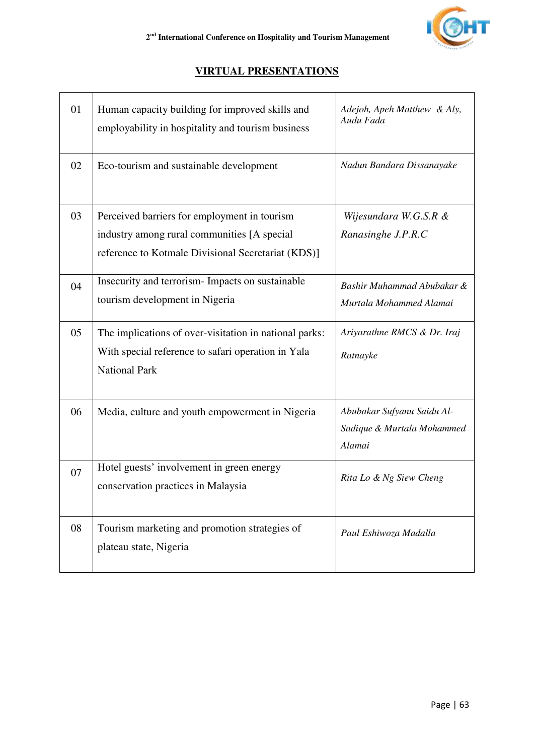## VIRTUAL PRESENTATIONS

| | | |
|---|---|---|
| 01 | Human capacity building for improved skills and employability in hospitality and tourism business | *Adejoh, Apeh Matthew & Aly, Audu Fada* |
| 02 | Eco-tourism and sustainable development | *Nadun Bandara Dissanayake* |
| 03 | Perceived barriers for employment in tourism industry among rural communities [A special reference to Kotmale Divisional Secretariat (KDS)] | *Wijesundara W.G.S.R & Ranasinghe J.P.R.C* |
| 04 | Insecurity and terrorism- Impacts on sustainable tourism development in Nigeria | *Bashir Muhammad Abubakar & Murtala Mohammed Alamai* |
| 05 | The implications of over-visitation in national parks: With special reference to safari operation in Yala National Park | *Ariyarathne RMCS & Dr. Iraj Ratnayke* |
| 06 | Media, culture and youth empowerment in Nigeria | *Abubakar Sufyanu Saidu Al-Sadique & Murtala Mohammed Alamai* |
| 07 | Hotel guests' involvement in green energy conservation practices in Malaysia | *Rita Lo & Ng Siew Cheng* |
| 08 | Tourism marketing and promotion strategies of plateau state, Nigeria | *Paul Eshiwoza Madalla* |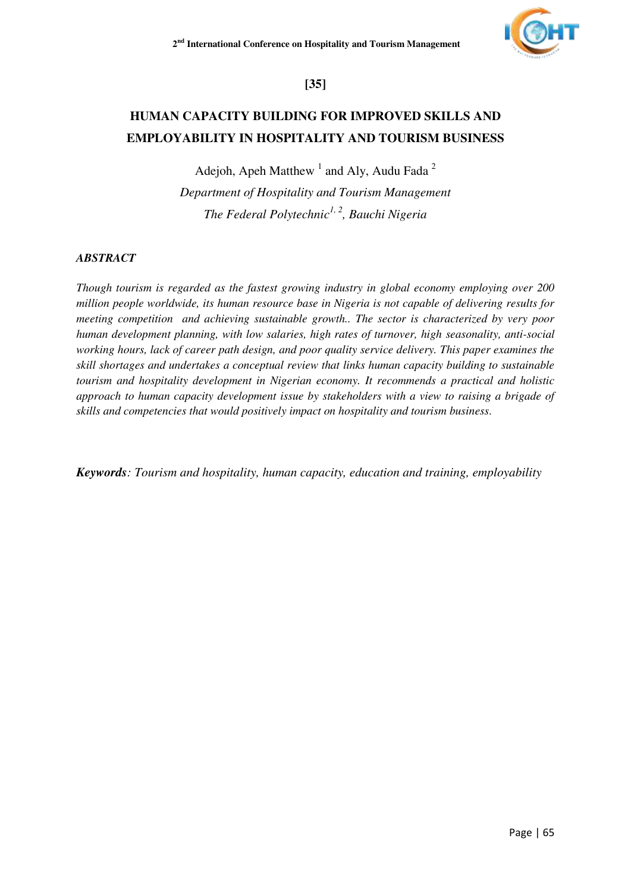**[35]**

# HUMAN CAPACITY BUILDING FOR IMPROVED SKILLS AND EMPLOYABILITY IN HOSPITALITY AND TOURISM BUSINESS

Adejoh, Apeh Matthew [1] and Aly, Audu Fada [2]

*Department of Hospitality and Tourism Management*

*The Federal Polytechnic[1, 2], Bauchi Nigeria*

***ABSTRACT***

*Though tourism is regarded as the fastest growing industry in global economy employing over 200 million people worldwide, its human resource base in Nigeria is not capable of delivering results for meeting competition and achieving sustainable growth.. The sector is characterized by very poor human development planning, with low salaries, high rates of turnover, high seasonality, anti-social working hours, lack of career path design, and poor quality service delivery. This paper examines the skill shortages and undertakes a conceptual review that links human capacity building to sustainable tourism and hospitality development in Nigerian economy. It recommends a practical and holistic approach to human capacity development issue by stakeholders with a view to raising a brigade of skills and competencies that would positively impact on hospitality and tourism business.*

***Keywords****: Tourism and hospitality, human capacity, education and training, employability*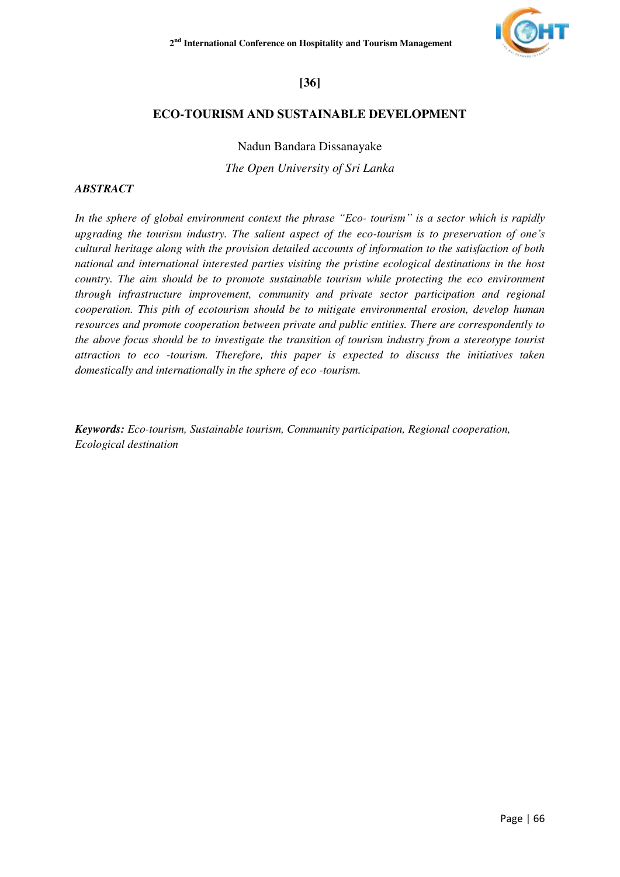[36]

## ECO-TOURISM AND SUSTAINABLE DEVELOPMENT

Nadun Bandara Dissanayake

*The Open University of Sri Lanka*

***ABSTRACT***

*In the sphere of global environment context the phrase "Eco- tourism" is a sector which is rapidly upgrading the tourism industry. The salient aspect of the eco-tourism is to preservation of one's cultural heritage along with the provision detailed accounts of information to the satisfaction of both national and international interested parties visiting the pristine ecological destinations in the host country. The aim should be to promote sustainable tourism while protecting the eco environment through infrastructure improvement, community and private sector participation and regional cooperation. This pith of ecotourism should be to mitigate environmental erosion, develop human resources and promote cooperation between private and public entities. There are correspondently to the above focus should be to investigate the transition of tourism industry from a stereotype tourist attraction to eco -tourism. Therefore, this paper is expected to discuss the initiatives taken domestically and internationally in the sphere of eco -tourism.*

***Keywords:*** *Eco-tourism, Sustainable tourism, Community participation, Regional cooperation, Ecological destination*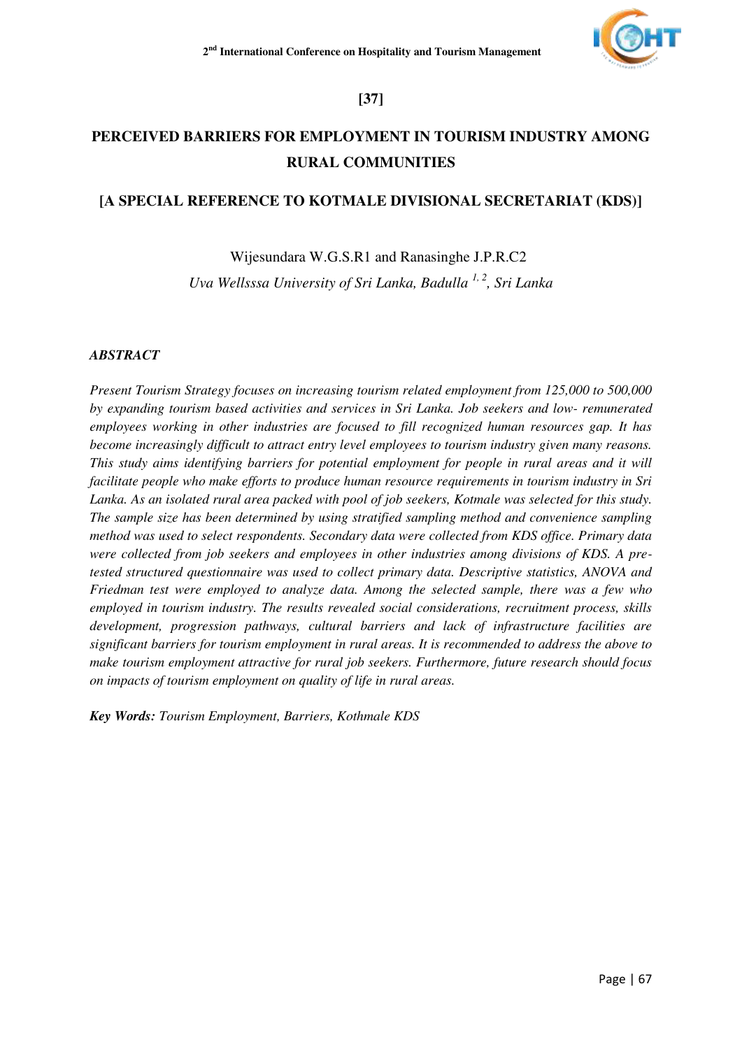**[37]**

# PERCEIVED BARRIERS FOR EMPLOYMENT IN TOURISM INDUSTRY AMONG RURAL COMMUNITIES

## [A SPECIAL REFERENCE TO KOTMALE DIVISIONAL SECRETARIAT (KDS)]

Wijesundara W.G.S.R1 and Ranasinghe J.P.R.C2

*Uva Wellsssa University of Sri Lanka, Badulla [1, 2], Sri Lanka*

### *ABSTRACT*

*Present Tourism Strategy focuses on increasing tourism related employment from 125,000 to 500,000 by expanding tourism based activities and services in Sri Lanka. Job seekers and low- remunerated employees working in other industries are focused to fill recognized human resources gap. It has become increasingly difficult to attract entry level employees to tourism industry given many reasons. This study aims identifying barriers for potential employment for people in rural areas and it will facilitate people who make efforts to produce human resource requirements in tourism industry in Sri Lanka. As an isolated rural area packed with pool of job seekers, Kotmale was selected for this study. The sample size has been determined by using stratified sampling method and convenience sampling method was used to select respondents. Secondary data were collected from KDS office. Primary data were collected from job seekers and employees in other industries among divisions of KDS. A pre-tested structured questionnaire was used to collect primary data. Descriptive statistics, ANOVA and Friedman test were employed to analyze data. Among the selected sample, there was a few who employed in tourism industry. The results revealed social considerations, recruitment process, skills development, progression pathways, cultural barriers and lack of infrastructure facilities are significant barriers for tourism employment in rural areas. It is recommended to address the above to make tourism employment attractive for rural job seekers. Furthermore, future research should focus on impacts of tourism employment on quality of life in rural areas.*

***Key Words:*** *Tourism Employment, Barriers, Kothmale KDS*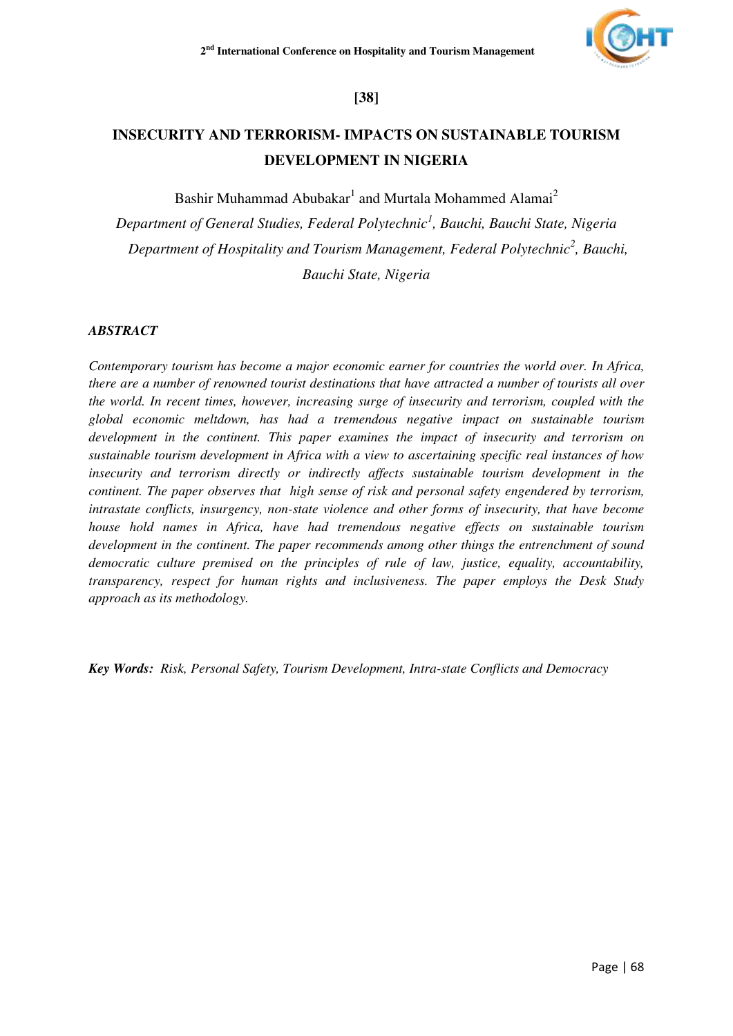**[38]**

# INSECURITY AND TERRORISM- IMPACTS ON SUSTAINABLE TOURISM DEVELOPMENT IN NIGERIA

Bashir Muhammad Abubakar[1] and Murtala Mohammed Alamai[2]

*Department of General Studies, Federal Polytechnic[1], Bauchi, Bauchi State, Nigeria*

*Department of Hospitality and Tourism Management, Federal Polytechnic[2], Bauchi, Bauchi State, Nigeria*

### *ABSTRACT*

*Contemporary tourism has become a major economic earner for countries the world over. In Africa, there are a number of renowned tourist destinations that have attracted a number of tourists all over the world. In recent times, however, increasing surge of insecurity and terrorism, coupled with the global economic meltdown, has had a tremendous negative impact on sustainable tourism development in the continent. This paper examines the impact of insecurity and terrorism on sustainable tourism development in Africa with a view to ascertaining specific real instances of how insecurity and terrorism directly or indirectly affects sustainable tourism development in the continent. The paper observes that high sense of risk and personal safety engendered by terrorism, intrastate conflicts, insurgency, non-state violence and other forms of insecurity, that have become house hold names in Africa, have had tremendous negative effects on sustainable tourism development in the continent. The paper recommends among other things the entrenchment of sound democratic culture premised on the principles of rule of law, justice, equality, accountability, transparency, respect for human rights and inclusiveness. The paper employs the Desk Study approach as its methodology.*

***Key Words:*** *Risk, Personal Safety, Tourism Development, Intra-state Conflicts and Democracy*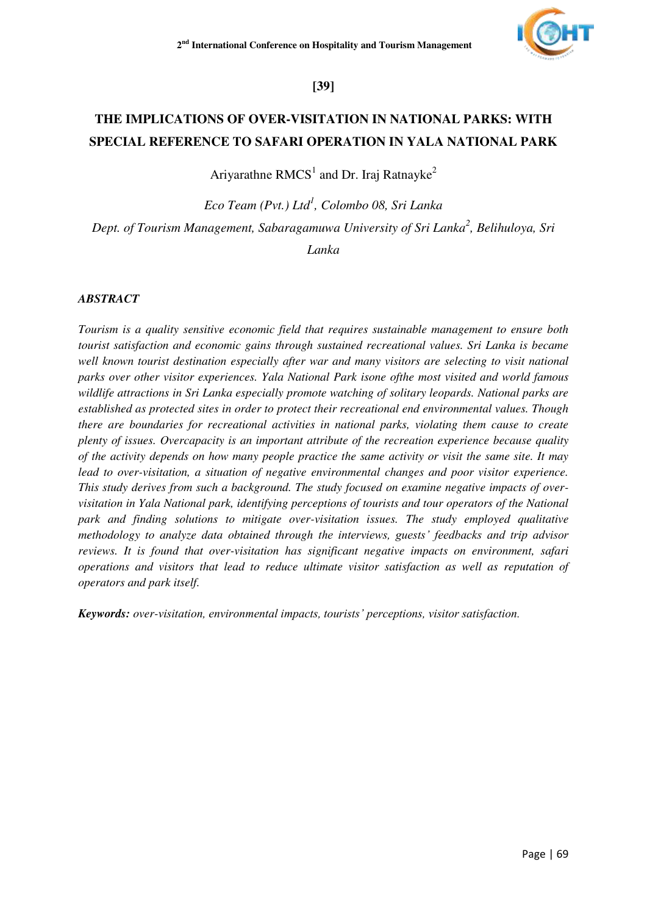**[39]**

# THE IMPLICATIONS OF OVER-VISITATION IN NATIONAL PARKS: WITH SPECIAL REFERENCE TO SAFARI OPERATION IN YALA NATIONAL PARK

Ariyarathne RMCS[1] and Dr. Iraj Ratnayke[2]

*Eco Team (Pvt.) Ltd[1], Colombo 08, Sri Lanka*

*Dept. of Tourism Management, Sabaragamuwa University of Sri Lanka[2], Belihuloya, Sri Lanka*

### *ABSTRACT*

*Tourism is a quality sensitive economic field that requires sustainable management to ensure both tourist satisfaction and economic gains through sustained recreational values. Sri Lanka is became well known tourist destination especially after war and many visitors are selecting to visit national parks over other visitor experiences. Yala National Park isone ofthe most visited and world famous wildlife attractions in Sri Lanka especially promote watching of solitary leopards. National parks are established as protected sites in order to protect their recreational end environmental values. Though there are boundaries for recreational activities in national parks, violating them cause to create plenty of issues. Overcapacity is an important attribute of the recreation experience because quality of the activity depends on how many people practice the same activity or visit the same site. It may lead to over-visitation, a situation of negative environmental changes and poor visitor experience. This study derives from such a background. The study focused on examine negative impacts of over-visitation in Yala National park, identifying perceptions of tourists and tour operators of the National park and finding solutions to mitigate over-visitation issues. The study employed qualitative methodology to analyze data obtained through the interviews, guests' feedbacks and trip advisor reviews. It is found that over-visitation has significant negative impacts on environment, safari operations and visitors that lead to reduce ultimate visitor satisfaction as well as reputation of operators and park itself.*

***Keywords:*** *over-visitation, environmental impacts, tourists' perceptions, visitor satisfaction.*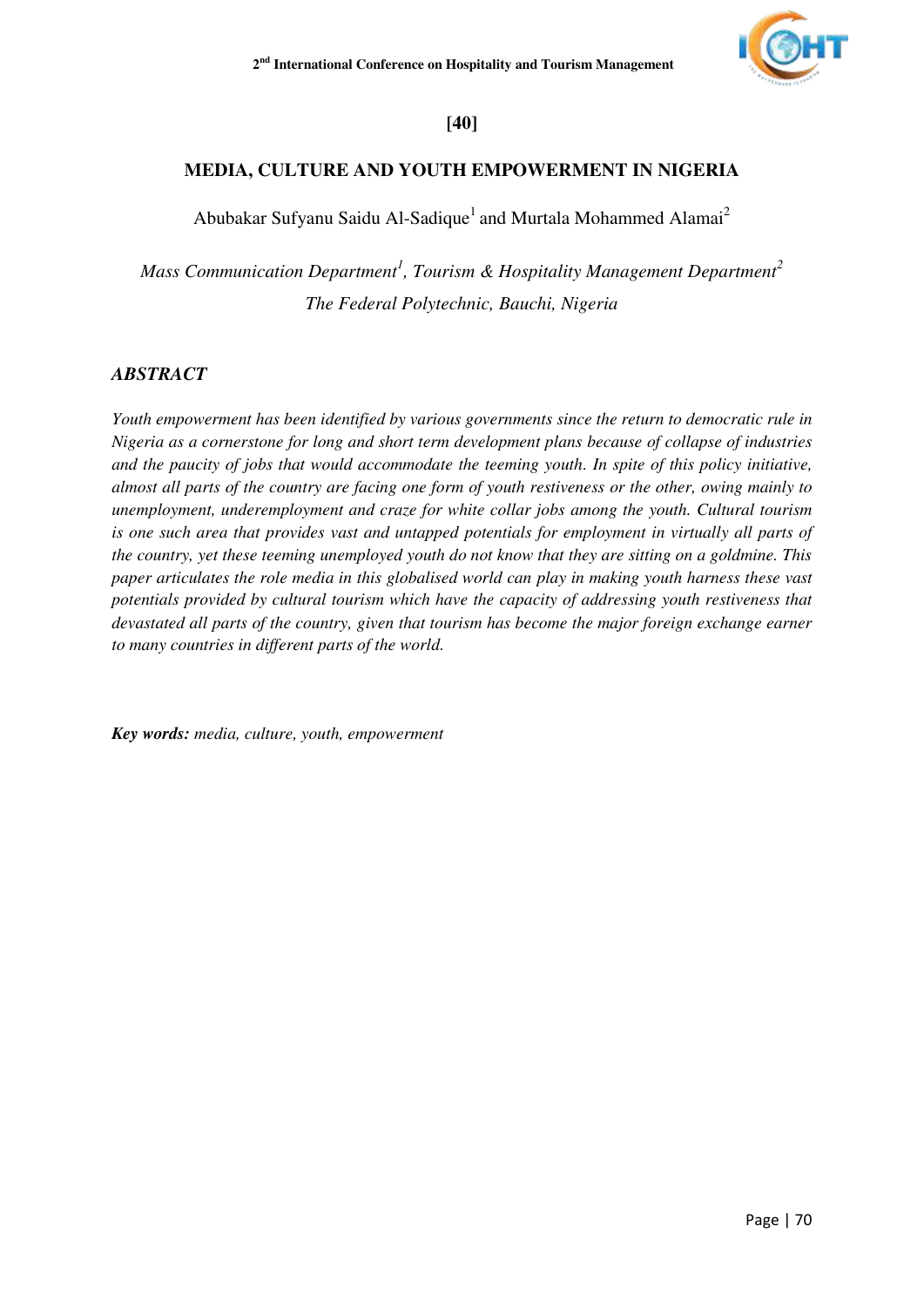**[40]**

# MEDIA, CULTURE AND YOUTH EMPOWERMENT IN NIGERIA

Abubakar Sufyanu Saidu Al-Sadique[1] and Murtala Mohammed Alamai[2]

*Mass Communication Department[1], Tourism & Hospitality Management Department[2]*
*The Federal Polytechnic, Bauchi, Nigeria*

## *ABSTRACT*

*Youth empowerment has been identified by various governments since the return to democratic rule in Nigeria as a cornerstone for long and short term development plans because of collapse of industries and the paucity of jobs that would accommodate the teeming youth. In spite of this policy initiative, almost all parts of the country are facing one form of youth restiveness or the other, owing mainly to unemployment, underemployment and craze for white collar jobs among the youth. Cultural tourism is one such area that provides vast and untapped potentials for employment in virtually all parts of the country, yet these teeming unemployed youth do not know that they are sitting on a goldmine. This paper articulates the role media in this globalised world can play in making youth harness these vast potentials provided by cultural tourism which have the capacity of addressing youth restiveness that devastated all parts of the country, given that tourism has become the major foreign exchange earner to many countries in different parts of the world.*

***Key words:*** *media, culture, youth, empowerment*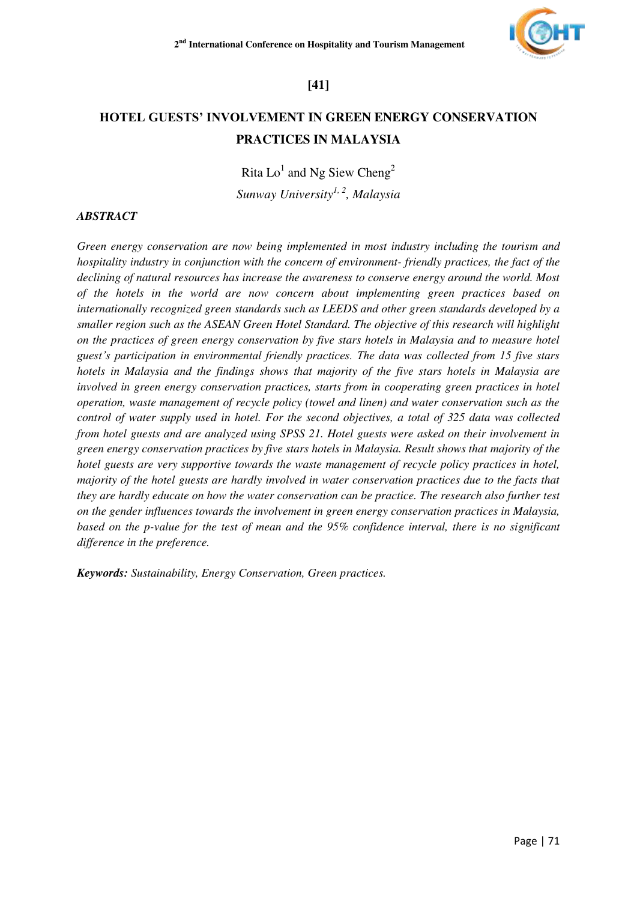**[41]**

# HOTEL GUESTS' INVOLVEMENT IN GREEN ENERGY CONSERVATION PRACTICES IN MALAYSIA

Rita Lo[1] and Ng Siew Cheng[2]

*Sunway University[1, 2], Malaysia*

***ABSTRACT***

*Green energy conservation are now being implemented in most industry including the tourism and hospitality industry in conjunction with the concern of environment- friendly practices, the fact of the declining of natural resources has increase the awareness to conserve energy around the world. Most of the hotels in the world are now concern about implementing green practices based on internationally recognized green standards such as LEEDS and other green standards developed by a smaller region such as the ASEAN Green Hotel Standard. The objective of this research will highlight on the practices of green energy conservation by five stars hotels in Malaysia and to measure hotel guest's participation in environmental friendly practices. The data was collected from 15 five stars hotels in Malaysia and the findings shows that majority of the five stars hotels in Malaysia are involved in green energy conservation practices, starts from in cooperating green practices in hotel operation, waste management of recycle policy (towel and linen) and water conservation such as the control of water supply used in hotel. For the second objectives, a total of 325 data was collected from hotel guests and are analyzed using SPSS 21. Hotel guests were asked on their involvement in green energy conservation practices by five stars hotels in Malaysia. Result shows that majority of the hotel guests are very supportive towards the waste management of recycle policy practices in hotel, majority of the hotel guests are hardly involved in water conservation practices due to the facts that they are hardly educate on how the water conservation can be practice. The research also further test on the gender influences towards the involvement in green energy conservation practices in Malaysia, based on the p-value for the test of mean and the 95% confidence interval, there is no significant difference in the preference.*

***Keywords:*** *Sustainability, Energy Conservation, Green practices.*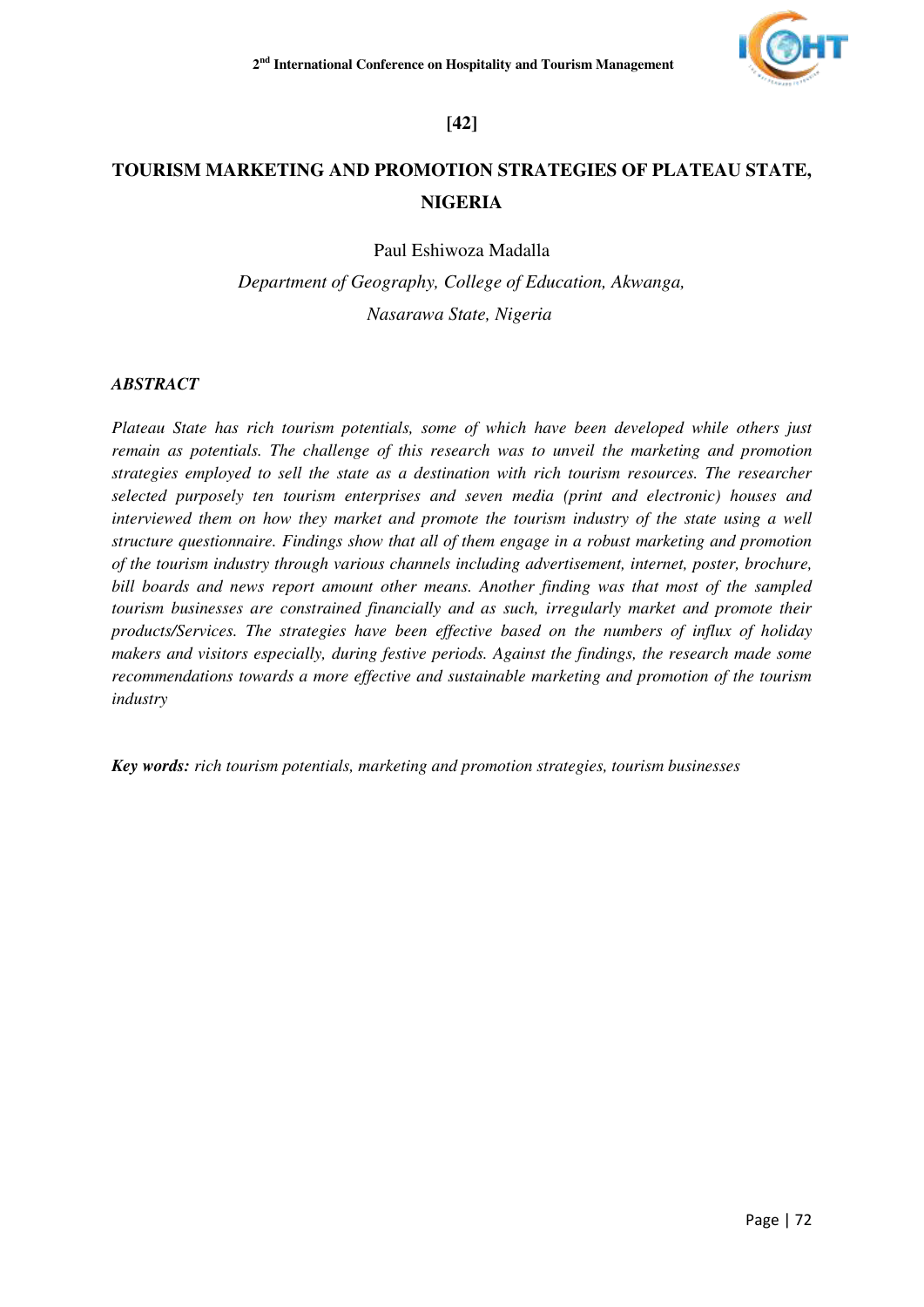[42]

# TOURISM MARKETING AND PROMOTION STRATEGIES OF PLATEAU STATE, NIGERIA

Paul Eshiwoza Madalla

*Department of Geography, College of Education, Akwanga,*

*Nasarawa State, Nigeria*

## *ABSTRACT*

*Plateau State has rich tourism potentials, some of which have been developed while others just remain as potentials. The challenge of this research was to unveil the marketing and promotion strategies employed to sell the state as a destination with rich tourism resources. The researcher selected purposely ten tourism enterprises and seven media (print and electronic) houses and interviewed them on how they market and promote the tourism industry of the state using a well structure questionnaire. Findings show that all of them engage in a robust marketing and promotion of the tourism industry through various channels including advertisement, internet, poster, brochure, bill boards and news report amount other means. Another finding was that most of the sampled tourism businesses are constrained financially and as such, irregularly market and promote their products/Services. The strategies have been effective based on the numbers of influx of holiday makers and visitors especially, during festive periods. Against the findings, the research made some recommendations towards a more effective and sustainable marketing and promotion of the tourism industry*

***Key words:*** *rich tourism potentials, marketing and promotion strategies, tourism businesses*